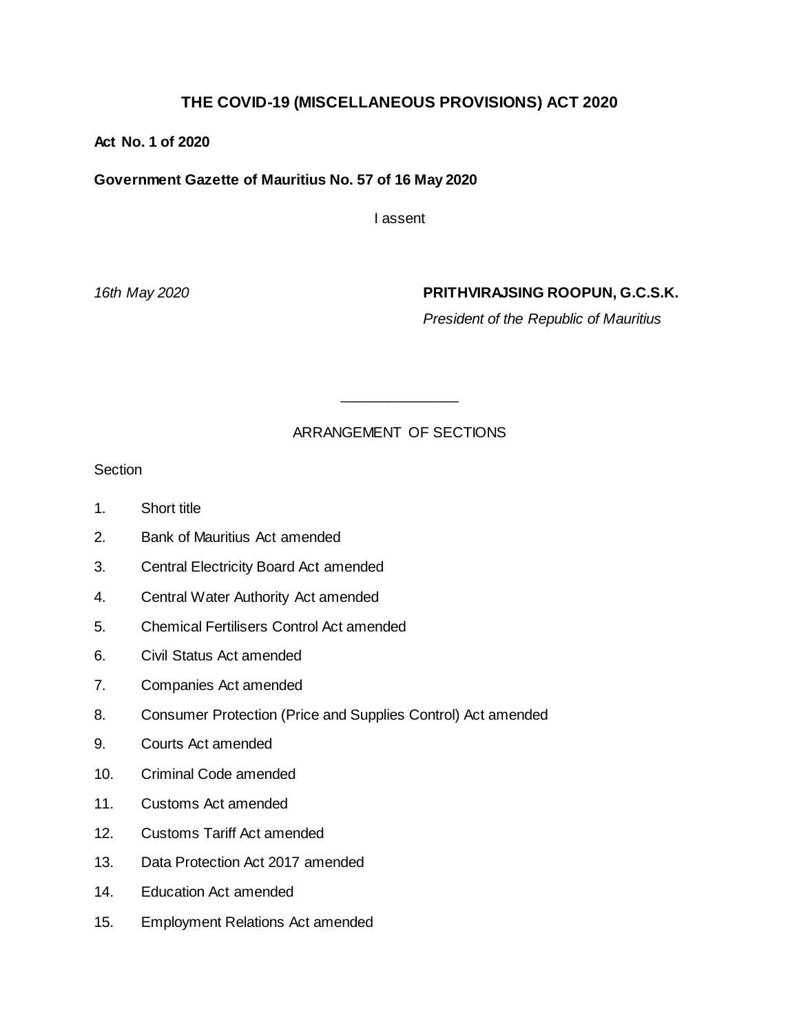# THE COVID-19 (MISCELLANEOUS PROVISIONS) ACT 2020

**Act No. 1 of 2020**

**Government Gazette of Mauritius No. 57 of 16 May 2020**

I assent

*16th May 2020* **PRITHVIRAJSING ROOPUN, G.C.S.K.**

*President of the Republic of Mauritius*

---

ARRANGEMENT OF SECTIONS

Section

1. Short title
2. Bank of Mauritius Act amended
3. Central Electricity Board Act amended
4. Central Water Authority Act amended
5. Chemical Fertilisers Control Act amended
6. Civil Status Act amended
7. Companies Act amended
8. Consumer Protection (Price and Supplies Control) Act amended
9. Courts Act amended
10. Criminal Code amended
11. Customs Act amended
12. Customs Tariff Act amended
13. Data Protection Act 2017 amended
14. Education Act amended
15. Employment Relations Act amended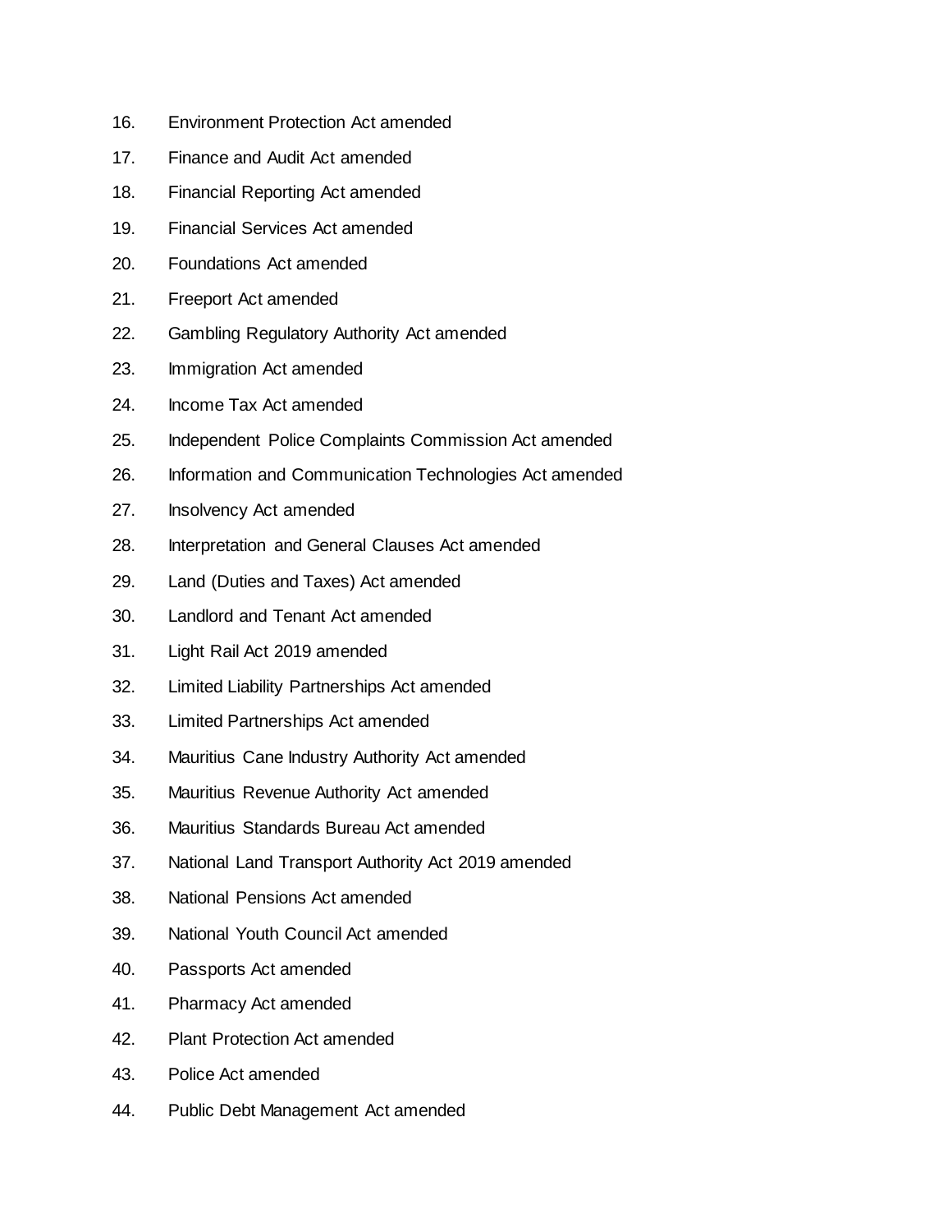16. Environment Protection Act amended
17. Finance and Audit Act amended
18. Financial Reporting Act amended
19. Financial Services Act amended
20. Foundations Act amended
21. Freeport Act amended
22. Gambling Regulatory Authority Act amended
23. Immigration Act amended
24. Income Tax Act amended
25. Independent Police Complaints Commission Act amended
26. Information and Communication Technologies Act amended
27. Insolvency Act amended
28. Interpretation and General Clauses Act amended
29. Land (Duties and Taxes) Act amended
30. Landlord and Tenant Act amended
31. Light Rail Act 2019 amended
32. Limited Liability Partnerships Act amended
33. Limited Partnerships Act amended
34. Mauritius Cane Industry Authority Act amended
35. Mauritius Revenue Authority Act amended
36. Mauritius Standards Bureau Act amended
37. National Land Transport Authority Act 2019 amended
38. National Pensions Act amended
39. National Youth Council Act amended
40. Passports Act amended
41. Pharmacy Act amended
42. Plant Protection Act amended
43. Police Act amended
44. Public Debt Management Act amended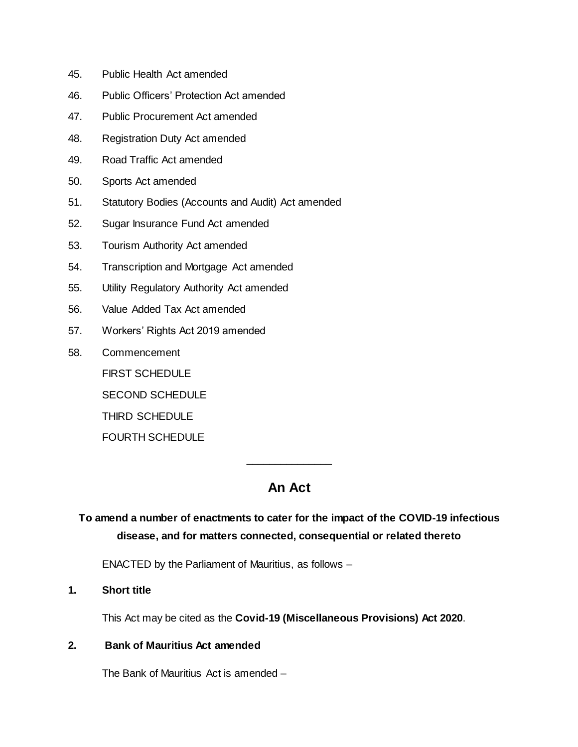45. Public Health Act amended

46. Public Officers' Protection Act amended

47. Public Procurement Act amended

48. Registration Duty Act amended

49. Road Traffic Act amended

50. Sports Act amended

51. Statutory Bodies (Accounts and Audit) Act amended

52. Sugar Insurance Fund Act amended

53. Tourism Authority Act amended

54. Transcription and Mortgage Act amended

55. Utility Regulatory Authority Act amended

56. Value Added Tax Act amended

57. Workers' Rights Act 2019 amended

58. Commencement

FIRST SCHEDULE

SECOND SCHEDULE

THIRD SCHEDULE

FOURTH SCHEDULE

---

# An Act

**To amend a number of enactments to cater for the impact of the COVID-19 infectious disease, and for matters connected, consequential or related thereto**

ENACTED by the Parliament of Mauritius, as follows –

**1. Short title**

This Act may be cited as the **Covid-19 (Miscellaneous Provisions) Act 2020**.

**2. Bank of Mauritius Act amended**

The Bank of Mauritius Act is amended –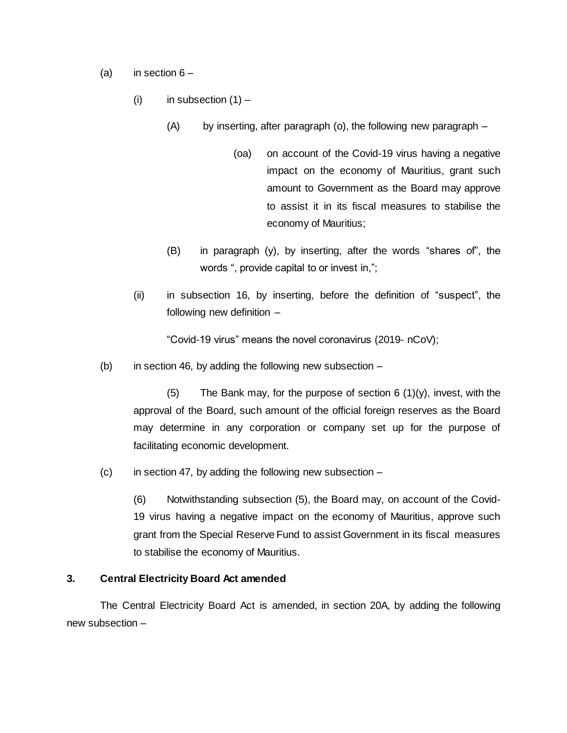(a) in section 6 –

(i) in subsection (1) –

(A) by inserting, after paragraph (o), the following new paragraph –

(oa) on account of the Covid-19 virus having a negative impact on the economy of Mauritius, grant such amount to Government as the Board may approve to assist it in its fiscal measures to stabilise the economy of Mauritius;

(B) in paragraph (y), by inserting, after the words "shares of", the words ", provide capital to or invest in,";

(ii) in subsection 16, by inserting, before the definition of "suspect", the following new definition –

"Covid-19 virus" means the novel coronavirus (2019- nCoV);

(b) in section 46, by adding the following new subsection –

(5) The Bank may, for the purpose of section 6 (1)(y), invest, with the approval of the Board, such amount of the official foreign reserves as the Board may determine in any corporation or company set up for the purpose of facilitating economic development.

(c) in section 47, by adding the following new subsection –

(6) Notwithstanding subsection (5), the Board may, on account of the Covid-19 virus having a negative impact on the economy of Mauritius, approve such grant from the Special Reserve Fund to assist Government in its fiscal measures to stabilise the economy of Mauritius.

**3. Central Electricity Board Act amended**

The Central Electricity Board Act is amended, in section 20A, by adding the following new subsection –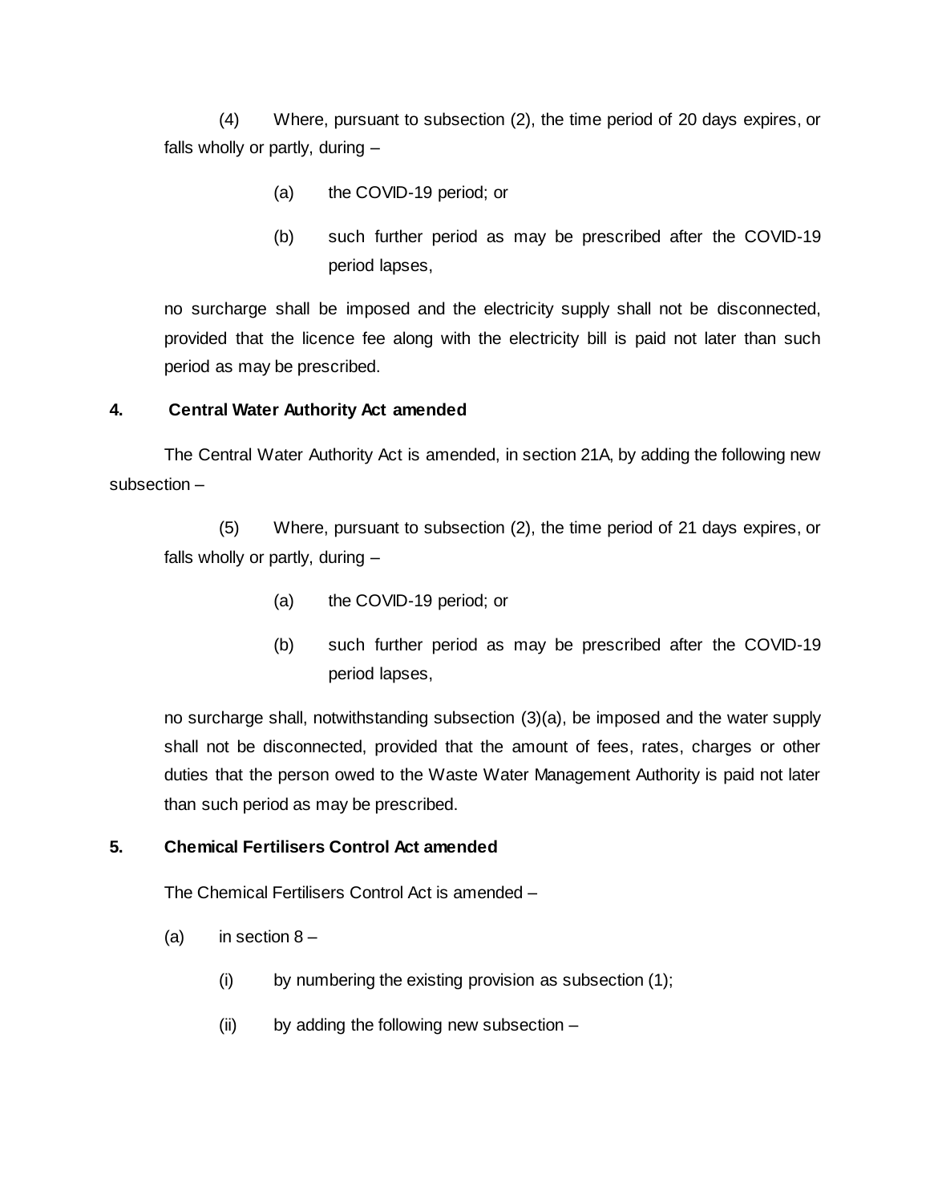(4) Where, pursuant to subsection (2), the time period of 20 days expires, or falls wholly or partly, during –

(a) the COVID-19 period; or

(b) such further period as may be prescribed after the COVID-19 period lapses,

no surcharge shall be imposed and the electricity supply shall not be disconnected, provided that the licence fee along with the electricity bill is paid not later than such period as may be prescribed.

**4. Central Water Authority Act amended**

The Central Water Authority Act is amended, in section 21A, by adding the following new subsection –

(5) Where, pursuant to subsection (2), the time period of 21 days expires, or falls wholly or partly, during –

(a) the COVID-19 period; or

(b) such further period as may be prescribed after the COVID-19 period lapses,

no surcharge shall, notwithstanding subsection (3)(a), be imposed and the water supply shall not be disconnected, provided that the amount of fees, rates, charges or other duties that the person owed to the Waste Water Management Authority is paid not later than such period as may be prescribed.

**5. Chemical Fertilisers Control Act amended**

The Chemical Fertilisers Control Act is amended –

(a) in section 8 –

(i) by numbering the existing provision as subsection (1);

(ii) by adding the following new subsection –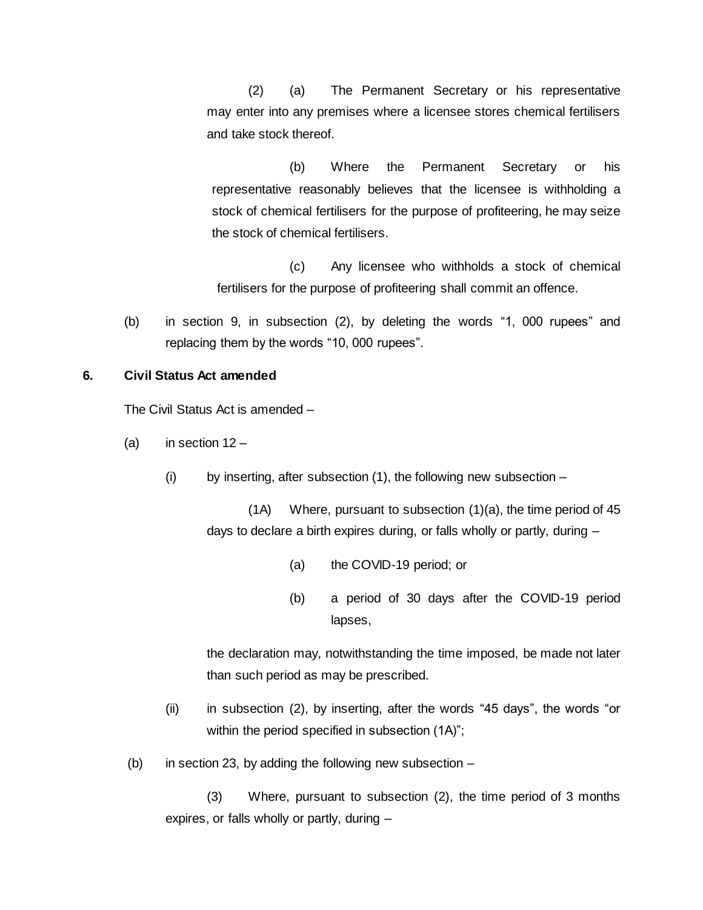(2) (a) The Permanent Secretary or his representative may enter into any premises where a licensee stores chemical fertilisers and take stock thereof.

(b) Where the Permanent Secretary or his representative reasonably believes that the licensee is withholding a stock of chemical fertilisers for the purpose of profiteering, he may seize the stock of chemical fertilisers.

(c) Any licensee who withholds a stock of chemical fertilisers for the purpose of profiteering shall commit an offence.

(b) in section 9, in subsection (2), by deleting the words "1, 000 rupees" and replacing them by the words "10, 000 rupees".

**6. Civil Status Act amended**

The Civil Status Act is amended –

(a) in section 12 –

(i) by inserting, after subsection (1), the following new subsection –

(1A) Where, pursuant to subsection (1)(a), the time period of 45 days to declare a birth expires during, or falls wholly or partly, during –

(a) the COVID-19 period; or

(b) a period of 30 days after the COVID-19 period lapses,

the declaration may, notwithstanding the time imposed, be made not later than such period as may be prescribed.

(ii) in subsection (2), by inserting, after the words "45 days", the words "or within the period specified in subsection (1A)";

(b) in section 23, by adding the following new subsection –

(3) Where, pursuant to subsection (2), the time period of 3 months expires, or falls wholly or partly, during –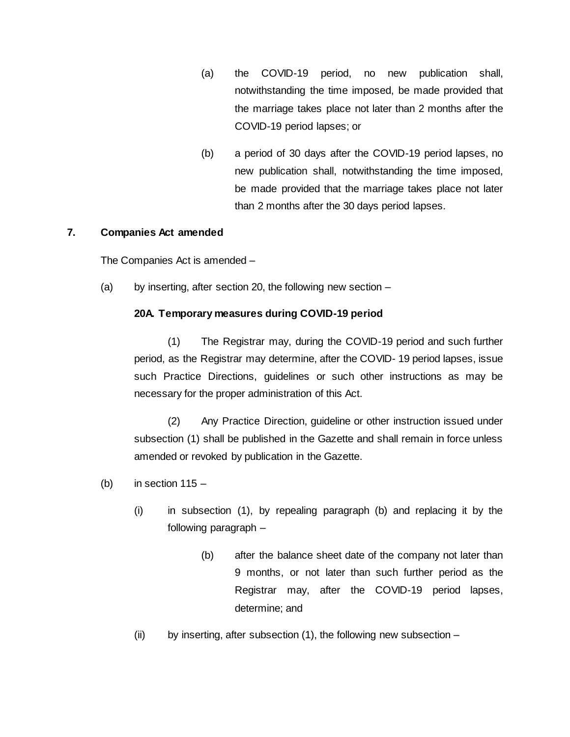(a) the COVID-19 period, no new publication shall, notwithstanding the time imposed, be made provided that the marriage takes place not later than 2 months after the COVID-19 period lapses; or

(b) a period of 30 days after the COVID-19 period lapses, no new publication shall, notwithstanding the time imposed, be made provided that the marriage takes place not later than 2 months after the 30 days period lapses.

**7. Companies Act amended**

The Companies Act is amended –

(a) by inserting, after section 20, the following new section –

**20A. Temporary measures during COVID-19 period**

(1) The Registrar may, during the COVID-19 period and such further period, as the Registrar may determine, after the COVID- 19 period lapses, issue such Practice Directions, guidelines or such other instructions as may be necessary for the proper administration of this Act.

(2) Any Practice Direction, guideline or other instruction issued under subsection (1) shall be published in the Gazette and shall remain in force unless amended or revoked by publication in the Gazette.

(b) in section 115 –

(i) in subsection (1), by repealing paragraph (b) and replacing it by the following paragraph –

(b) after the balance sheet date of the company not later than 9 months, or not later than such further period as the Registrar may, after the COVID-19 period lapses, determine; and

(ii) by inserting, after subsection (1), the following new subsection –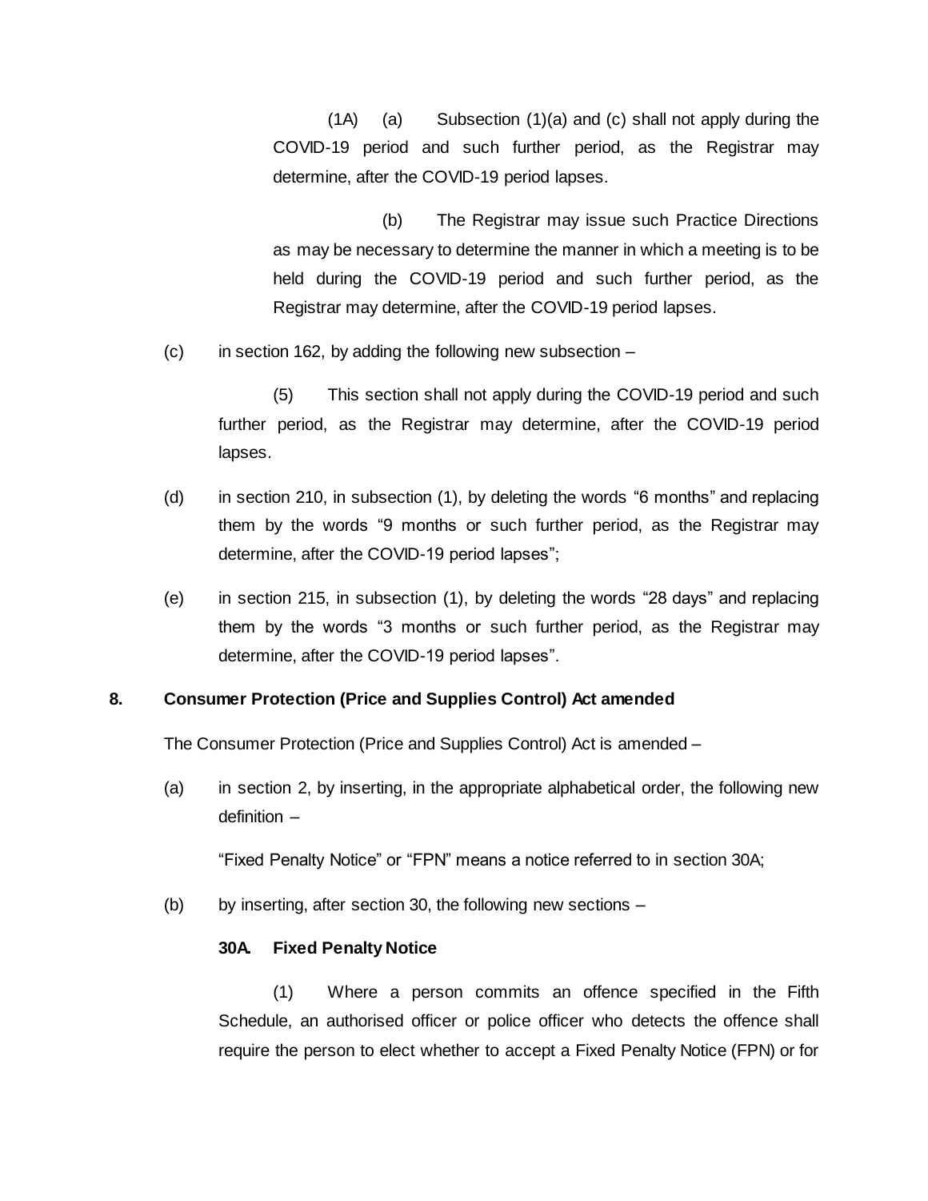(1A) (a) Subsection (1)(a) and (c) shall not apply during the COVID-19 period and such further period, as the Registrar may determine, after the COVID-19 period lapses.

(b) The Registrar may issue such Practice Directions as may be necessary to determine the manner in which a meeting is to be held during the COVID-19 period and such further period, as the Registrar may determine, after the COVID-19 period lapses.

(c) in section 162, by adding the following new subsection –

(5) This section shall not apply during the COVID-19 period and such further period, as the Registrar may determine, after the COVID-19 period lapses.

(d) in section 210, in subsection (1), by deleting the words "6 months" and replacing them by the words "9 months or such further period, as the Registrar may determine, after the COVID-19 period lapses";

(e) in section 215, in subsection (1), by deleting the words "28 days" and replacing them by the words "3 months or such further period, as the Registrar may determine, after the COVID-19 period lapses".

**8. Consumer Protection (Price and Supplies Control) Act amended**

The Consumer Protection (Price and Supplies Control) Act is amended –

(a) in section 2, by inserting, in the appropriate alphabetical order, the following new definition –

"Fixed Penalty Notice" or "FPN" means a notice referred to in section 30A;

(b) by inserting, after section 30, the following new sections –

**30A. Fixed Penalty Notice**

(1) Where a person commits an offence specified in the Fifth Schedule, an authorised officer or police officer who detects the offence shall require the person to elect whether to accept a Fixed Penalty Notice (FPN) or for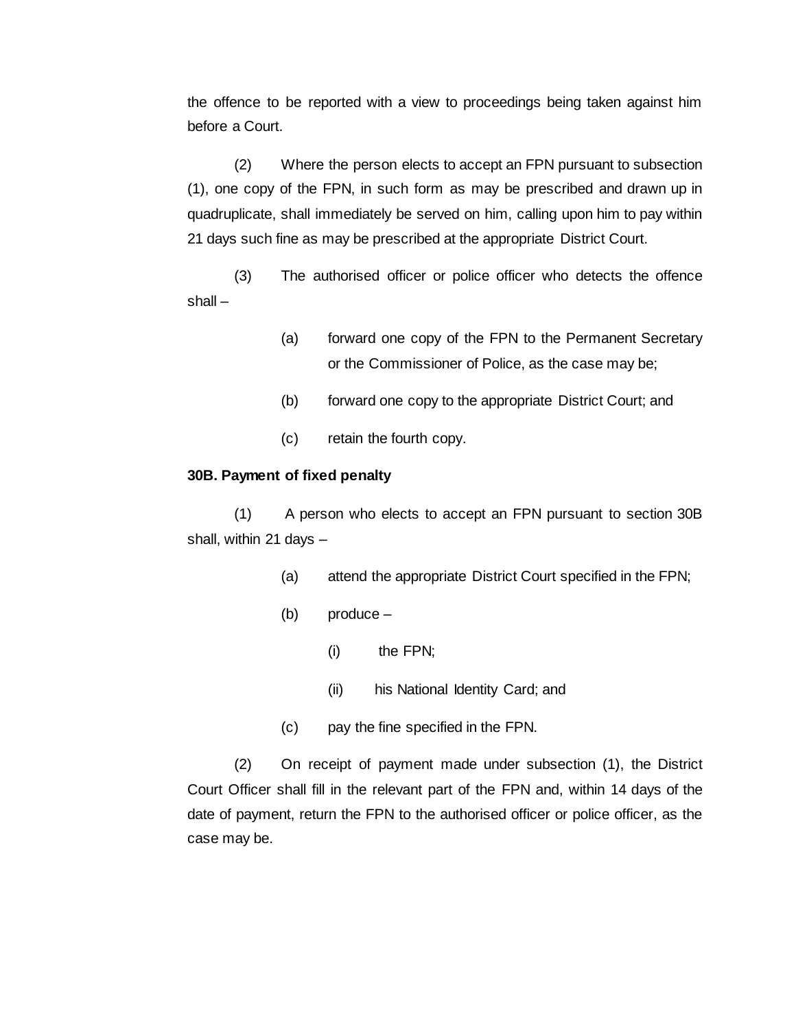the offence to be reported with a view to proceedings being taken against him before a Court.

(2) Where the person elects to accept an FPN pursuant to subsection (1), one copy of the FPN, in such form as may be prescribed and drawn up in quadruplicate, shall immediately be served on him, calling upon him to pay within 21 days such fine as may be prescribed at the appropriate District Court.

(3) The authorised officer or police officer who detects the offence shall –

> (a) forward one copy of the FPN to the Permanent Secretary or the Commissioner of Police, as the case may be;
>
> (b) forward one copy to the appropriate District Court; and
>
> (c) retain the fourth copy.

**30B. Payment of fixed penalty**

(1) A person who elects to accept an FPN pursuant to section 30B shall, within 21 days –

> (a) attend the appropriate District Court specified in the FPN;
>
> (b) produce –
>
> > (i) the FPN;
> >
> > (ii) his National Identity Card; and
>
> (c) pay the fine specified in the FPN.

(2) On receipt of payment made under subsection (1), the District Court Officer shall fill in the relevant part of the FPN and, within 14 days of the date of payment, return the FPN to the authorised officer or police officer, as the case may be.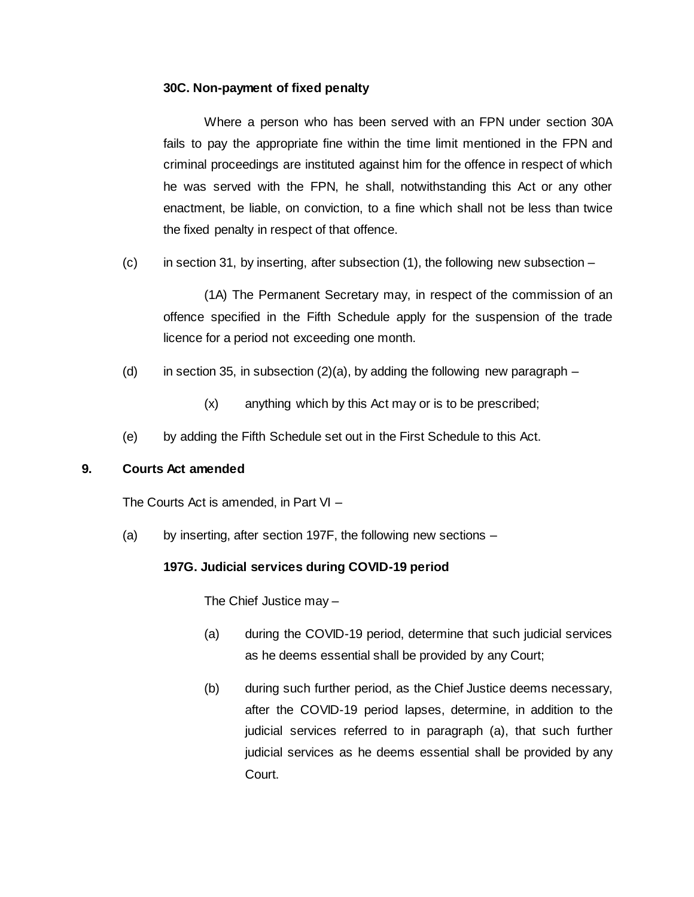**30C. Non-payment of fixed penalty**

Where a person who has been served with an FPN under section 30A fails to pay the appropriate fine within the time limit mentioned in the FPN and criminal proceedings are instituted against him for the offence in respect of which he was served with the FPN, he shall, notwithstanding this Act or any other enactment, be liable, on conviction, to a fine which shall not be less than twice the fixed penalty in respect of that offence.

(c) in section 31, by inserting, after subsection (1), the following new subsection –

(1A) The Permanent Secretary may, in respect of the commission of an offence specified in the Fifth Schedule apply for the suspension of the trade licence for a period not exceeding one month.

(d) in section 35, in subsection (2)(a), by adding the following new paragraph –

(x) anything which by this Act may or is to be prescribed;

(e) by adding the Fifth Schedule set out in the First Schedule to this Act.

**9. Courts Act amended**

The Courts Act is amended, in Part VI –

(a) by inserting, after section 197F, the following new sections –

**197G. Judicial services during COVID-19 period**

The Chief Justice may –

(a) during the COVID-19 period, determine that such judicial services as he deems essential shall be provided by any Court;

(b) during such further period, as the Chief Justice deems necessary, after the COVID-19 period lapses, determine, in addition to the judicial services referred to in paragraph (a), that such further judicial services as he deems essential shall be provided by any Court.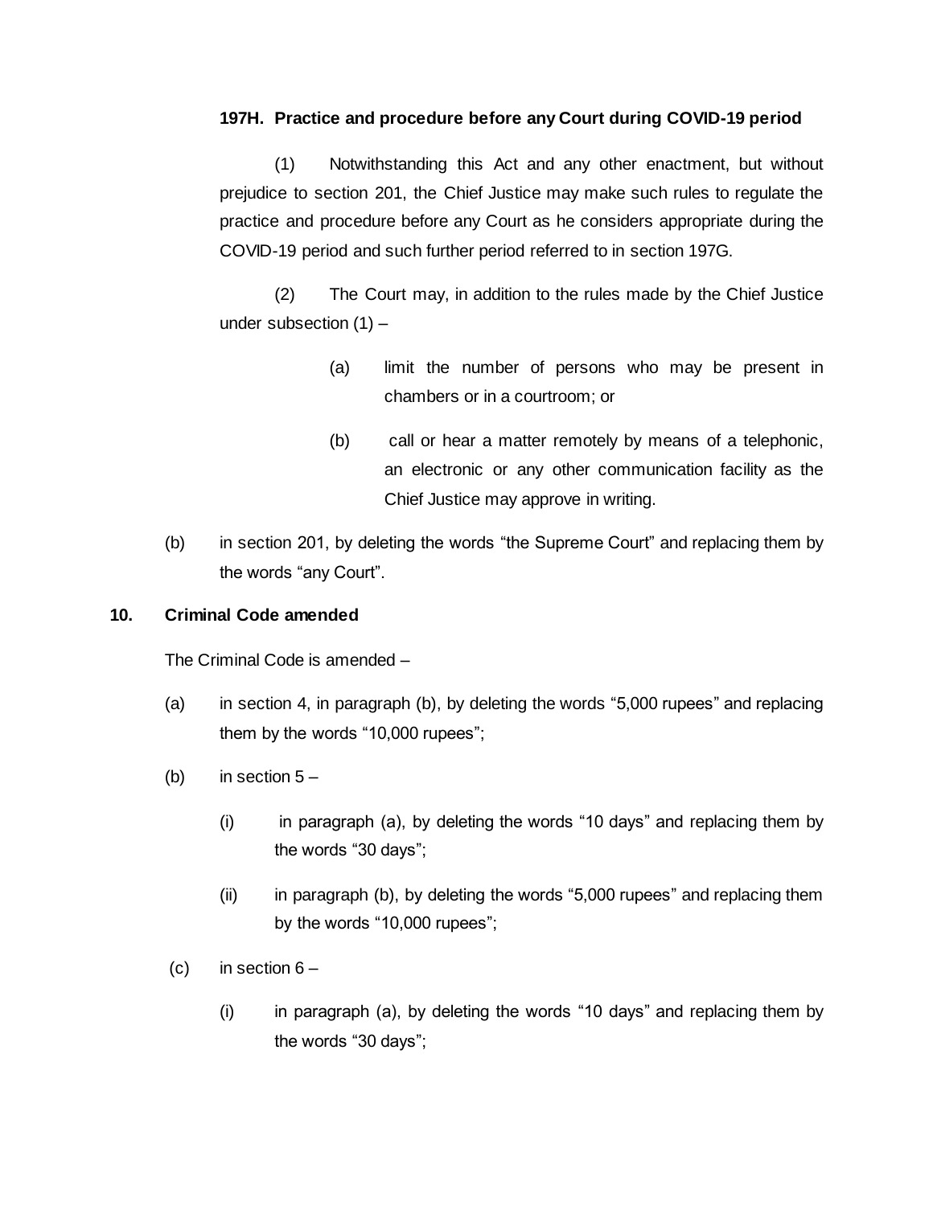**197H. Practice and procedure before any Court during COVID-19 period**

(1) Notwithstanding this Act and any other enactment, but without prejudice to section 201, the Chief Justice may make such rules to regulate the practice and procedure before any Court as he considers appropriate during the COVID-19 period and such further period referred to in section 197G.

(2) The Court may, in addition to the rules made by the Chief Justice under subsection (1) –

(a) limit the number of persons who may be present in chambers or in a courtroom; or

(b) call or hear a matter remotely by means of a telephonic, an electronic or any other communication facility as the Chief Justice may approve in writing.

(b) in section 201, by deleting the words "the Supreme Court" and replacing them by the words "any Court".

**10. Criminal Code amended**

The Criminal Code is amended –

(a) in section 4, in paragraph (b), by deleting the words "5,000 rupees" and replacing them by the words "10,000 rupees";

(b) in section 5 –

(i) in paragraph (a), by deleting the words "10 days" and replacing them by the words "30 days";

(ii) in paragraph (b), by deleting the words "5,000 rupees" and replacing them by the words "10,000 rupees";

(c) in section 6 –

(i) in paragraph (a), by deleting the words "10 days" and replacing them by the words "30 days";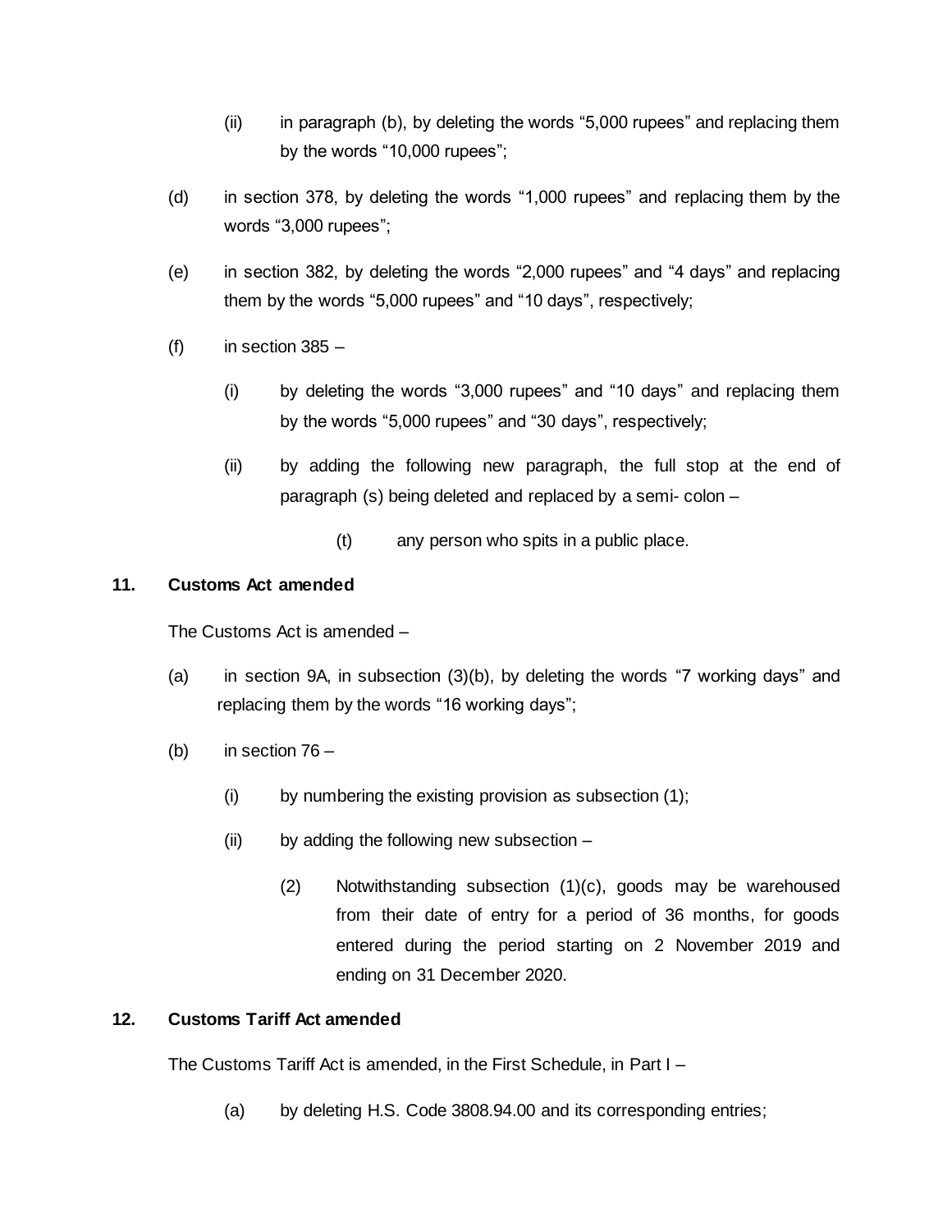(ii) in paragraph (b), by deleting the words “5,000 rupees” and replacing them by the words “10,000 rupees”;

(d) in section 378, by deleting the words “1,000 rupees” and replacing them by the words “3,000 rupees”;

(e) in section 382, by deleting the words “2,000 rupees” and “4 days” and replacing them by the words “5,000 rupees” and “10 days”, respectively;

(f) in section 385 –

(i) by deleting the words “3,000 rupees” and “10 days” and replacing them by the words “5,000 rupees” and “30 days”, respectively;

(ii) by adding the following new paragraph, the full stop at the end of paragraph (s) being deleted and replaced by a semi- colon –

(t) any person who spits in a public place.

**11. Customs Act amended**

The Customs Act is amended –

(a) in section 9A, in subsection (3)(b), by deleting the words “7 working days” and replacing them by the words “16 working days”;

(b) in section 76 –

(i) by numbering the existing provision as subsection (1);

(ii) by adding the following new subsection –

(2) Notwithstanding subsection (1)(c), goods may be warehoused from their date of entry for a period of 36 months, for goods entered during the period starting on 2 November 2019 and ending on 31 December 2020.

**12. Customs Tariff Act amended**

The Customs Tariff Act is amended, in the First Schedule, in Part I –

(a) by deleting H.S. Code 3808.94.00 and its corresponding entries;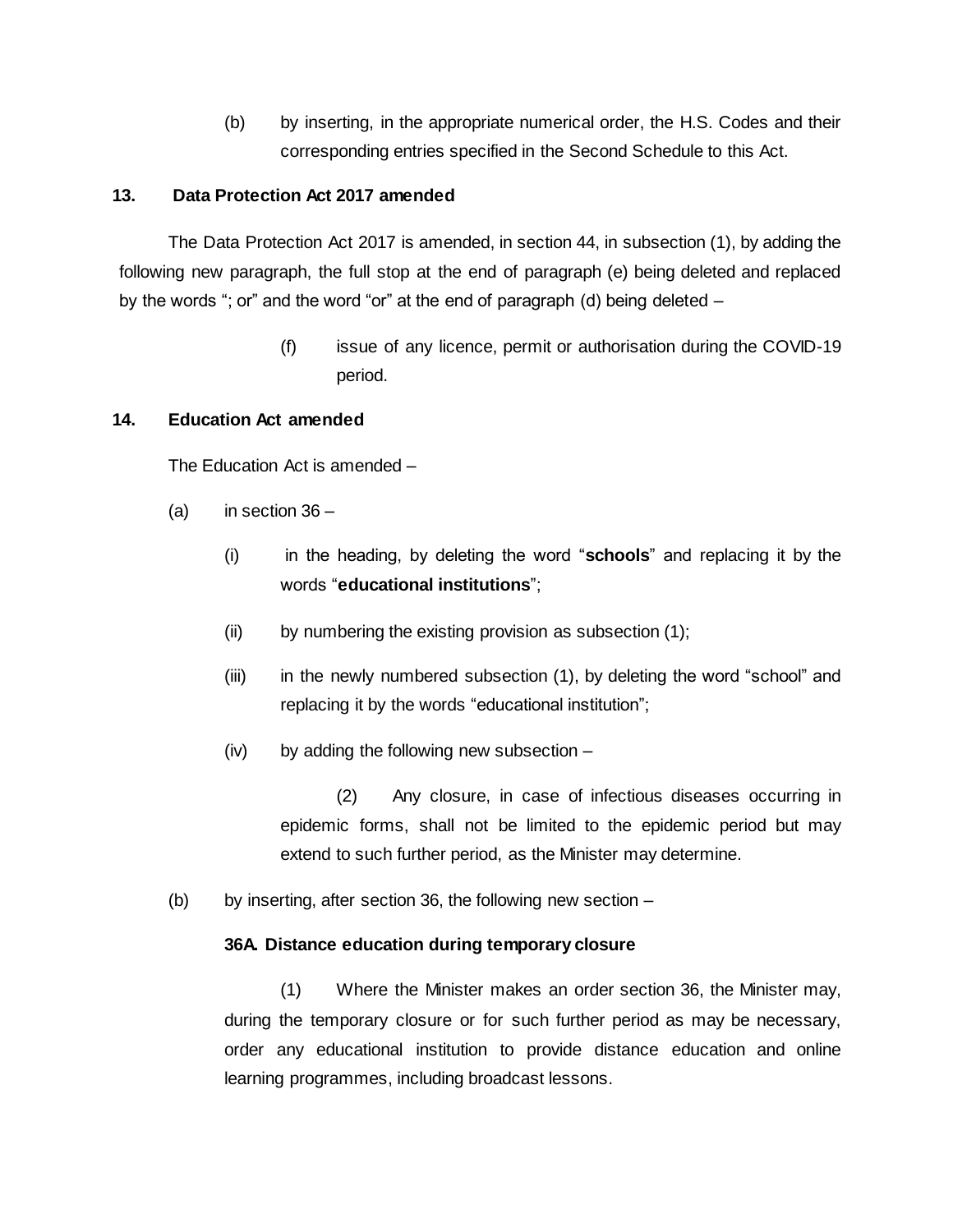(b) by inserting, in the appropriate numerical order, the H.S. Codes and their corresponding entries specified in the Second Schedule to this Act.

**13. Data Protection Act 2017 amended**

The Data Protection Act 2017 is amended, in section 44, in subsection (1), by adding the following new paragraph, the full stop at the end of paragraph (e) being deleted and replaced by the words "; or" and the word "or" at the end of paragraph (d) being deleted –

(f) issue of any licence, permit or authorisation during the COVID-19 period.

**14. Education Act amended**

The Education Act is amended –

(a) in section 36 –

(i) in the heading, by deleting the word "**schools**" and replacing it by the words "**educational institutions**";

(ii) by numbering the existing provision as subsection (1);

(iii) in the newly numbered subsection (1), by deleting the word "school" and replacing it by the words "educational institution";

(iv) by adding the following new subsection –

(2) Any closure, in case of infectious diseases occurring in epidemic forms, shall not be limited to the epidemic period but may extend to such further period, as the Minister may determine.

(b) by inserting, after section 36, the following new section –

**36A. Distance education during temporary closure**

(1) Where the Minister makes an order section 36, the Minister may, during the temporary closure or for such further period as may be necessary, order any educational institution to provide distance education and online learning programmes, including broadcast lessons.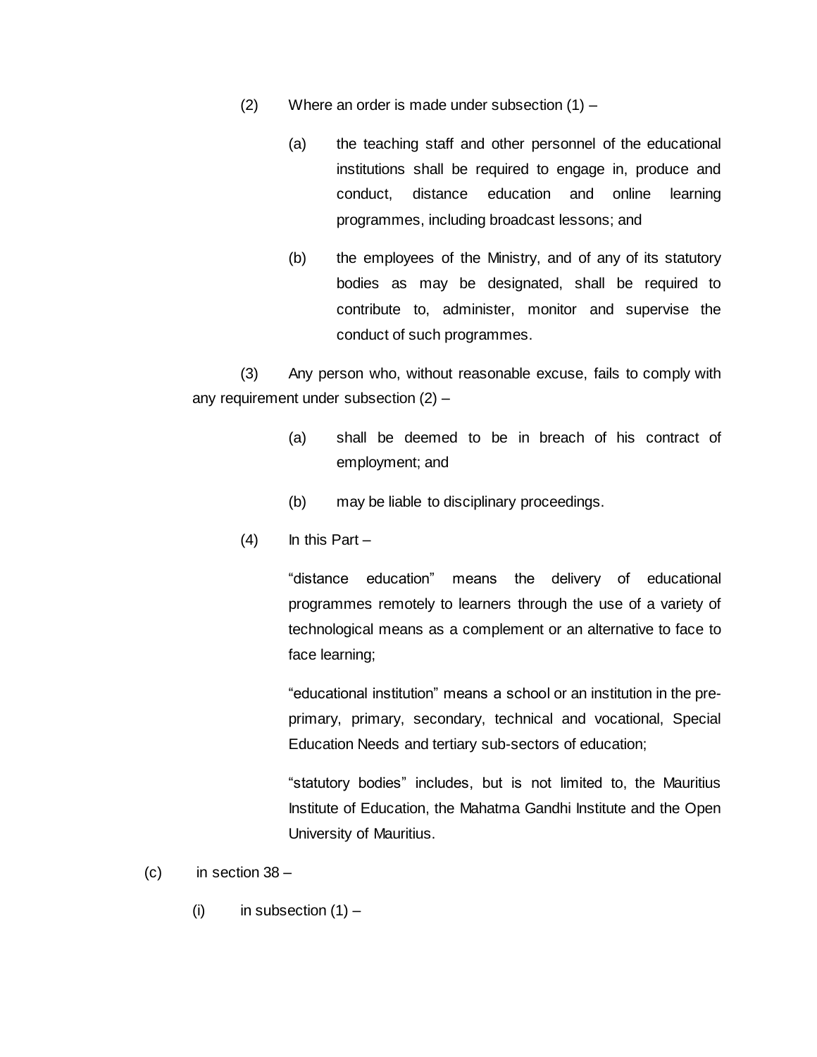(2) Where an order is made under subsection (1) –

(a) the teaching staff and other personnel of the educational institutions shall be required to engage in, produce and conduct, distance education and online learning programmes, including broadcast lessons; and

(b) the employees of the Ministry, and of any of its statutory bodies as may be designated, shall be required to contribute to, administer, monitor and supervise the conduct of such programmes.

(3) Any person who, without reasonable excuse, fails to comply with any requirement under subsection (2) –

(a) shall be deemed to be in breach of his contract of employment; and

(b) may be liable to disciplinary proceedings.

(4) In this Part –

"distance education" means the delivery of educational programmes remotely to learners through the use of a variety of technological means as a complement or an alternative to face to face learning;

"educational institution" means a school or an institution in the pre-primary, primary, secondary, technical and vocational, Special Education Needs and tertiary sub-sectors of education;

"statutory bodies" includes, but is not limited to, the Mauritius Institute of Education, the Mahatma Gandhi Institute and the Open University of Mauritius.

(c) in section 38 –

(i) in subsection (1) –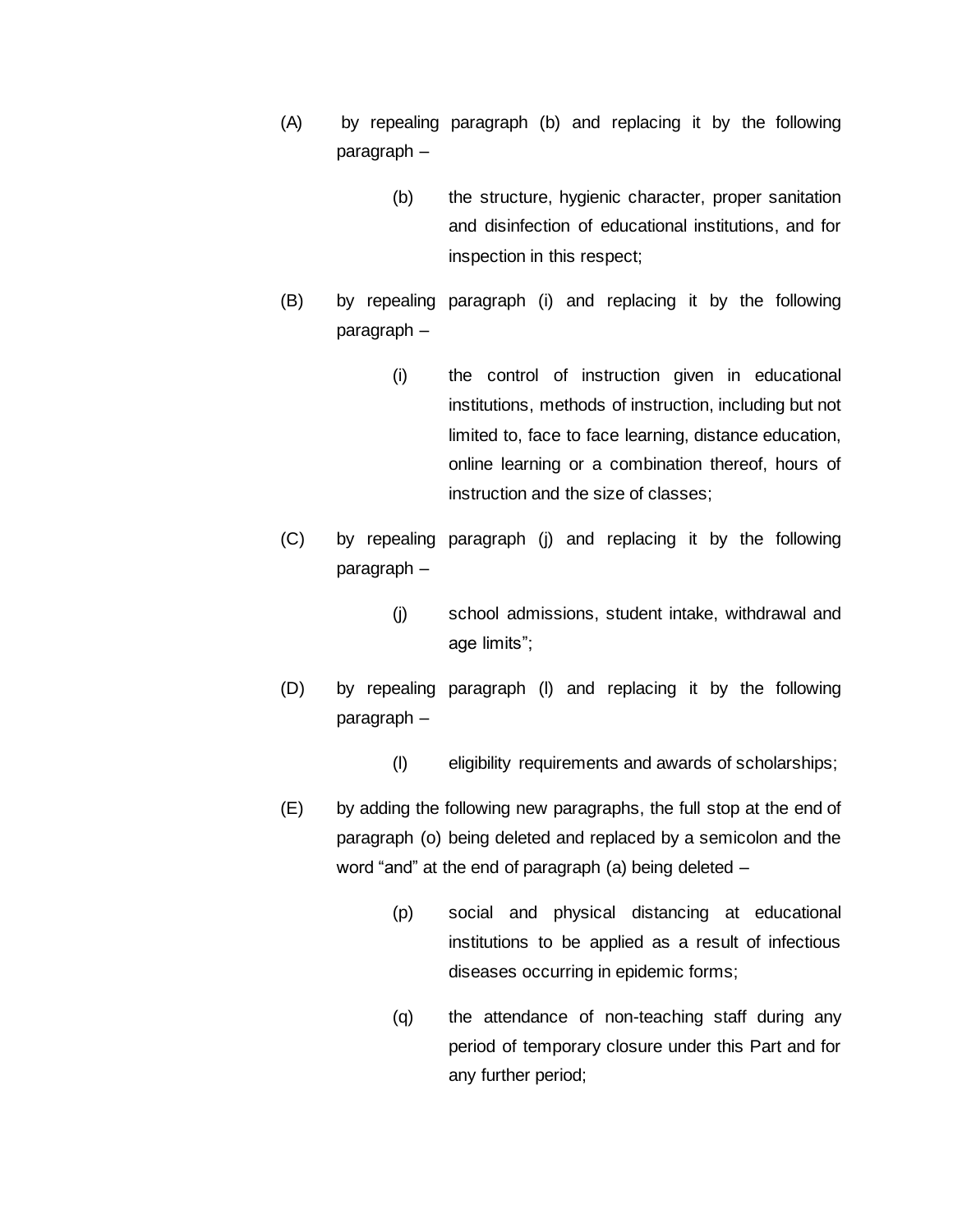(A) by repealing paragraph (b) and replacing it by the following paragraph –

> (b) the structure, hygienic character, proper sanitation and disinfection of educational institutions, and for inspection in this respect;

(B) by repealing paragraph (i) and replacing it by the following paragraph –

> (i) the control of instruction given in educational institutions, methods of instruction, including but not limited to, face to face learning, distance education, online learning or a combination thereof, hours of instruction and the size of classes;

(C) by repealing paragraph (j) and replacing it by the following paragraph –

> (j) school admissions, student intake, withdrawal and age limits";

(D) by repealing paragraph (l) and replacing it by the following paragraph –

> (l) eligibility requirements and awards of scholarships;

(E) by adding the following new paragraphs, the full stop at the end of paragraph (o) being deleted and replaced by a semicolon and the word "and" at the end of paragraph (a) being deleted –

> (p) social and physical distancing at educational institutions to be applied as a result of infectious diseases occurring in epidemic forms;
>
> (q) the attendance of non-teaching staff during any period of temporary closure under this Part and for any further period;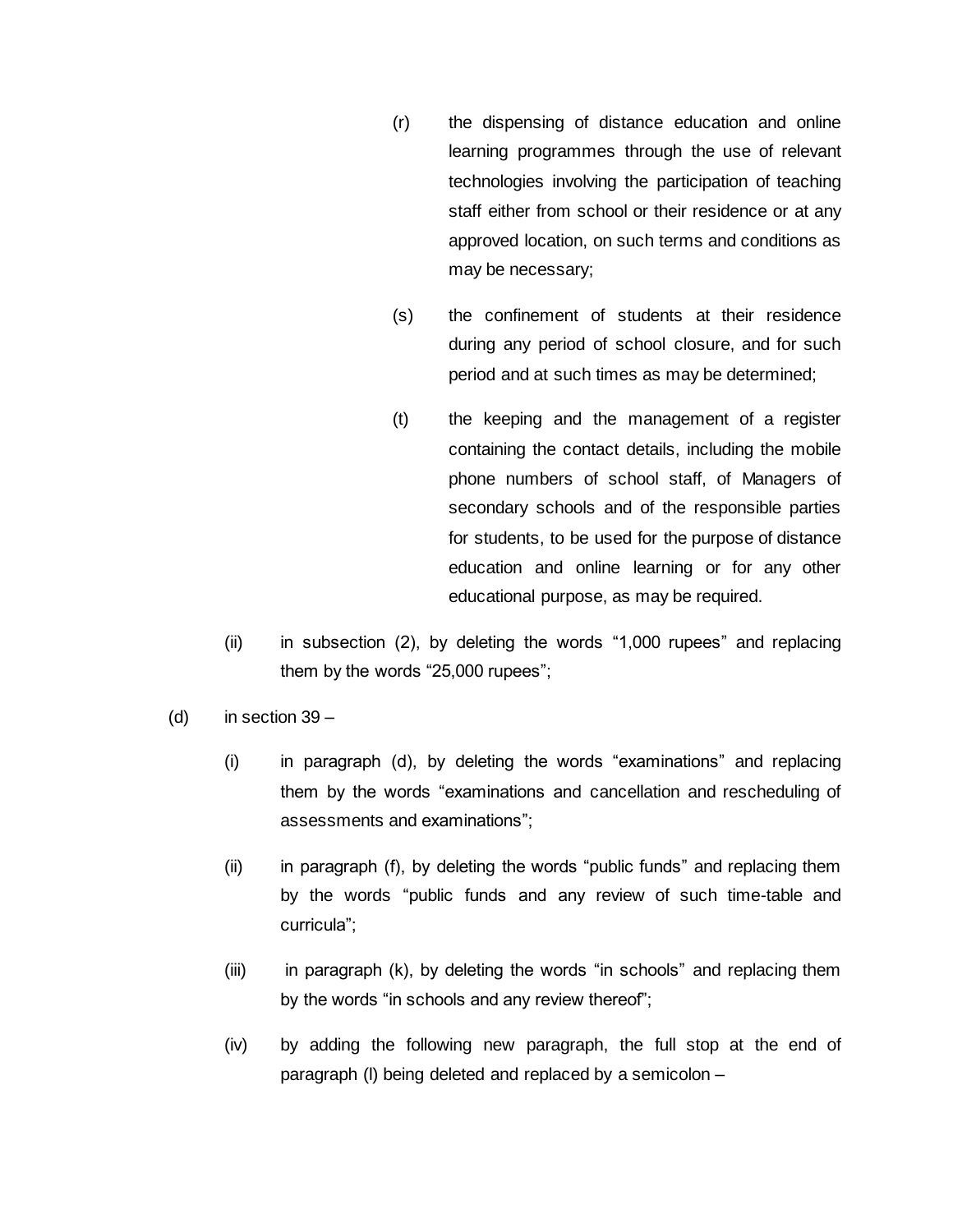(r) the dispensing of distance education and online learning programmes through the use of relevant technologies involving the participation of teaching staff either from school or their residence or at any approved location, on such terms and conditions as may be necessary;

(s) the confinement of students at their residence during any period of school closure, and for such period and at such times as may be determined;

(t) the keeping and the management of a register containing the contact details, including the mobile phone numbers of school staff, of Managers of secondary schools and of the responsible parties for students, to be used for the purpose of distance education and online learning or for any other educational purpose, as may be required.

(ii) in subsection (2), by deleting the words “1,000 rupees” and replacing them by the words “25,000 rupees”;

(d) in section 39 –

(i) in paragraph (d), by deleting the words “examinations” and replacing them by the words “examinations and cancellation and rescheduling of assessments and examinations”;

(ii) in paragraph (f), by deleting the words “public funds” and replacing them by the words “public funds and any review of such time-table and curricula”;

(iii) in paragraph (k), by deleting the words “in schools” and replacing them by the words “in schools and any review thereof”;

(iv) by adding the following new paragraph, the full stop at the end of paragraph (l) being deleted and replaced by a semicolon –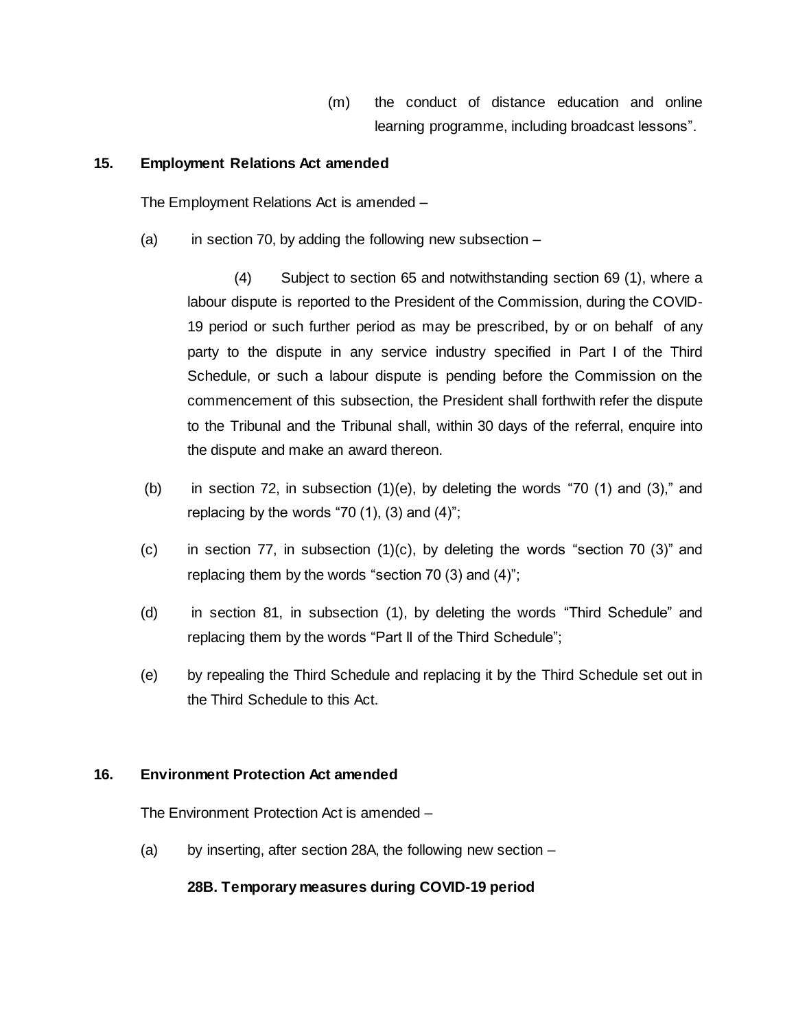(m) the conduct of distance education and online learning programme, including broadcast lessons".

**15. Employment Relations Act amended**

The Employment Relations Act is amended –

(a) in section 70, by adding the following new subsection –

(4) Subject to section 65 and notwithstanding section 69 (1), where a labour dispute is reported to the President of the Commission, during the COVID-19 period or such further period as may be prescribed, by or on behalf of any party to the dispute in any service industry specified in Part I of the Third Schedule, or such a labour dispute is pending before the Commission on the commencement of this subsection, the President shall forthwith refer the dispute to the Tribunal and the Tribunal shall, within 30 days of the referral, enquire into the dispute and make an award thereon.

(b) in section 72, in subsection (1)(e), by deleting the words "70 (1) and (3)," and replacing by the words "70 (1), (3) and (4)";

(c) in section 77, in subsection (1)(c), by deleting the words "section 70 (3)" and replacing them by the words "section 70 (3) and (4)";

(d) in section 81, in subsection (1), by deleting the words "Third Schedule" and replacing them by the words "Part II of the Third Schedule";

(e) by repealing the Third Schedule and replacing it by the Third Schedule set out in the Third Schedule to this Act.

**16. Environment Protection Act amended**

The Environment Protection Act is amended –

(a) by inserting, after section 28A, the following new section –

**28B. Temporary measures during COVID-19 period**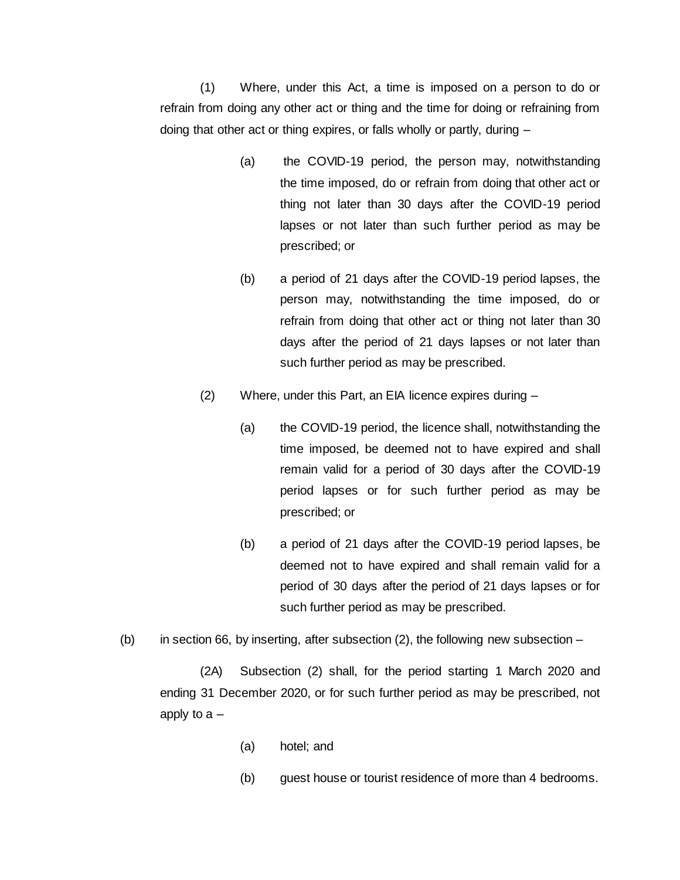(1) Where, under this Act, a time is imposed on a person to do or refrain from doing any other act or thing and the time for doing or refraining from doing that other act or thing expires, or falls wholly or partly, during –

(a) the COVID-19 period, the person may, notwithstanding the time imposed, do or refrain from doing that other act or thing not later than 30 days after the COVID-19 period lapses or not later than such further period as may be prescribed; or

(b) a period of 21 days after the COVID-19 period lapses, the person may, notwithstanding the time imposed, do or refrain from doing that other act or thing not later than 30 days after the period of 21 days lapses or not later than such further period as may be prescribed.

(2) Where, under this Part, an EIA licence expires during –

(a) the COVID-19 period, the licence shall, notwithstanding the time imposed, be deemed not to have expired and shall remain valid for a period of 30 days after the COVID-19 period lapses or for such further period as may be prescribed; or

(b) a period of 21 days after the COVID-19 period lapses, be deemed not to have expired and shall remain valid for a period of 30 days after the period of 21 days lapses or for such further period as may be prescribed.

(b) in section 66, by inserting, after subsection (2), the following new subsection –

(2A) Subsection (2) shall, for the period starting 1 March 2020 and ending 31 December 2020, or for such further period as may be prescribed, not apply to a –

(a) hotel; and

(b) guest house or tourist residence of more than 4 bedrooms.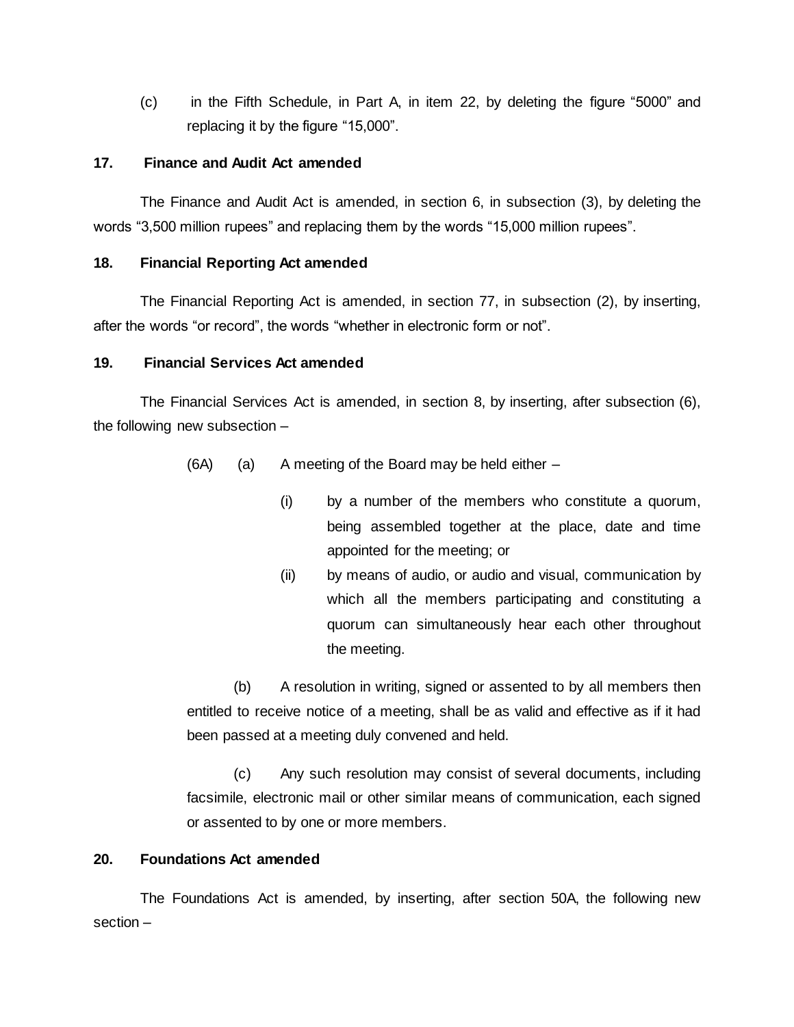(c) in the Fifth Schedule, in Part A, in item 22, by deleting the figure “5000” and replacing it by the figure “15,000”.

**17. Finance and Audit Act amended**

The Finance and Audit Act is amended, in section 6, in subsection (3), by deleting the words “3,500 million rupees” and replacing them by the words “15,000 million rupees”.

**18. Financial Reporting Act amended**

The Financial Reporting Act is amended, in section 77, in subsection (2), by inserting, after the words “or record”, the words “whether in electronic form or not”.

**19. Financial Services Act amended**

The Financial Services Act is amended, in section 8, by inserting, after subsection (6), the following new subsection –

(6A) (a) A meeting of the Board may be held either –

(i) by a number of the members who constitute a quorum, being assembled together at the place, date and time appointed for the meeting; or

(ii) by means of audio, or audio and visual, communication by which all the members participating and constituting a quorum can simultaneously hear each other throughout the meeting.

(b) A resolution in writing, signed or assented to by all members then entitled to receive notice of a meeting, shall be as valid and effective as if it had been passed at a meeting duly convened and held.

(c) Any such resolution may consist of several documents, including facsimile, electronic mail or other similar means of communication, each signed or assented to by one or more members.

**20. Foundations Act amended**

The Foundations Act is amended, by inserting, after section 50A, the following new section –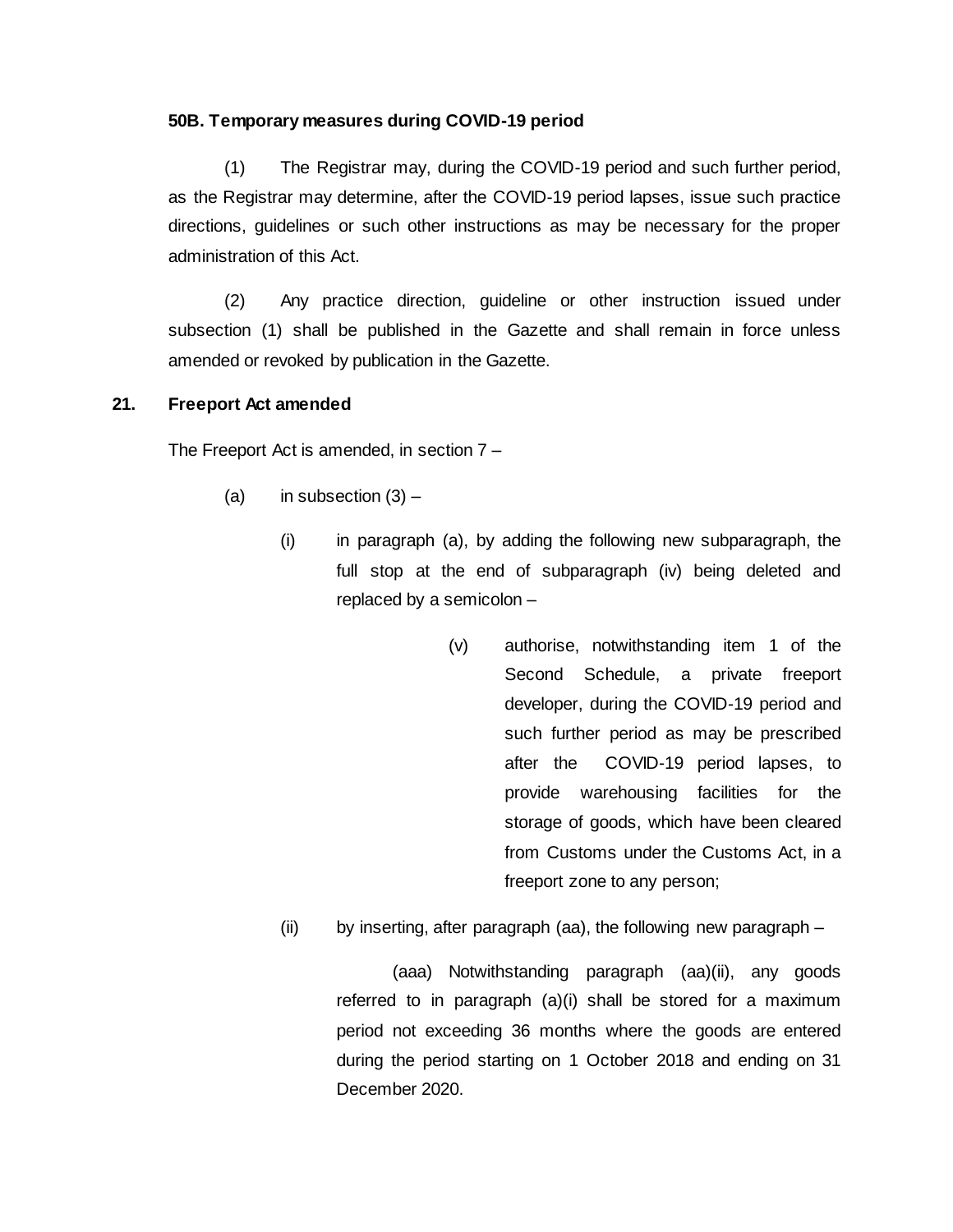**50B. Temporary measures during COVID-19 period**

(1) The Registrar may, during the COVID-19 period and such further period, as the Registrar may determine, after the COVID-19 period lapses, issue such practice directions, guidelines or such other instructions as may be necessary for the proper administration of this Act.

(2) Any practice direction, guideline or other instruction issued under subsection (1) shall be published in the Gazette and shall remain in force unless amended or revoked by publication in the Gazette.

**21. Freeport Act amended**

The Freeport Act is amended, in section 7 –

(a) in subsection (3) –

(i) in paragraph (a), by adding the following new subparagraph, the full stop at the end of subparagraph (iv) being deleted and replaced by a semicolon –

(v) authorise, notwithstanding item 1 of the Second Schedule, a private freeport developer, during the COVID-19 period and such further period as may be prescribed after the COVID-19 period lapses, to provide warehousing facilities for the storage of goods, which have been cleared from Customs under the Customs Act, in a freeport zone to any person;

(ii) by inserting, after paragraph (aa), the following new paragraph –

(aaa) Notwithstanding paragraph (aa)(ii), any goods referred to in paragraph (a)(i) shall be stored for a maximum period not exceeding 36 months where the goods are entered during the period starting on 1 October 2018 and ending on 31 December 2020.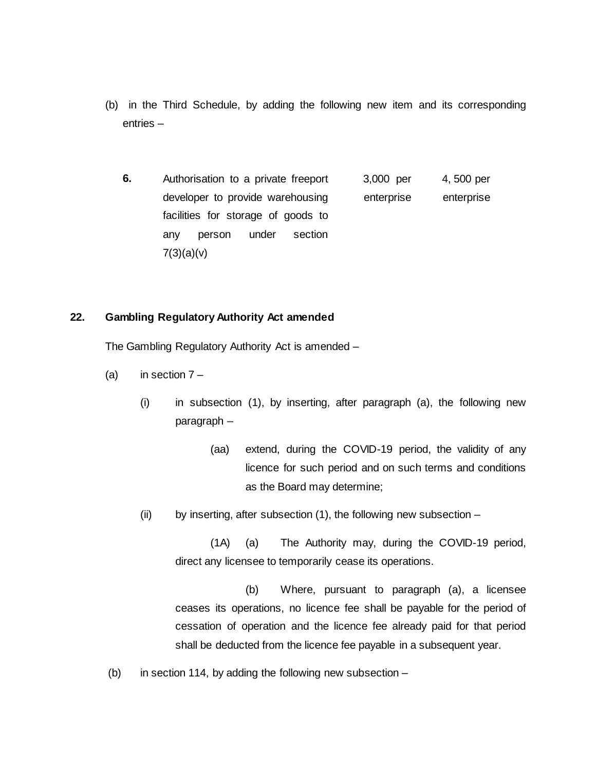(b) in the Third Schedule, by adding the following new item and its corresponding entries –

| | | | |
|---|---|---|---|
| **6.** | Authorisation to a private freeport developer to provide warehousing facilities for storage of goods to any person under section 7(3)(a)(v) | 3,000 per enterprise | 4, 500 per enterprise |

**22. Gambling Regulatory Authority Act amended**

The Gambling Regulatory Authority Act is amended –

(a) in section 7 –

(i) in subsection (1), by inserting, after paragraph (a), the following new paragraph –

(aa) extend, during the COVID-19 period, the validity of any licence for such period and on such terms and conditions as the Board may determine;

(ii) by inserting, after subsection (1), the following new subsection –

(1A) (a) The Authority may, during the COVID-19 period, direct any licensee to temporarily cease its operations.

(b) Where, pursuant to paragraph (a), a licensee ceases its operations, no licence fee shall be payable for the period of cessation of operation and the licence fee already paid for that period shall be deducted from the licence fee payable in a subsequent year.

(b) in section 114, by adding the following new subsection –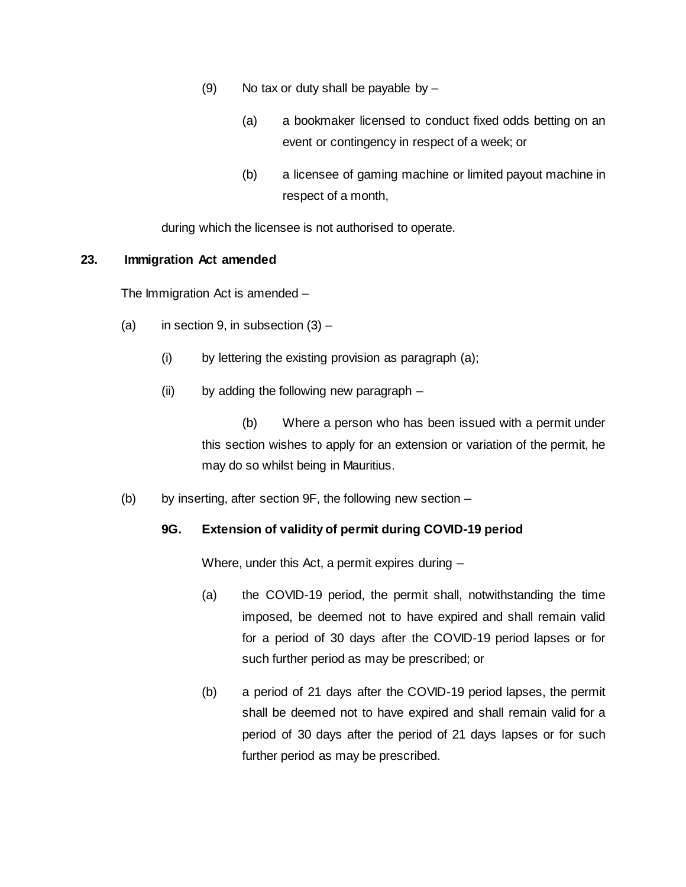(9) No tax or duty shall be payable by –

(a) a bookmaker licensed to conduct fixed odds betting on an event or contingency in respect of a week; or

(b) a licensee of gaming machine or limited payout machine in respect of a month,

during which the licensee is not authorised to operate.

**23. Immigration Act amended**

The Immigration Act is amended –

(a) in section 9, in subsection (3) –

(i) by lettering the existing provision as paragraph (a);

(ii) by adding the following new paragraph –

(b) Where a person who has been issued with a permit under this section wishes to apply for an extension or variation of the permit, he may do so whilst being in Mauritius.

(b) by inserting, after section 9F, the following new section –

**9G. Extension of validity of permit during COVID-19 period**

Where, under this Act, a permit expires during –

(a) the COVID-19 period, the permit shall, notwithstanding the time imposed, be deemed not to have expired and shall remain valid for a period of 30 days after the COVID-19 period lapses or for such further period as may be prescribed; or

(b) a period of 21 days after the COVID-19 period lapses, the permit shall be deemed not to have expired and shall remain valid for a period of 30 days after the period of 21 days lapses or for such further period as may be prescribed.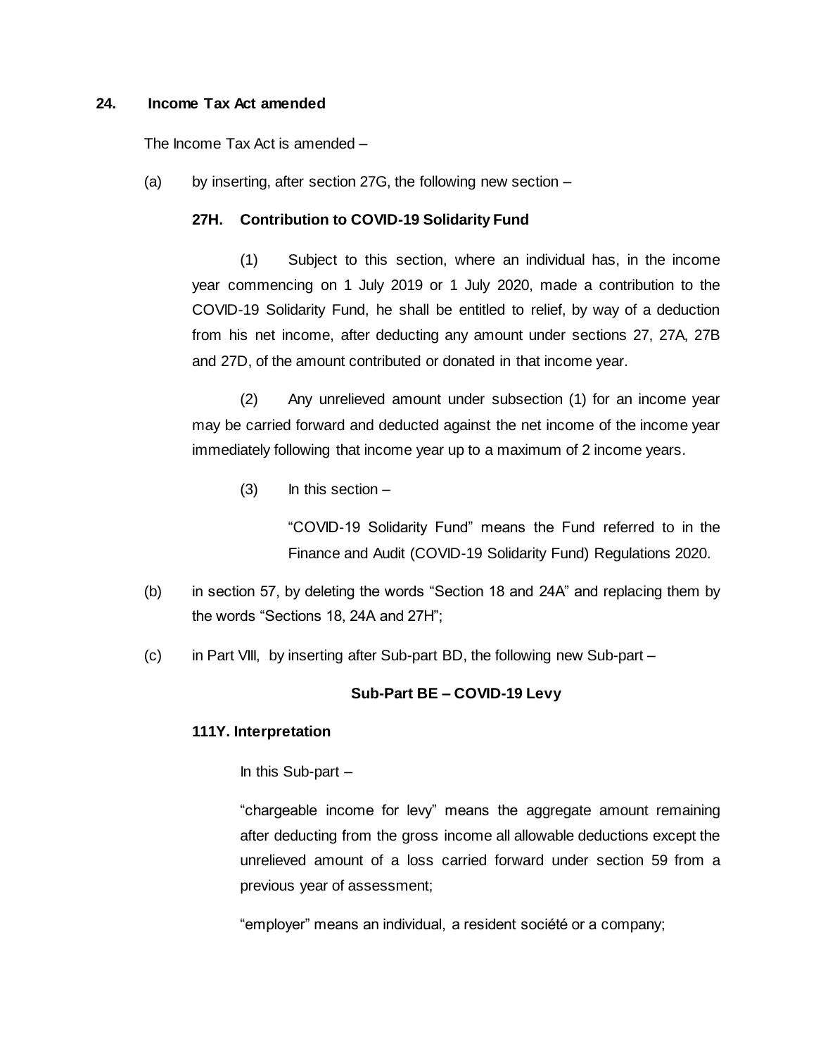**24. Income Tax Act amended**

The Income Tax Act is amended –

(a) by inserting, after section 27G, the following new section –

**27H. Contribution to COVID-19 Solidarity Fund**

(1) Subject to this section, where an individual has, in the income year commencing on 1 July 2019 or 1 July 2020, made a contribution to the COVID-19 Solidarity Fund, he shall be entitled to relief, by way of a deduction from his net income, after deducting any amount under sections 27, 27A, 27B and 27D, of the amount contributed or donated in that income year.

(2) Any unrelieved amount under subsection (1) for an income year may be carried forward and deducted against the net income of the income year immediately following that income year up to a maximum of 2 income years.

(3) In this section –

"COVID-19 Solidarity Fund" means the Fund referred to in the Finance and Audit (COVID-19 Solidarity Fund) Regulations 2020.

(b) in section 57, by deleting the words "Section 18 and 24A" and replacing them by the words "Sections 18, 24A and 27H";

(c) in Part VIII, by inserting after Sub-part BD, the following new Sub-part –

**Sub-Part BE – COVID-19 Levy**

**111Y. Interpretation**

In this Sub-part –

"chargeable income for levy" means the aggregate amount remaining after deducting from the gross income all allowable deductions except the unrelieved amount of a loss carried forward under section 59 from a previous year of assessment;

"employer" means an individual, a resident société or a company;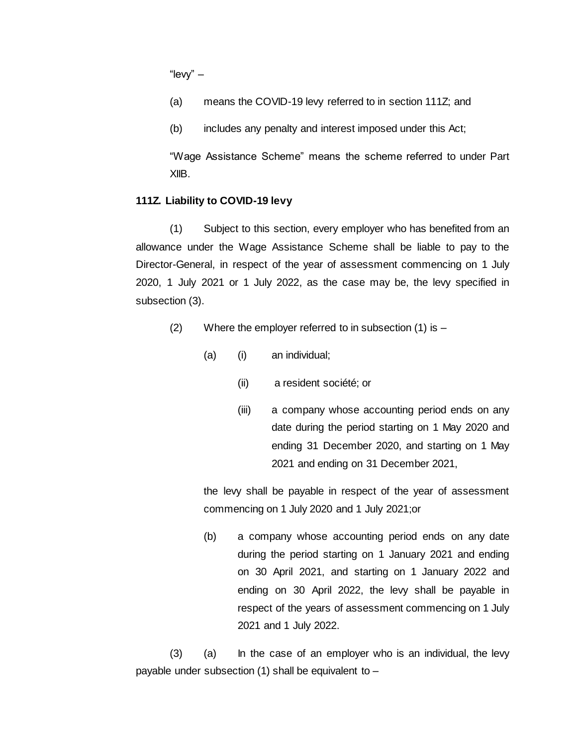"levy" –

(a) means the COVID-19 levy referred to in section 111Z; and

(b) includes any penalty and interest imposed under this Act;

"Wage Assistance Scheme" means the scheme referred to under Part XIIB.

**111Z. Liability to COVID-19 levy**

(1) Subject to this section, every employer who has benefited from an allowance under the Wage Assistance Scheme shall be liable to pay to the Director-General, in respect of the year of assessment commencing on 1 July 2020, 1 July 2021 or 1 July 2022, as the case may be, the levy specified in subsection (3).

(2) Where the employer referred to in subsection (1) is –

(a) (i) an individual;

(ii) a resident société; or

(iii) a company whose accounting period ends on any date during the period starting on 1 May 2020 and ending 31 December 2020, and starting on 1 May 2021 and ending on 31 December 2021,

the levy shall be payable in respect of the year of assessment commencing on 1 July 2020 and 1 July 2021;or

(b) a company whose accounting period ends on any date during the period starting on 1 January 2021 and ending on 30 April 2021, and starting on 1 January 2022 and ending on 30 April 2022, the levy shall be payable in respect of the years of assessment commencing on 1 July 2021 and 1 July 2022.

(3) (a) In the case of an employer who is an individual, the levy payable under subsection (1) shall be equivalent to –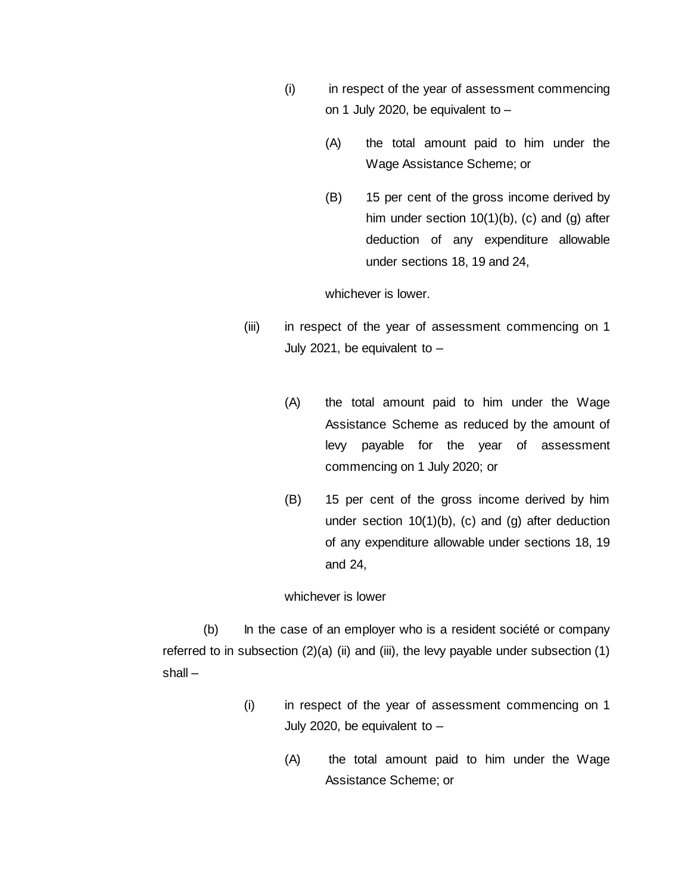(i) in respect of the year of assessment commencing on 1 July 2020, be equivalent to –

(A) the total amount paid to him under the Wage Assistance Scheme; or

(B) 15 per cent of the gross income derived by him under section 10(1)(b), (c) and (g) after deduction of any expenditure allowable under sections 18, 19 and 24,

whichever is lower.

(iii) in respect of the year of assessment commencing on 1 July 2021, be equivalent to –

(A) the total amount paid to him under the Wage Assistance Scheme as reduced by the amount of levy payable for the year of assessment commencing on 1 July 2020; or

(B) 15 per cent of the gross income derived by him under section 10(1)(b), (c) and (g) after deduction of any expenditure allowable under sections 18, 19 and 24,

whichever is lower

(b) In the case of an employer who is a resident société or company referred to in subsection (2)(a) (ii) and (iii), the levy payable under subsection (1) shall –

(i) in respect of the year of assessment commencing on 1 July 2020, be equivalent to –

(A) the total amount paid to him under the Wage Assistance Scheme; or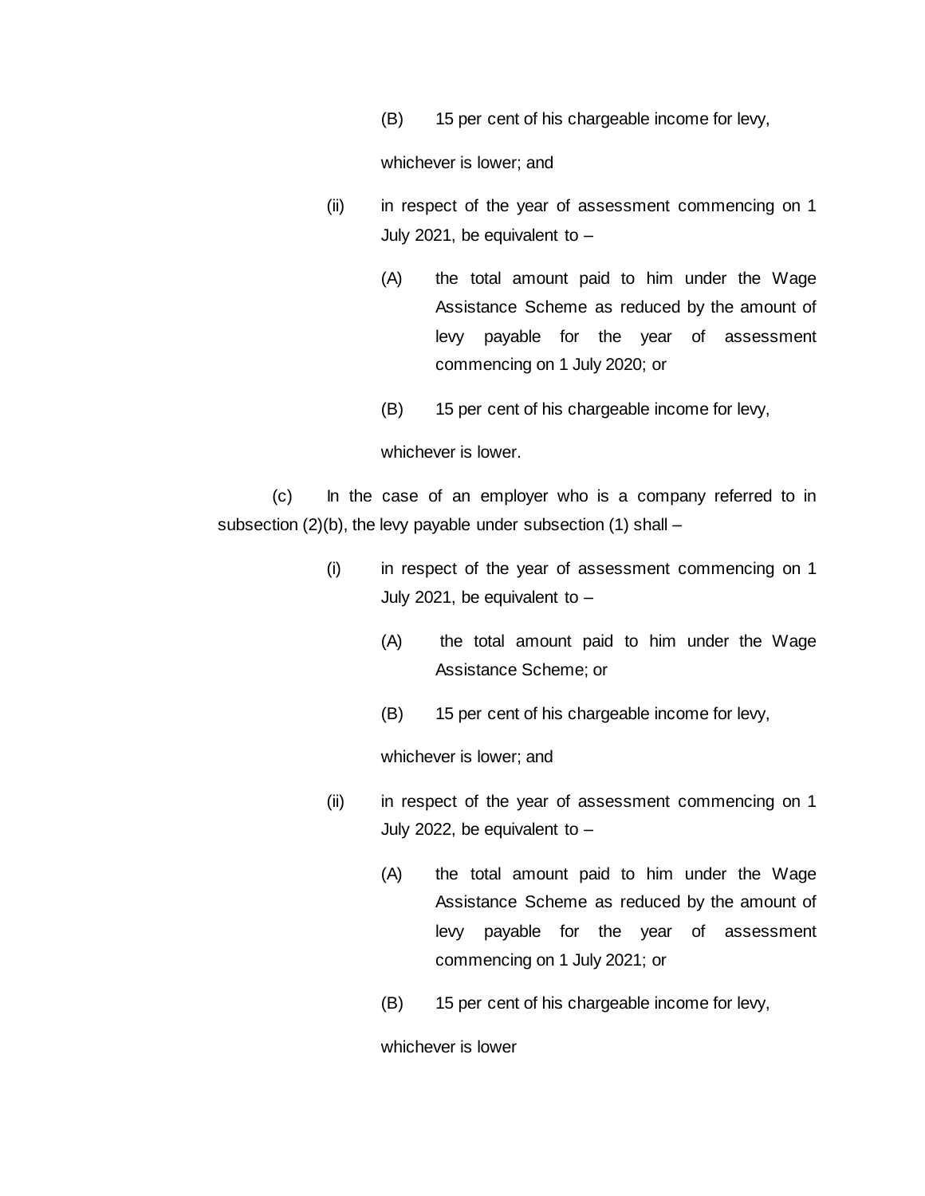(B) 15 per cent of his chargeable income for levy,

whichever is lower; and

(ii) in respect of the year of assessment commencing on 1 July 2021, be equivalent to –

(A) the total amount paid to him under the Wage Assistance Scheme as reduced by the amount of levy payable for the year of assessment commencing on 1 July 2020; or

(B) 15 per cent of his chargeable income for levy,

whichever is lower.

(c) In the case of an employer who is a company referred to in subsection (2)(b), the levy payable under subsection (1) shall –

(i) in respect of the year of assessment commencing on 1 July 2021, be equivalent to –

(A) the total amount paid to him under the Wage Assistance Scheme; or

(B) 15 per cent of his chargeable income for levy,

whichever is lower; and

(ii) in respect of the year of assessment commencing on 1 July 2022, be equivalent to –

(A) the total amount paid to him under the Wage Assistance Scheme as reduced by the amount of levy payable for the year of assessment commencing on 1 July 2021; or

(B) 15 per cent of his chargeable income for levy,

whichever is lower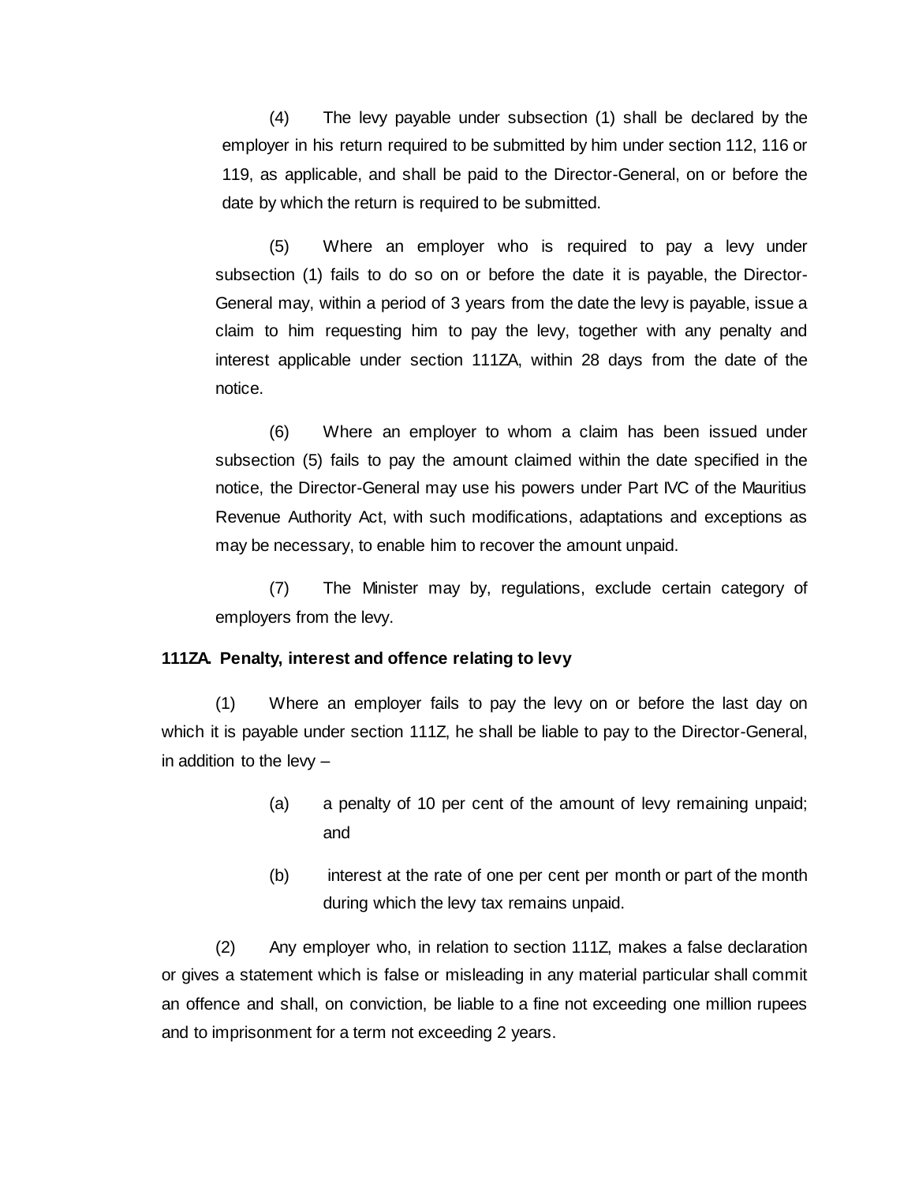(4) The levy payable under subsection (1) shall be declared by the employer in his return required to be submitted by him under section 112, 116 or 119, as applicable, and shall be paid to the Director-General, on or before the date by which the return is required to be submitted.

(5) Where an employer who is required to pay a levy under subsection (1) fails to do so on or before the date it is payable, the Director-General may, within a period of 3 years from the date the levy is payable, issue a claim to him requesting him to pay the levy, together with any penalty and interest applicable under section 111ZA, within 28 days from the date of the notice.

(6) Where an employer to whom a claim has been issued under subsection (5) fails to pay the amount claimed within the date specified in the notice, the Director-General may use his powers under Part IVC of the Mauritius Revenue Authority Act, with such modifications, adaptations and exceptions as may be necessary, to enable him to recover the amount unpaid.

(7) The Minister may by, regulations, exclude certain category of employers from the levy.

**111ZA. Penalty, interest and offence relating to levy**

(1) Where an employer fails to pay the levy on or before the last day on which it is payable under section 111Z, he shall be liable to pay to the Director-General, in addition to the levy –

(a) a penalty of 10 per cent of the amount of levy remaining unpaid; and

(b) interest at the rate of one per cent per month or part of the month during which the levy tax remains unpaid.

(2) Any employer who, in relation to section 111Z, makes a false declaration or gives a statement which is false or misleading in any material particular shall commit an offence and shall, on conviction, be liable to a fine not exceeding one million rupees and to imprisonment for a term not exceeding 2 years.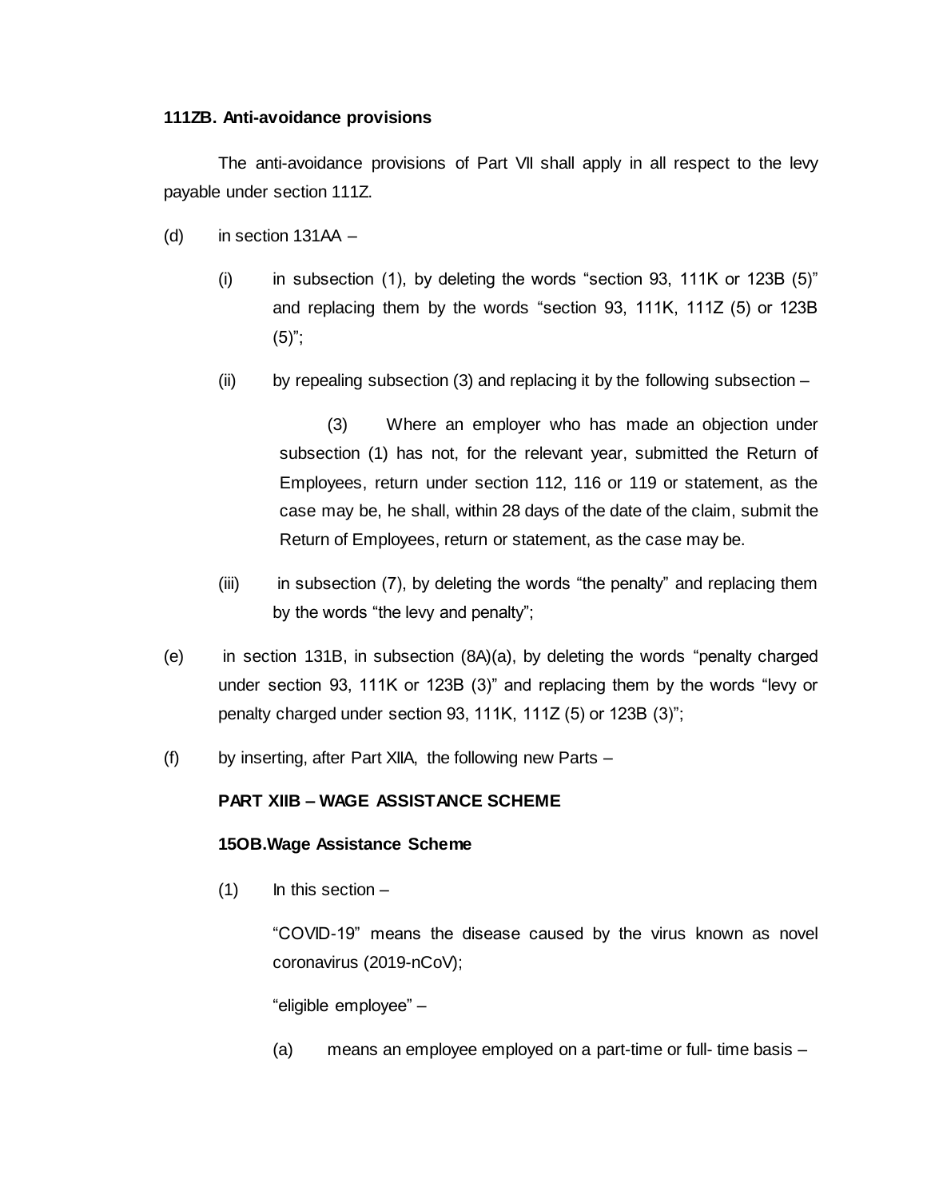**111ZB. Anti-avoidance provisions**

The anti-avoidance provisions of Part VII shall apply in all respect to the levy payable under section 111Z.

(d) in section 131AA –

(i) in subsection (1), by deleting the words "section 93, 111K or 123B (5)" and replacing them by the words "section 93, 111K, 111Z (5) or 123B (5)";

(ii) by repealing subsection (3) and replacing it by the following subsection –

(3) Where an employer who has made an objection under subsection (1) has not, for the relevant year, submitted the Return of Employees, return under section 112, 116 or 119 or statement, as the case may be, he shall, within 28 days of the date of the claim, submit the Return of Employees, return or statement, as the case may be.

(iii) in subsection (7), by deleting the words "the penalty" and replacing them by the words "the levy and penalty";

(e) in section 131B, in subsection (8A)(a), by deleting the words "penalty charged under section 93, 111K or 123B (3)" and replacing them by the words "levy or penalty charged under section 93, 111K, 111Z (5) or 123B (3)";

(f) by inserting, after Part XIIA, the following new Parts –

**PART XIIB – WAGE ASSISTANCE SCHEME**

**15OB.Wage Assistance Scheme**

(1) In this section –

"COVID-19" means the disease caused by the virus known as novel coronavirus (2019-nCoV);

"eligible employee" –

(a) means an employee employed on a part-time or full- time basis –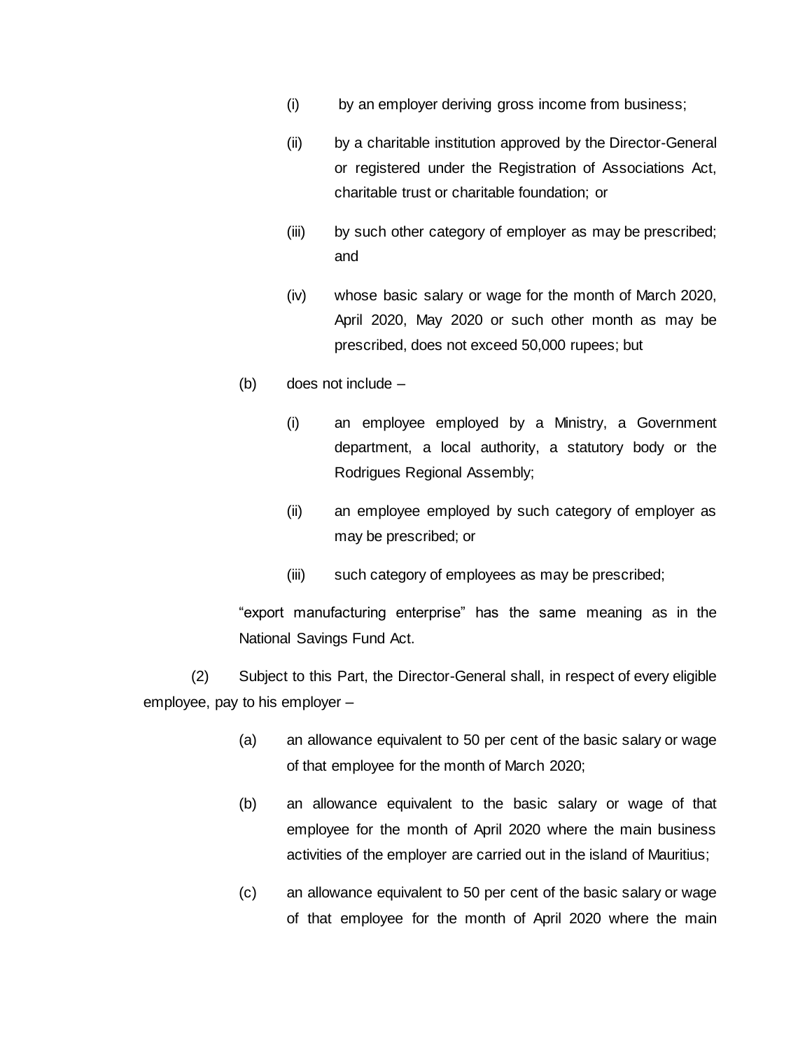(i) by an employer deriving gross income from business;

(ii) by a charitable institution approved by the Director-General or registered under the Registration of Associations Act, charitable trust or charitable foundation; or

(iii) by such other category of employer as may be prescribed; and

(iv) whose basic salary or wage for the month of March 2020, April 2020, May 2020 or such other month as may be prescribed, does not exceed 50,000 rupees; but

(b) does not include –

(i) an employee employed by a Ministry, a Government department, a local authority, a statutory body or the Rodrigues Regional Assembly;

(ii) an employee employed by such category of employer as may be prescribed; or

(iii) such category of employees as may be prescribed;

"export manufacturing enterprise" has the same meaning as in the National Savings Fund Act.

(2) Subject to this Part, the Director-General shall, in respect of every eligible employee, pay to his employer –

(a) an allowance equivalent to 50 per cent of the basic salary or wage of that employee for the month of March 2020;

(b) an allowance equivalent to the basic salary or wage of that employee for the month of April 2020 where the main business activities of the employer are carried out in the island of Mauritius;

(c) an allowance equivalent to 50 per cent of the basic salary or wage of that employee for the month of April 2020 where the main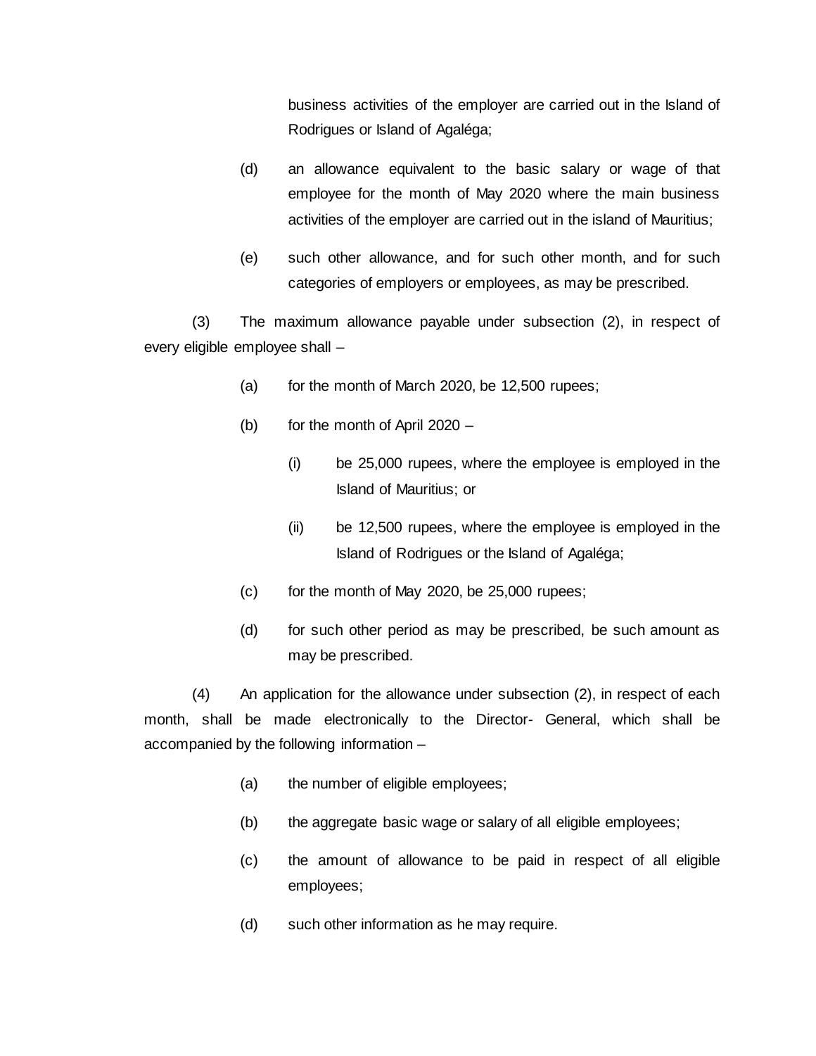business activities of the employer are carried out in the Island of Rodrigues or Island of Agaléga;

(d) an allowance equivalent to the basic salary or wage of that employee for the month of May 2020 where the main business activities of the employer are carried out in the island of Mauritius;

(e) such other allowance, and for such other month, and for such categories of employers or employees, as may be prescribed.

(3) The maximum allowance payable under subsection (2), in respect of every eligible employee shall –

(a) for the month of March 2020, be 12,500 rupees;

(b) for the month of April 2020 –

(i) be 25,000 rupees, where the employee is employed in the Island of Mauritius; or

(ii) be 12,500 rupees, where the employee is employed in the Island of Rodrigues or the Island of Agaléga;

(c) for the month of May 2020, be 25,000 rupees;

(d) for such other period as may be prescribed, be such amount as may be prescribed.

(4) An application for the allowance under subsection (2), in respect of each month, shall be made electronically to the Director- General, which shall be accompanied by the following information –

(a) the number of eligible employees;

(b) the aggregate basic wage or salary of all eligible employees;

(c) the amount of allowance to be paid in respect of all eligible employees;

(d) such other information as he may require.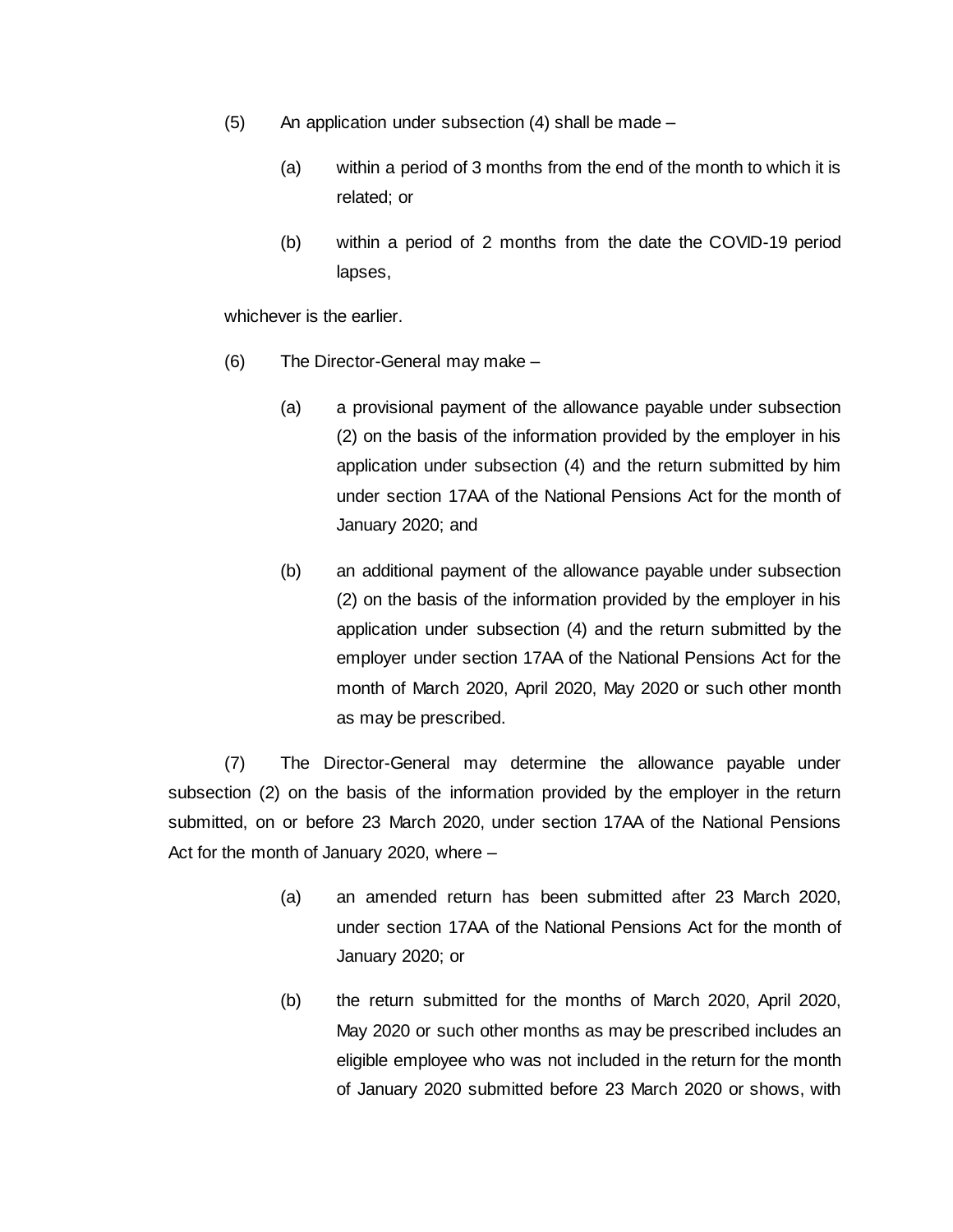(5) An application under subsection (4) shall be made –

(a) within a period of 3 months from the end of the month to which it is related; or

(b) within a period of 2 months from the date the COVID-19 period lapses,

whichever is the earlier.

(6) The Director-General may make –

(a) a provisional payment of the allowance payable under subsection (2) on the basis of the information provided by the employer in his application under subsection (4) and the return submitted by him under section 17AA of the National Pensions Act for the month of January 2020; and

(b) an additional payment of the allowance payable under subsection (2) on the basis of the information provided by the employer in his application under subsection (4) and the return submitted by the employer under section 17AA of the National Pensions Act for the month of March 2020, April 2020, May 2020 or such other month as may be prescribed.

(7) The Director-General may determine the allowance payable under subsection (2) on the basis of the information provided by the employer in the return submitted, on or before 23 March 2020, under section 17AA of the National Pensions Act for the month of January 2020, where –

(a) an amended return has been submitted after 23 March 2020, under section 17AA of the National Pensions Act for the month of January 2020; or

(b) the return submitted for the months of March 2020, April 2020, May 2020 or such other months as may be prescribed includes an eligible employee who was not included in the return for the month of January 2020 submitted before 23 March 2020 or shows, with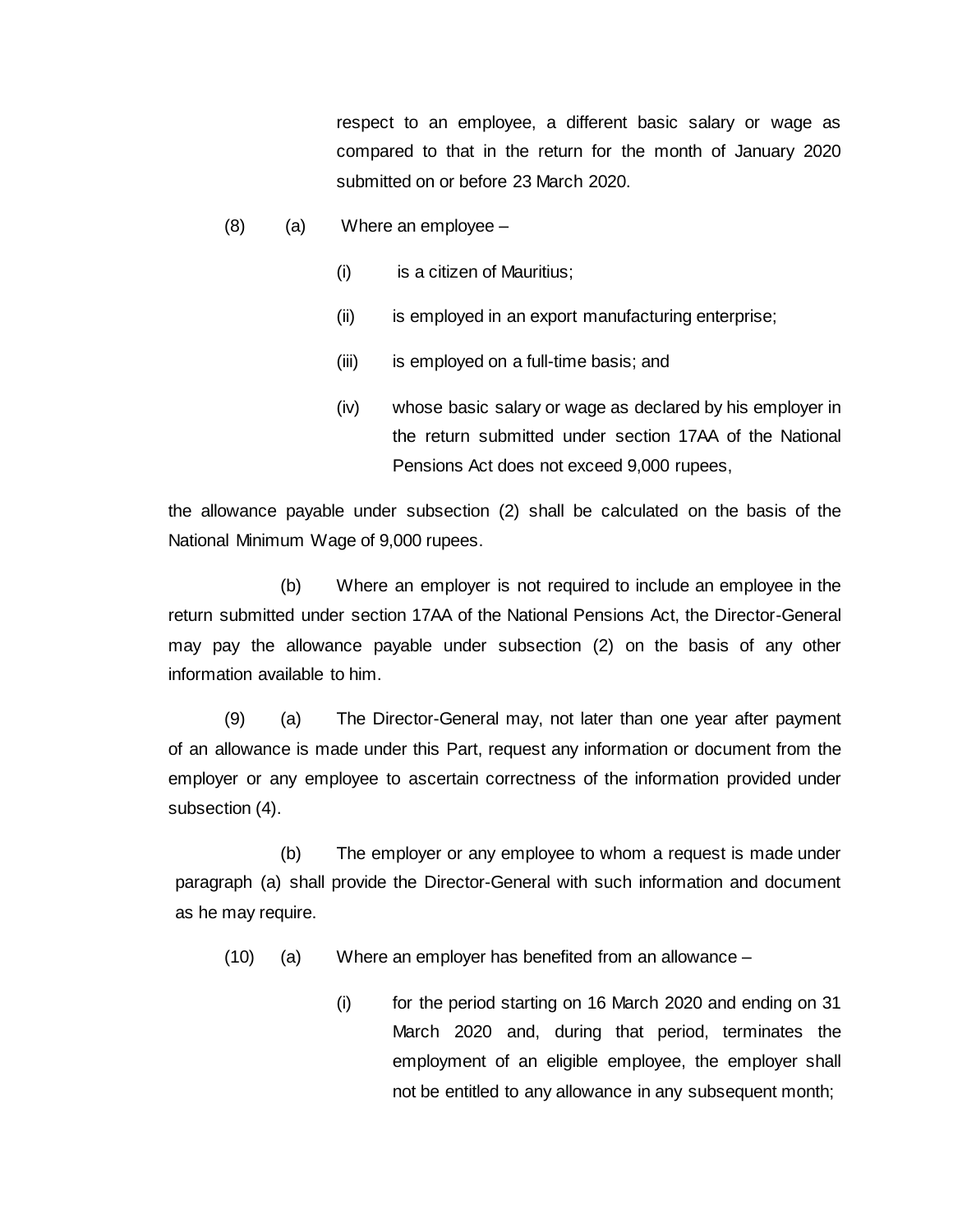respect to an employee, a different basic salary or wage as compared to that in the return for the month of January 2020 submitted on or before 23 March 2020.

(8) (a) Where an employee –

(i) is a citizen of Mauritius;

(ii) is employed in an export manufacturing enterprise;

(iii) is employed on a full-time basis; and

(iv) whose basic salary or wage as declared by his employer in the return submitted under section 17AA of the National Pensions Act does not exceed 9,000 rupees,

the allowance payable under subsection (2) shall be calculated on the basis of the National Minimum Wage of 9,000 rupees.

(b) Where an employer is not required to include an employee in the return submitted under section 17AA of the National Pensions Act, the Director-General may pay the allowance payable under subsection (2) on the basis of any other information available to him.

(9) (a) The Director-General may, not later than one year after payment of an allowance is made under this Part, request any information or document from the employer or any employee to ascertain correctness of the information provided under subsection (4).

(b) The employer or any employee to whom a request is made under paragraph (a) shall provide the Director-General with such information and document as he may require.

(10) (a) Where an employer has benefited from an allowance –

(i) for the period starting on 16 March 2020 and ending on 31 March 2020 and, during that period, terminates the employment of an eligible employee, the employer shall not be entitled to any allowance in any subsequent month;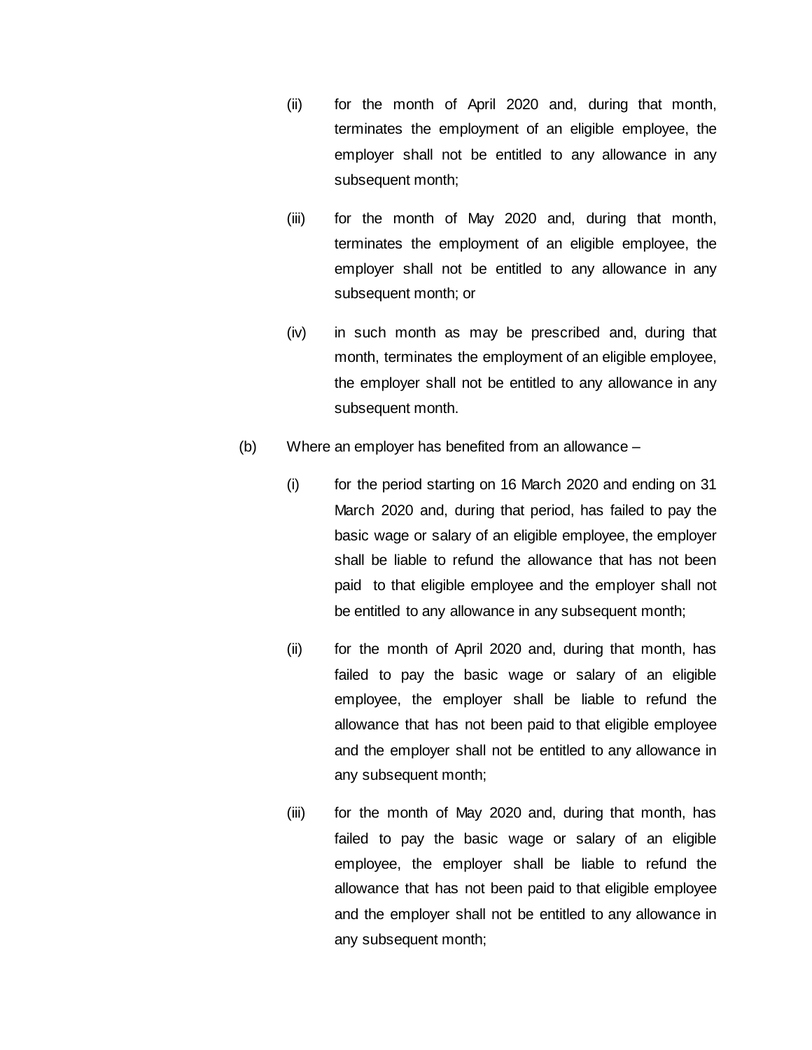(ii) for the month of April 2020 and, during that month, terminates the employment of an eligible employee, the employer shall not be entitled to any allowance in any subsequent month;

(iii) for the month of May 2020 and, during that month, terminates the employment of an eligible employee, the employer shall not be entitled to any allowance in any subsequent month; or

(iv) in such month as may be prescribed and, during that month, terminates the employment of an eligible employee, the employer shall not be entitled to any allowance in any subsequent month.

(b) Where an employer has benefited from an allowance –

(i) for the period starting on 16 March 2020 and ending on 31 March 2020 and, during that period, has failed to pay the basic wage or salary of an eligible employee, the employer shall be liable to refund the allowance that has not been paid to that eligible employee and the employer shall not be entitled to any allowance in any subsequent month;

(ii) for the month of April 2020 and, during that month, has failed to pay the basic wage or salary of an eligible employee, the employer shall be liable to refund the allowance that has not been paid to that eligible employee and the employer shall not be entitled to any allowance in any subsequent month;

(iii) for the month of May 2020 and, during that month, has failed to pay the basic wage or salary of an eligible employee, the employer shall be liable to refund the allowance that has not been paid to that eligible employee and the employer shall not be entitled to any allowance in any subsequent month;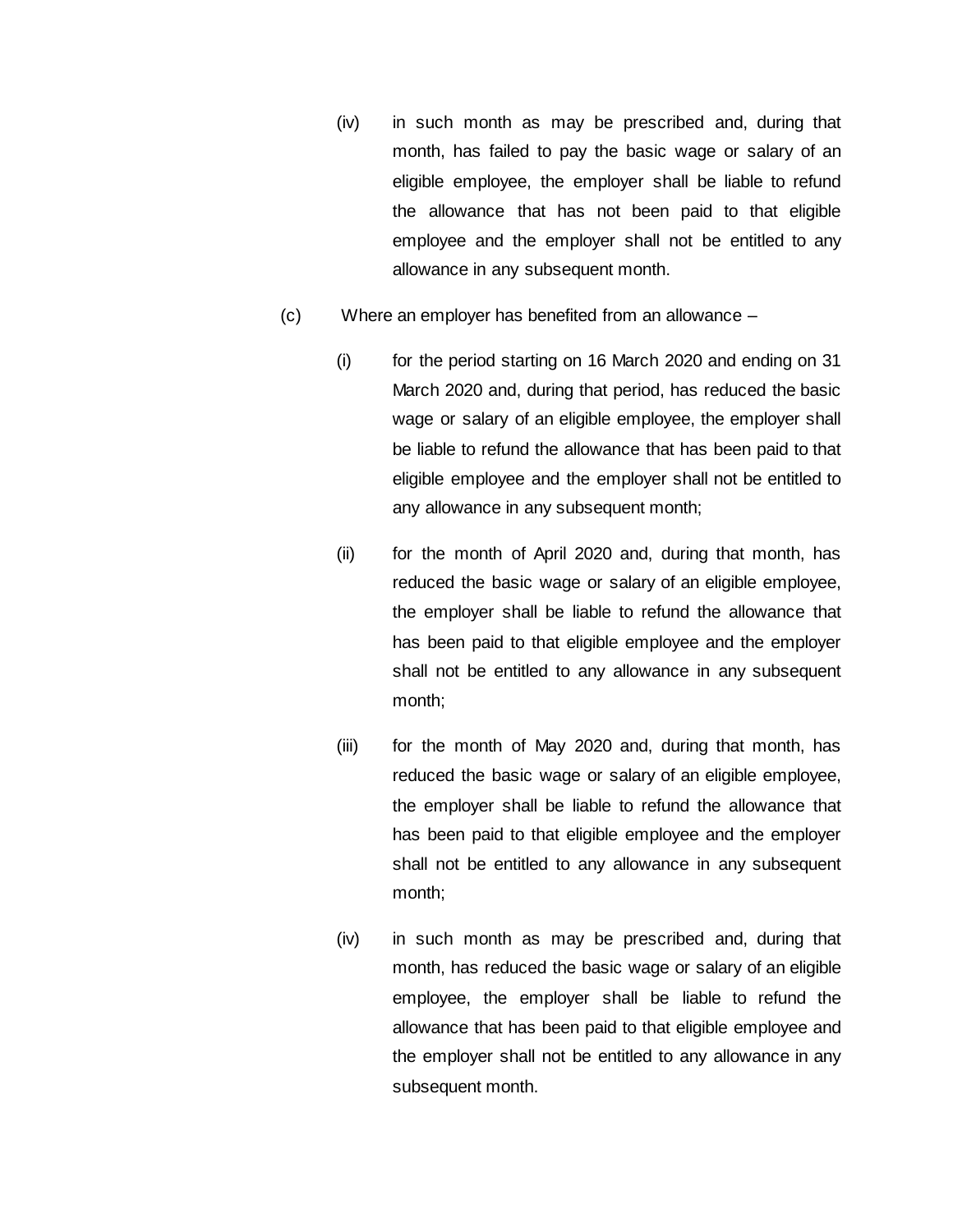(iv) in such month as may be prescribed and, during that month, has failed to pay the basic wage or salary of an eligible employee, the employer shall be liable to refund the allowance that has not been paid to that eligible employee and the employer shall not be entitled to any allowance in any subsequent month.

(c) Where an employer has benefited from an allowance –

(i) for the period starting on 16 March 2020 and ending on 31 March 2020 and, during that period, has reduced the basic wage or salary of an eligible employee, the employer shall be liable to refund the allowance that has been paid to that eligible employee and the employer shall not be entitled to any allowance in any subsequent month;

(ii) for the month of April 2020 and, during that month, has reduced the basic wage or salary of an eligible employee, the employer shall be liable to refund the allowance that has been paid to that eligible employee and the employer shall not be entitled to any allowance in any subsequent month;

(iii) for the month of May 2020 and, during that month, has reduced the basic wage or salary of an eligible employee, the employer shall be liable to refund the allowance that has been paid to that eligible employee and the employer shall not be entitled to any allowance in any subsequent month;

(iv) in such month as may be prescribed and, during that month, has reduced the basic wage or salary of an eligible employee, the employer shall be liable to refund the allowance that has been paid to that eligible employee and the employer shall not be entitled to any allowance in any subsequent month.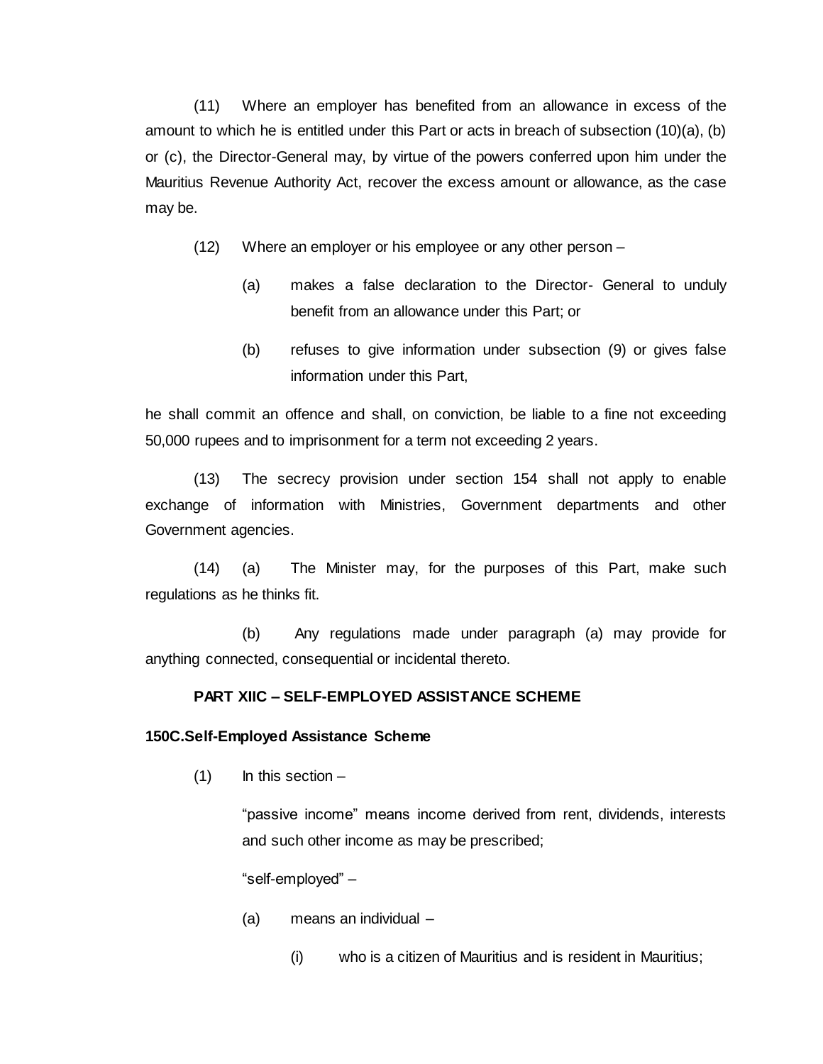(11) Where an employer has benefited from an allowance in excess of the amount to which he is entitled under this Part or acts in breach of subsection (10)(a), (b) or (c), the Director-General may, by virtue of the powers conferred upon him under the Mauritius Revenue Authority Act, recover the excess amount or allowance, as the case may be.

(12) Where an employer or his employee or any other person –

(a) makes a false declaration to the Director- General to unduly benefit from an allowance under this Part; or

(b) refuses to give information under subsection (9) or gives false information under this Part,

he shall commit an offence and shall, on conviction, be liable to a fine not exceeding 50,000 rupees and to imprisonment for a term not exceeding 2 years.

(13) The secrecy provision under section 154 shall not apply to enable exchange of information with Ministries, Government departments and other Government agencies.

(14) (a) The Minister may, for the purposes of this Part, make such regulations as he thinks fit.

(b) Any regulations made under paragraph (a) may provide for anything connected, consequential or incidental thereto.

**PART XIIC – SELF-EMPLOYED ASSISTANCE SCHEME**

**150C. Self-Employed Assistance Scheme**

(1) In this section –

"passive income" means income derived from rent, dividends, interests and such other income as may be prescribed;

"self-employed" –

(a) means an individual –

(i) who is a citizen of Mauritius and is resident in Mauritius;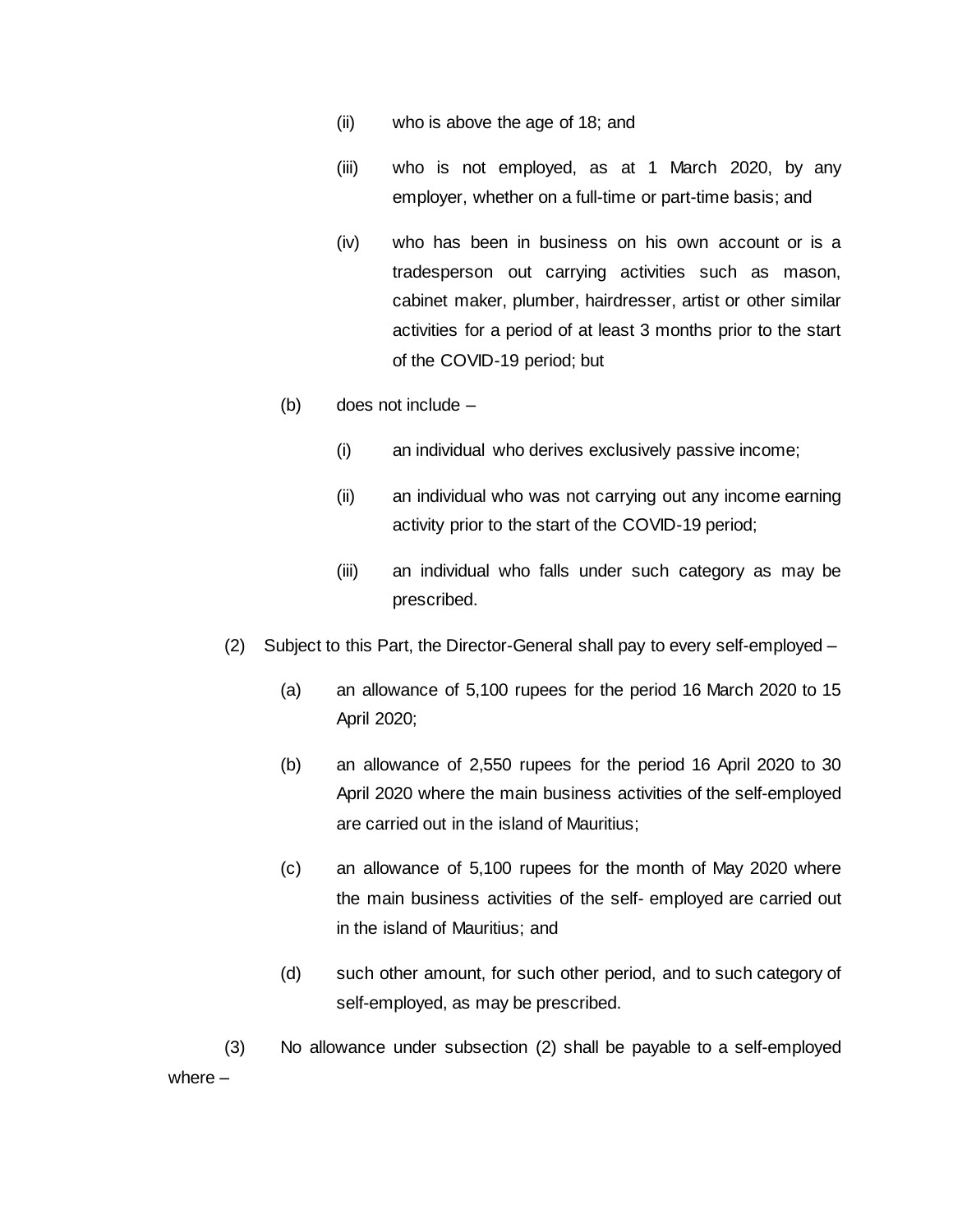(ii) who is above the age of 18; and

(iii) who is not employed, as at 1 March 2020, by any employer, whether on a full-time or part-time basis; and

(iv) who has been in business on his own account or is a tradesperson out carrying activities such as mason, cabinet maker, plumber, hairdresser, artist or other similar activities for a period of at least 3 months prior to the start of the COVID-19 period; but

(b) does not include –

(i) an individual who derives exclusively passive income;

(ii) an individual who was not carrying out any income earning activity prior to the start of the COVID-19 period;

(iii) an individual who falls under such category as may be prescribed.

(2) Subject to this Part, the Director-General shall pay to every self-employed –

(a) an allowance of 5,100 rupees for the period 16 March 2020 to 15 April 2020;

(b) an allowance of 2,550 rupees for the period 16 April 2020 to 30 April 2020 where the main business activities of the self-employed are carried out in the island of Mauritius;

(c) an allowance of 5,100 rupees for the month of May 2020 where the main business activities of the self- employed are carried out in the island of Mauritius; and

(d) such other amount, for such other period, and to such category of self-employed, as may be prescribed.

(3) No allowance under subsection (2) shall be payable to a self-employed where –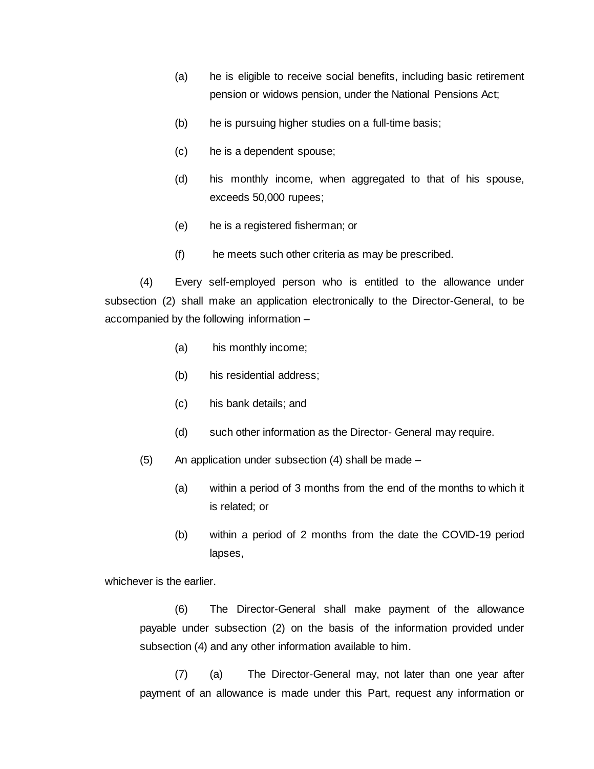(a) he is eligible to receive social benefits, including basic retirement pension or widows pension, under the National Pensions Act;

(b) he is pursuing higher studies on a full-time basis;

(c) he is a dependent spouse;

(d) his monthly income, when aggregated to that of his spouse, exceeds 50,000 rupees;

(e) he is a registered fisherman; or

(f) he meets such other criteria as may be prescribed.

(4) Every self-employed person who is entitled to the allowance under subsection (2) shall make an application electronically to the Director-General, to be accompanied by the following information –

(a) his monthly income;

(b) his residential address;

(c) his bank details; and

(d) such other information as the Director- General may require.

(5) An application under subsection (4) shall be made –

(a) within a period of 3 months from the end of the months to which it is related; or

(b) within a period of 2 months from the date the COVID-19 period lapses,

whichever is the earlier.

(6) The Director-General shall make payment of the allowance payable under subsection (2) on the basis of the information provided under subsection (4) and any other information available to him.

(7) (a) The Director-General may, not later than one year after payment of an allowance is made under this Part, request any information or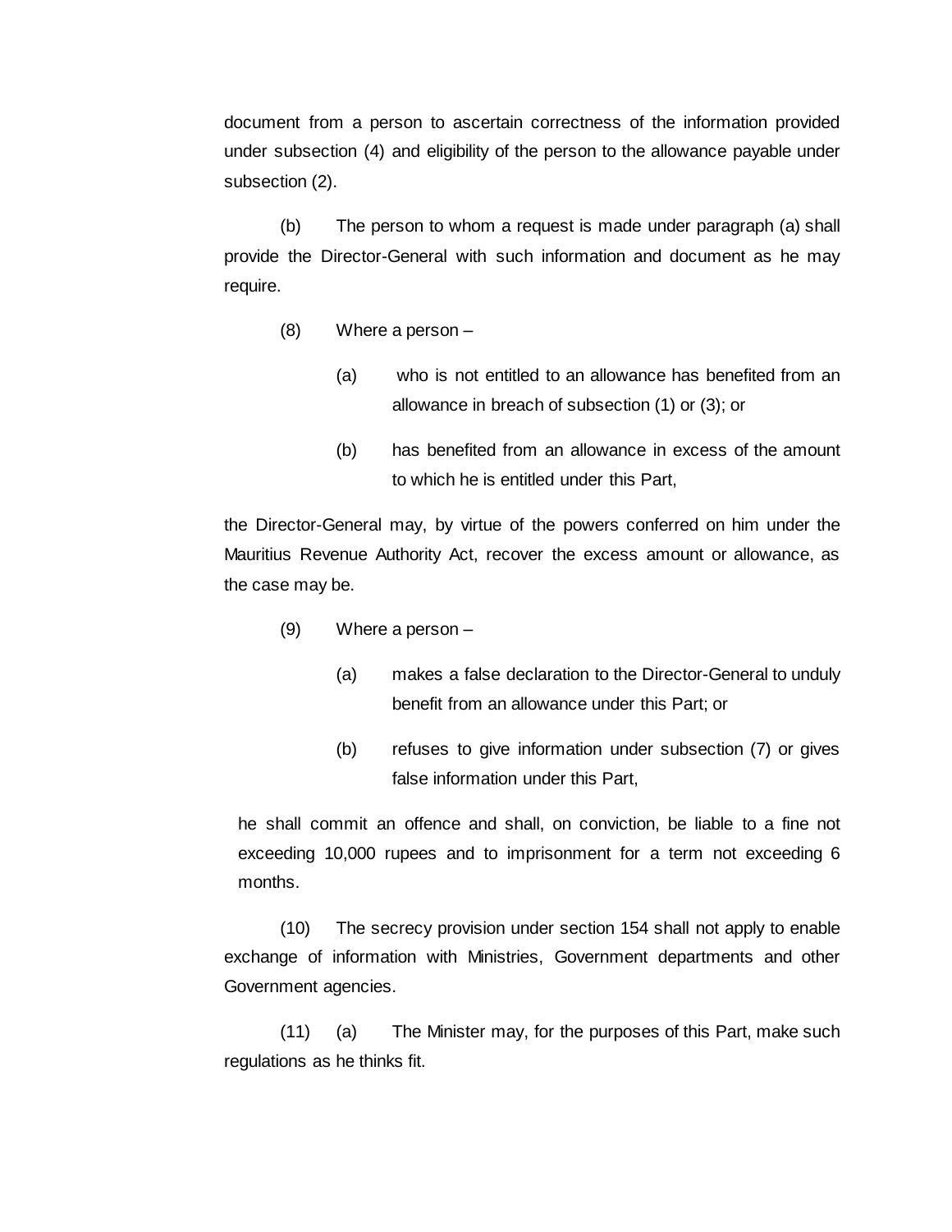document from a person to ascertain correctness of the information provided under subsection (4) and eligibility of the person to the allowance payable under subsection (2).

(b) The person to whom a request is made under paragraph (a) shall provide the Director-General with such information and document as he may require.

(8) Where a person –

(a) who is not entitled to an allowance has benefited from an allowance in breach of subsection (1) or (3); or

(b) has benefited from an allowance in excess of the amount to which he is entitled under this Part,

the Director-General may, by virtue of the powers conferred on him under the Mauritius Revenue Authority Act, recover the excess amount or allowance, as the case may be.

(9) Where a person –

(a) makes a false declaration to the Director-General to unduly benefit from an allowance under this Part; or

(b) refuses to give information under subsection (7) or gives false information under this Part,

he shall commit an offence and shall, on conviction, be liable to a fine not exceeding 10,000 rupees and to imprisonment for a term not exceeding 6 months.

(10) The secrecy provision under section 154 shall not apply to enable exchange of information with Ministries, Government departments and other Government agencies.

(11) (a) The Minister may, for the purposes of this Part, make such regulations as he thinks fit.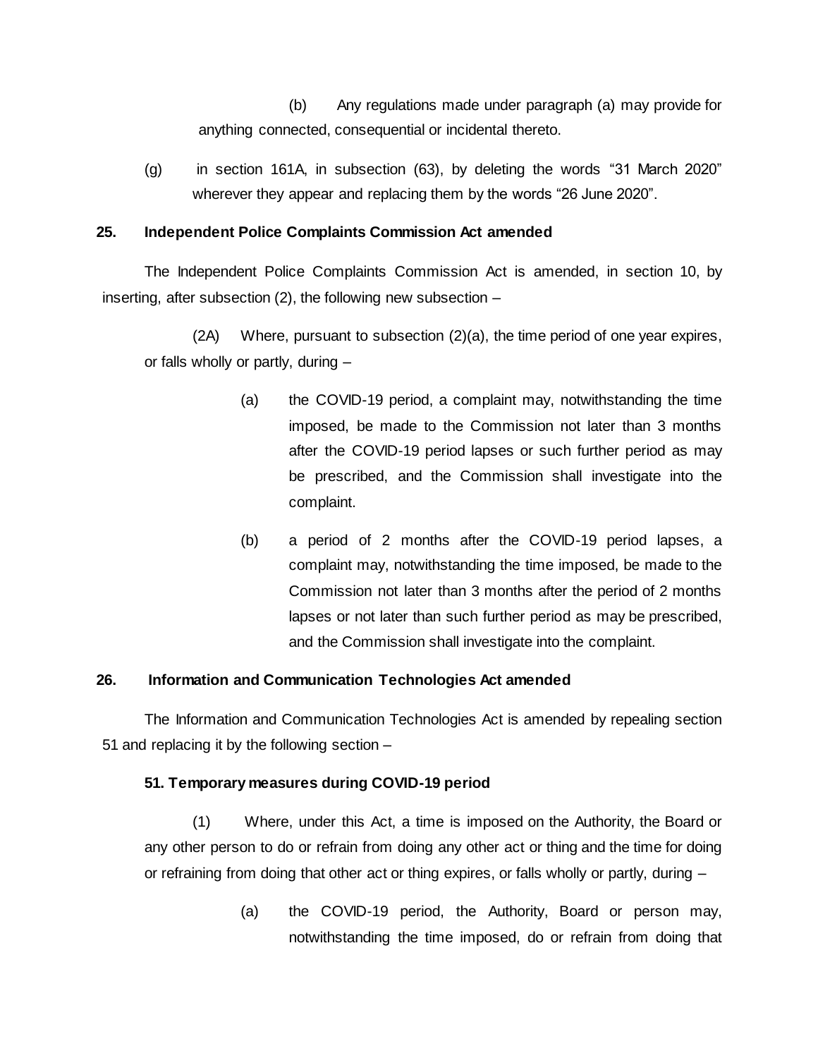(b) Any regulations made under paragraph (a) may provide for anything connected, consequential or incidental thereto.

(g) in section 161A, in subsection (63), by deleting the words "31 March 2020" wherever they appear and replacing them by the words "26 June 2020".

**25. Independent Police Complaints Commission Act amended**

The Independent Police Complaints Commission Act is amended, in section 10, by inserting, after subsection (2), the following new subsection –

(2A) Where, pursuant to subsection (2)(a), the time period of one year expires, or falls wholly or partly, during –

(a) the COVID-19 period, a complaint may, notwithstanding the time imposed, be made to the Commission not later than 3 months after the COVID-19 period lapses or such further period as may be prescribed, and the Commission shall investigate into the complaint.

(b) a period of 2 months after the COVID-19 period lapses, a complaint may, notwithstanding the time imposed, be made to the Commission not later than 3 months after the period of 2 months lapses or not later than such further period as may be prescribed, and the Commission shall investigate into the complaint.

**26. Information and Communication Technologies Act amended**

The Information and Communication Technologies Act is amended by repealing section 51 and replacing it by the following section –

**51. Temporary measures during COVID-19 period**

(1) Where, under this Act, a time is imposed on the Authority, the Board or any other person to do or refrain from doing any other act or thing and the time for doing or refraining from doing that other act or thing expires, or falls wholly or partly, during –

(a) the COVID-19 period, the Authority, Board or person may, notwithstanding the time imposed, do or refrain from doing that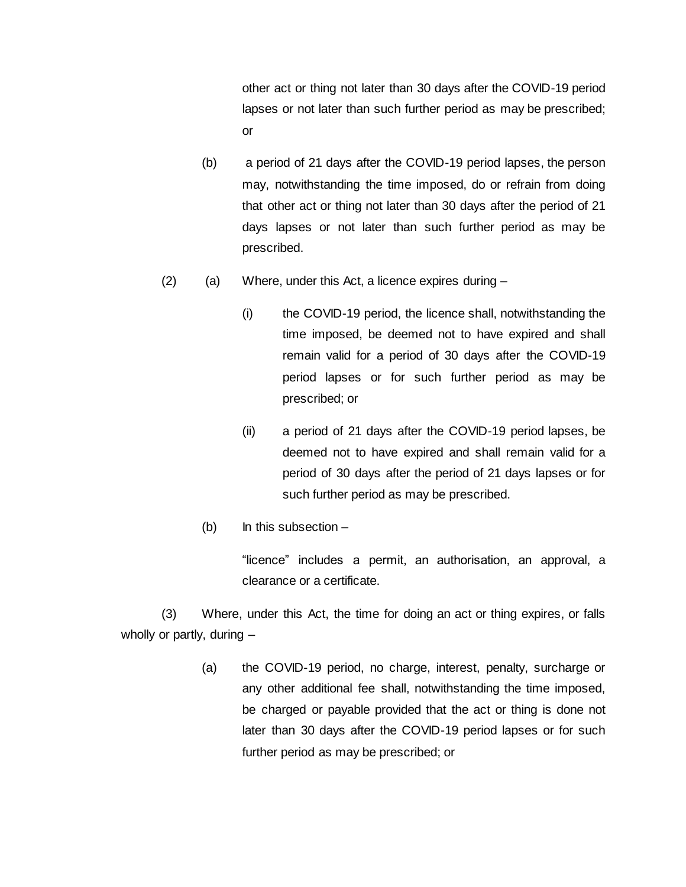other act or thing not later than 30 days after the COVID-19 period lapses or not later than such further period as may be prescribed; or

(b) a period of 21 days after the COVID-19 period lapses, the person may, notwithstanding the time imposed, do or refrain from doing that other act or thing not later than 30 days after the period of 21 days lapses or not later than such further period as may be prescribed.

(2) (a) Where, under this Act, a licence expires during –

(i) the COVID-19 period, the licence shall, notwithstanding the time imposed, be deemed not to have expired and shall remain valid for a period of 30 days after the COVID-19 period lapses or for such further period as may be prescribed; or

(ii) a period of 21 days after the COVID-19 period lapses, be deemed not to have expired and shall remain valid for a period of 30 days after the period of 21 days lapses or for such further period as may be prescribed.

(b) In this subsection –

"licence" includes a permit, an authorisation, an approval, a clearance or a certificate.

(3) Where, under this Act, the time for doing an act or thing expires, or falls wholly or partly, during –

(a) the COVID-19 period, no charge, interest, penalty, surcharge or any other additional fee shall, notwithstanding the time imposed, be charged or payable provided that the act or thing is done not later than 30 days after the COVID-19 period lapses or for such further period as may be prescribed; or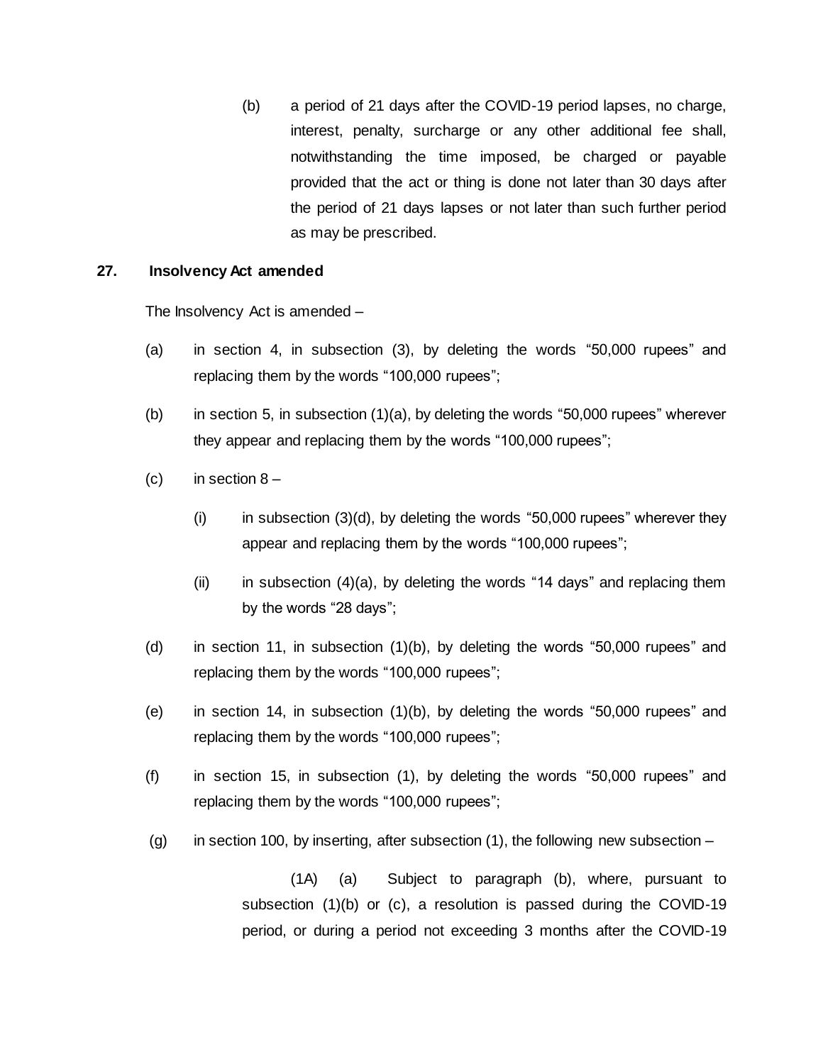(b) a period of 21 days after the COVID-19 period lapses, no charge, interest, penalty, surcharge or any other additional fee shall, notwithstanding the time imposed, be charged or payable provided that the act or thing is done not later than 30 days after the period of 21 days lapses or not later than such further period as may be prescribed.

**27. Insolvency Act amended**

The Insolvency Act is amended –

(a) in section 4, in subsection (3), by deleting the words "50,000 rupees" and replacing them by the words "100,000 rupees";

(b) in section 5, in subsection (1)(a), by deleting the words "50,000 rupees" wherever they appear and replacing them by the words "100,000 rupees";

(c) in section 8 –

(i) in subsection (3)(d), by deleting the words "50,000 rupees" wherever they appear and replacing them by the words "100,000 rupees";

(ii) in subsection (4)(a), by deleting the words "14 days" and replacing them by the words "28 days";

(d) in section 11, in subsection (1)(b), by deleting the words "50,000 rupees" and replacing them by the words "100,000 rupees";

(e) in section 14, in subsection (1)(b), by deleting the words "50,000 rupees" and replacing them by the words "100,000 rupees";

(f) in section 15, in subsection (1), by deleting the words "50,000 rupees" and replacing them by the words "100,000 rupees";

(g) in section 100, by inserting, after subsection (1), the following new subsection –

(1A) (a) Subject to paragraph (b), where, pursuant to subsection (1)(b) or (c), a resolution is passed during the COVID-19 period, or during a period not exceeding 3 months after the COVID-19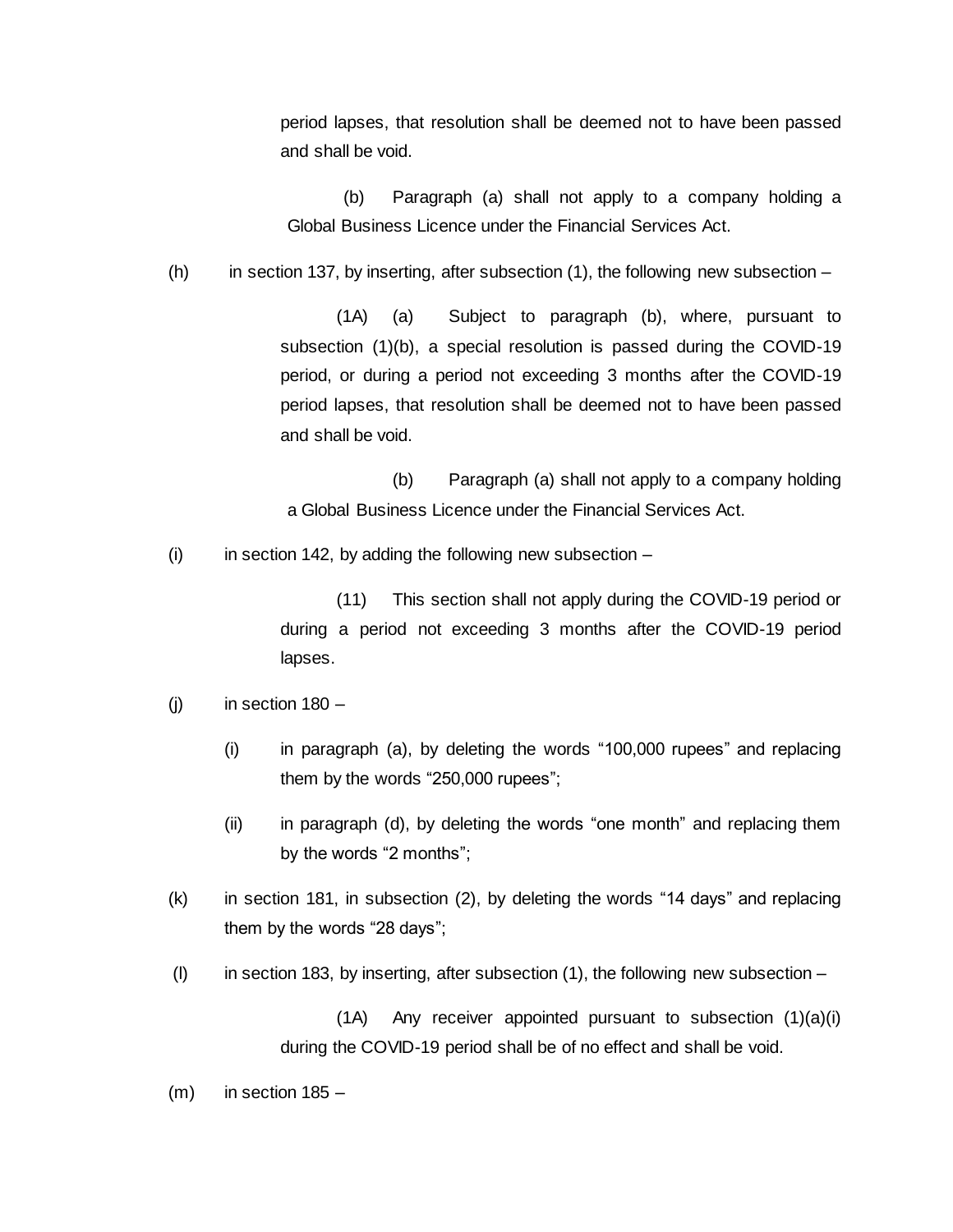period lapses, that resolution shall be deemed not to have been passed and shall be void.

(b) Paragraph (a) shall not apply to a company holding a Global Business Licence under the Financial Services Act.

(h) in section 137, by inserting, after subsection (1), the following new subsection –

(1A) (a) Subject to paragraph (b), where, pursuant to subsection (1)(b), a special resolution is passed during the COVID-19 period, or during a period not exceeding 3 months after the COVID-19 period lapses, that resolution shall be deemed not to have been passed and shall be void.

(b) Paragraph (a) shall not apply to a company holding a Global Business Licence under the Financial Services Act.

(i) in section 142, by adding the following new subsection –

(11) This section shall not apply during the COVID-19 period or during a period not exceeding 3 months after the COVID-19 period lapses.

(j) in section 180 –

(i) in paragraph (a), by deleting the words "100,000 rupees" and replacing them by the words "250,000 rupees";

(ii) in paragraph (d), by deleting the words "one month" and replacing them by the words "2 months";

(k) in section 181, in subsection (2), by deleting the words "14 days" and replacing them by the words "28 days";

(l) in section 183, by inserting, after subsection (1), the following new subsection –

(1A) Any receiver appointed pursuant to subsection (1)(a)(i) during the COVID-19 period shall be of no effect and shall be void.

(m) in section 185 –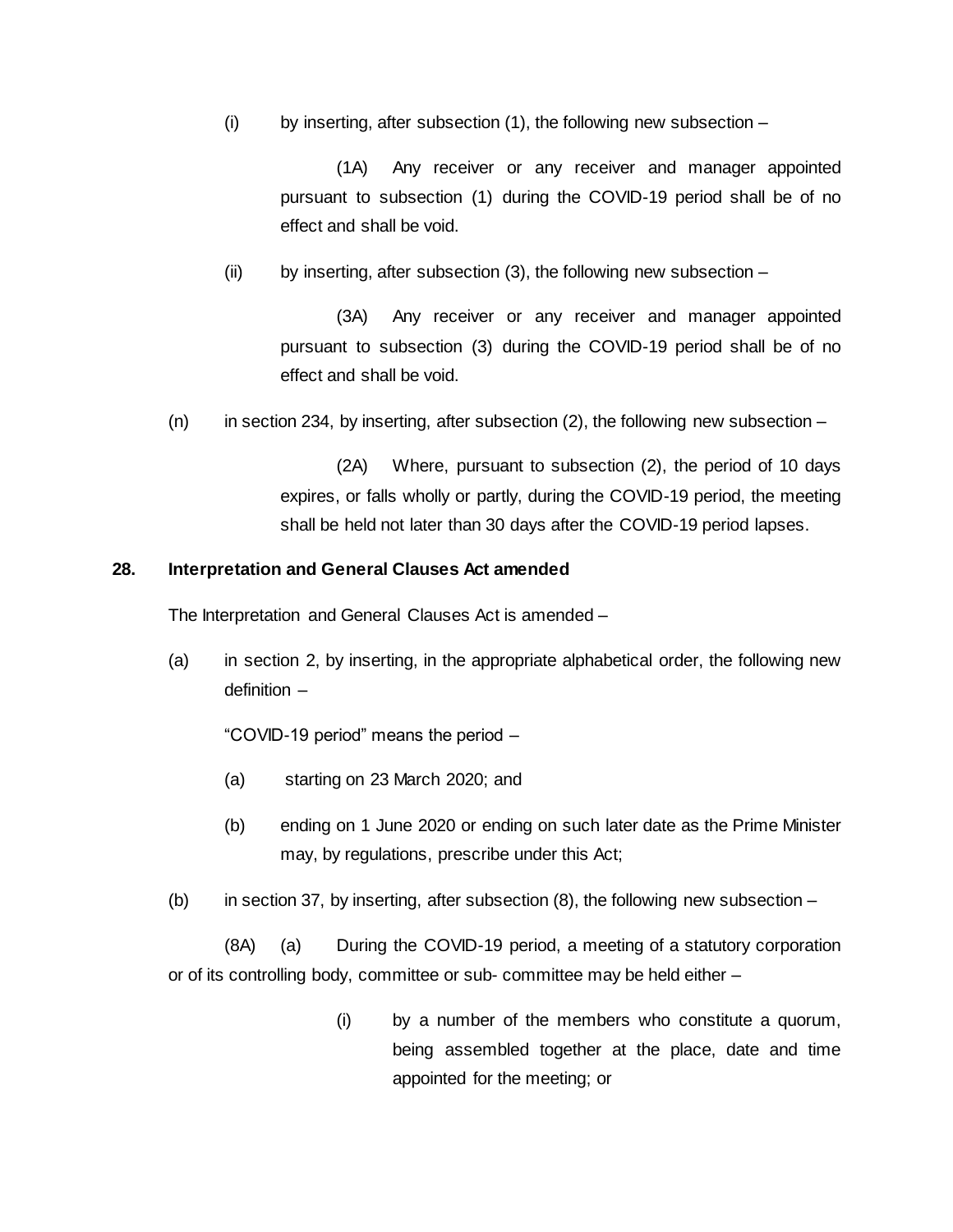(i) by inserting, after subsection (1), the following new subsection –

> (1A) Any receiver or any receiver and manager appointed pursuant to subsection (1) during the COVID-19 period shall be of no effect and shall be void.

(ii) by inserting, after subsection (3), the following new subsection –

> (3A) Any receiver or any receiver and manager appointed pursuant to subsection (3) during the COVID-19 period shall be of no effect and shall be void.

(n) in section 234, by inserting, after subsection (2), the following new subsection –

> (2A) Where, pursuant to subsection (2), the period of 10 days expires, or falls wholly or partly, during the COVID-19 period, the meeting shall be held not later than 30 days after the COVID-19 period lapses.

**28. Interpretation and General Clauses Act amended**

The Interpretation and General Clauses Act is amended –

(a) in section 2, by inserting, in the appropriate alphabetical order, the following new definition –

"COVID-19 period" means the period –

(a) starting on 23 March 2020; and

(b) ending on 1 June 2020 or ending on such later date as the Prime Minister may, by regulations, prescribe under this Act;

(b) in section 37, by inserting, after subsection (8), the following new subsection –

(8A) (a) During the COVID-19 period, a meeting of a statutory corporation or of its controlling body, committee or sub- committee may be held either –

(i) by a number of the members who constitute a quorum, being assembled together at the place, date and time appointed for the meeting; or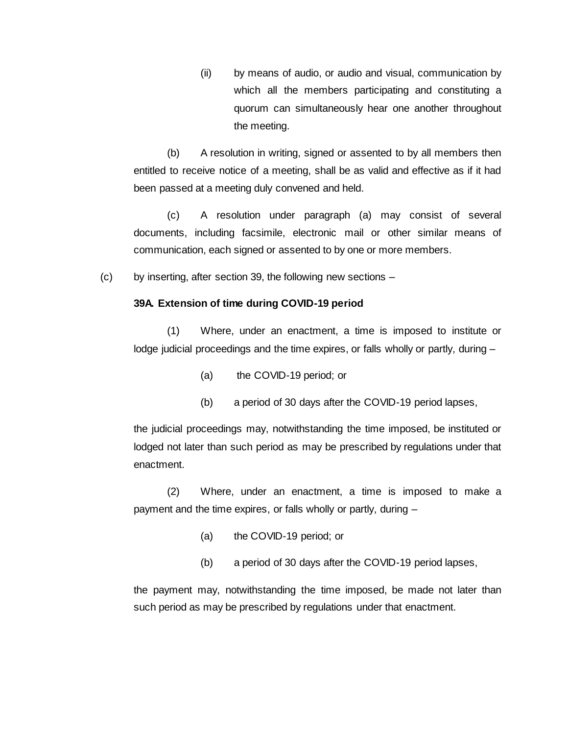(ii) by means of audio, or audio and visual, communication by which all the members participating and constituting a quorum can simultaneously hear one another throughout the meeting.

(b) A resolution in writing, signed or assented to by all members then entitled to receive notice of a meeting, shall be as valid and effective as if it had been passed at a meeting duly convened and held.

(c) A resolution under paragraph (a) may consist of several documents, including facsimile, electronic mail or other similar means of communication, each signed or assented to by one or more members.

(c) by inserting, after section 39, the following new sections –

**39A. Extension of time during COVID-19 period**

(1) Where, under an enactment, a time is imposed to institute or lodge judicial proceedings and the time expires, or falls wholly or partly, during –

(a) the COVID-19 period; or

(b) a period of 30 days after the COVID-19 period lapses,

the judicial proceedings may, notwithstanding the time imposed, be instituted or lodged not later than such period as may be prescribed by regulations under that enactment.

(2) Where, under an enactment, a time is imposed to make a payment and the time expires, or falls wholly or partly, during –

(a) the COVID-19 period; or

(b) a period of 30 days after the COVID-19 period lapses,

the payment may, notwithstanding the time imposed, be made not later than such period as may be prescribed by regulations under that enactment.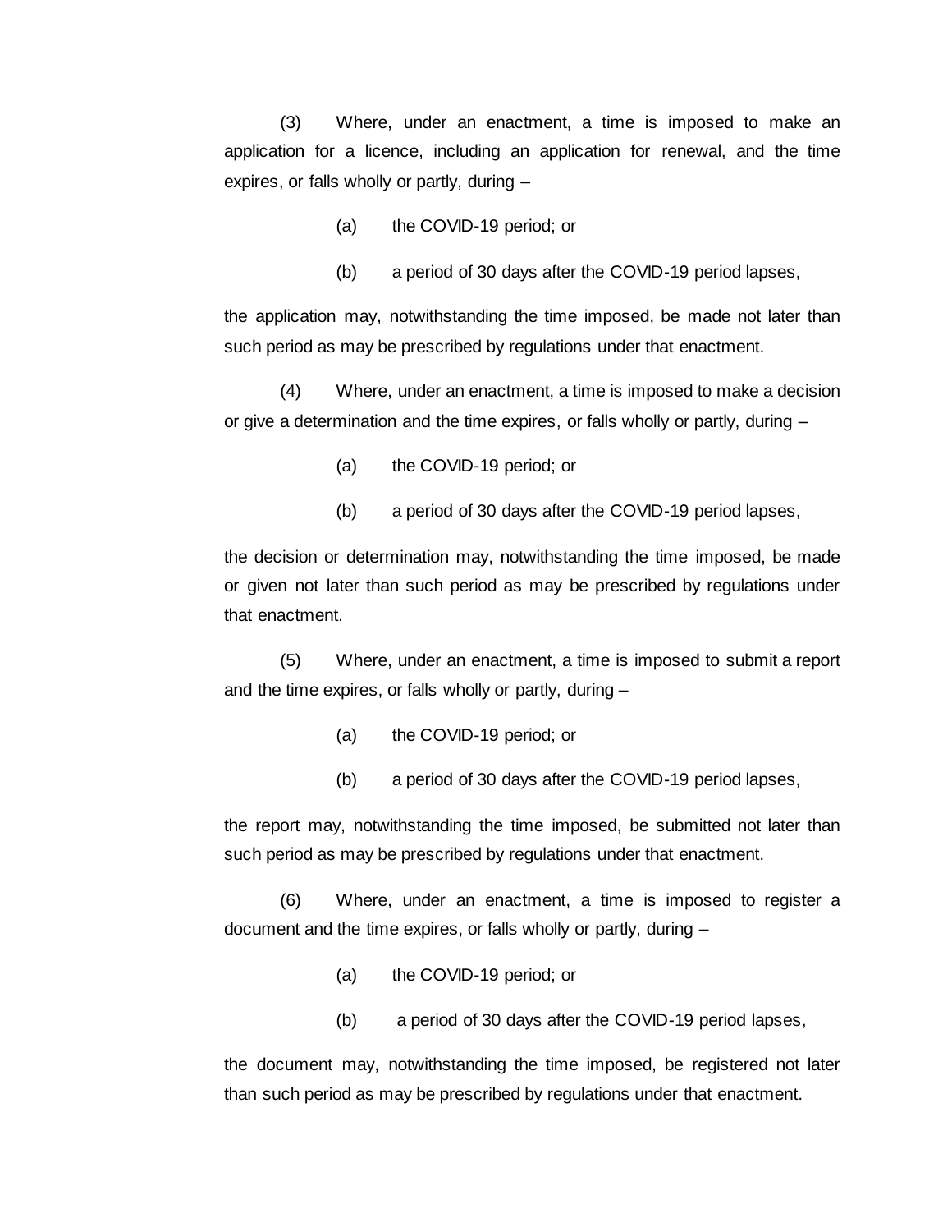(3) Where, under an enactment, a time is imposed to make an application for a licence, including an application for renewal, and the time expires, or falls wholly or partly, during –

(a) the COVID-19 period; or

(b) a period of 30 days after the COVID-19 period lapses,

the application may, notwithstanding the time imposed, be made not later than such period as may be prescribed by regulations under that enactment.

(4) Where, under an enactment, a time is imposed to make a decision or give a determination and the time expires, or falls wholly or partly, during –

(a) the COVID-19 period; or

(b) a period of 30 days after the COVID-19 period lapses,

the decision or determination may, notwithstanding the time imposed, be made or given not later than such period as may be prescribed by regulations under that enactment.

(5) Where, under an enactment, a time is imposed to submit a report and the time expires, or falls wholly or partly, during –

(a) the COVID-19 period; or

(b) a period of 30 days after the COVID-19 period lapses,

the report may, notwithstanding the time imposed, be submitted not later than such period as may be prescribed by regulations under that enactment.

(6) Where, under an enactment, a time is imposed to register a document and the time expires, or falls wholly or partly, during –

(a) the COVID-19 period; or

(b) a period of 30 days after the COVID-19 period lapses,

the document may, notwithstanding the time imposed, be registered not later than such period as may be prescribed by regulations under that enactment.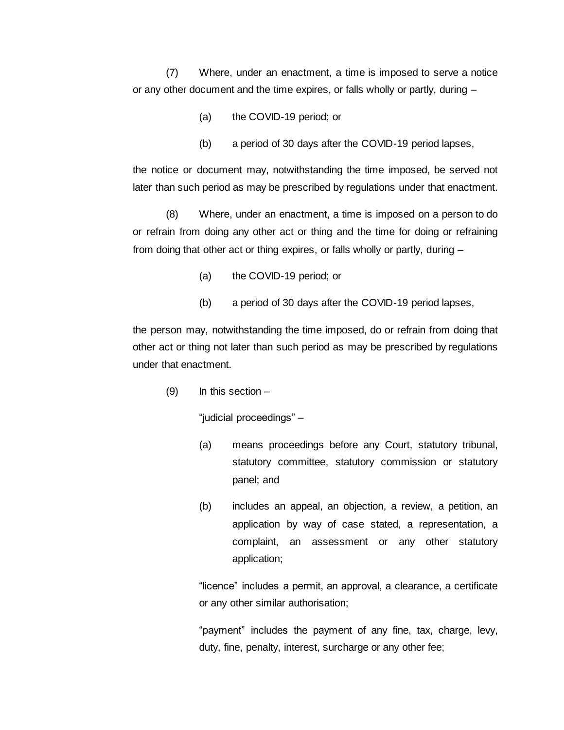(7) Where, under an enactment, a time is imposed to serve a notice or any other document and the time expires, or falls wholly or partly, during –

(a) the COVID-19 period; or

(b) a period of 30 days after the COVID-19 period lapses,

the notice or document may, notwithstanding the time imposed, be served not later than such period as may be prescribed by regulations under that enactment.

(8) Where, under an enactment, a time is imposed on a person to do or refrain from doing any other act or thing and the time for doing or refraining from doing that other act or thing expires, or falls wholly or partly, during –

(a) the COVID-19 period; or

(b) a period of 30 days after the COVID-19 period lapses,

the person may, notwithstanding the time imposed, do or refrain from doing that other act or thing not later than such period as may be prescribed by regulations under that enactment.

(9) In this section –

"judicial proceedings" –

(a) means proceedings before any Court, statutory tribunal, statutory committee, statutory commission or statutory panel; and

(b) includes an appeal, an objection, a review, a petition, an application by way of case stated, a representation, a complaint, an assessment or any other statutory application;

"licence" includes a permit, an approval, a clearance, a certificate or any other similar authorisation;

"payment" includes the payment of any fine, tax, charge, levy, duty, fine, penalty, interest, surcharge or any other fee;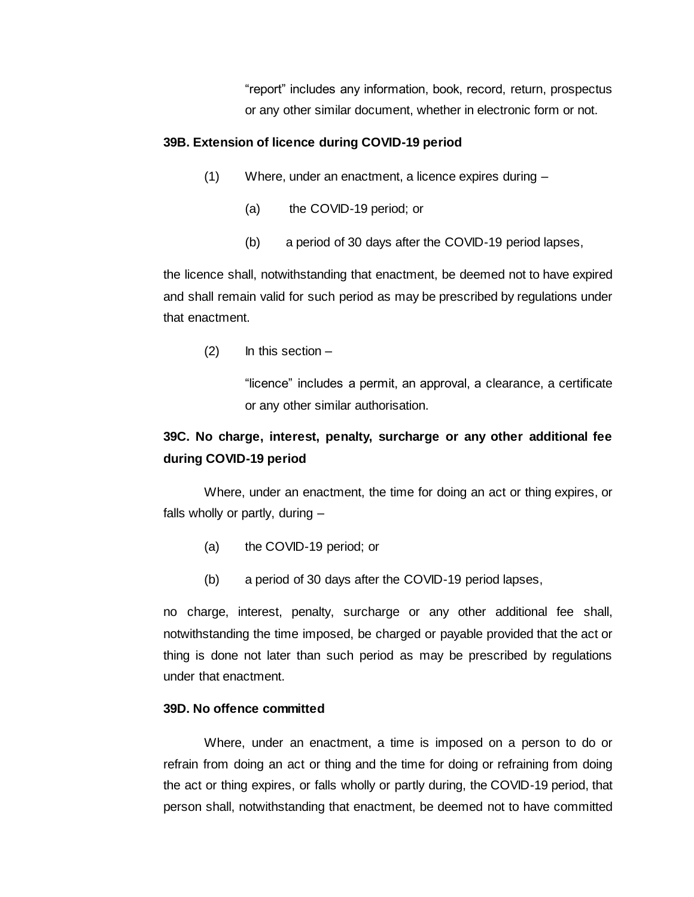"report" includes any information, book, record, return, prospectus or any other similar document, whether in electronic form or not.

**39B. Extension of licence during COVID-19 period**

(1) Where, under an enactment, a licence expires during –

(a) the COVID-19 period; or

(b) a period of 30 days after the COVID-19 period lapses,

the licence shall, notwithstanding that enactment, be deemed not to have expired and shall remain valid for such period as may be prescribed by regulations under that enactment.

(2) In this section –

"licence" includes a permit, an approval, a clearance, a certificate or any other similar authorisation.

**39C. No charge, interest, penalty, surcharge or any other additional fee during COVID-19 period**

Where, under an enactment, the time for doing an act or thing expires, or falls wholly or partly, during –

(a) the COVID-19 period; or

(b) a period of 30 days after the COVID-19 period lapses,

no charge, interest, penalty, surcharge or any other additional fee shall, notwithstanding the time imposed, be charged or payable provided that the act or thing is done not later than such period as may be prescribed by regulations under that enactment.

**39D. No offence committed**

Where, under an enactment, a time is imposed on a person to do or refrain from doing an act or thing and the time for doing or refraining from doing the act or thing expires, or falls wholly or partly during, the COVID-19 period, that person shall, notwithstanding that enactment, be deemed not to have committed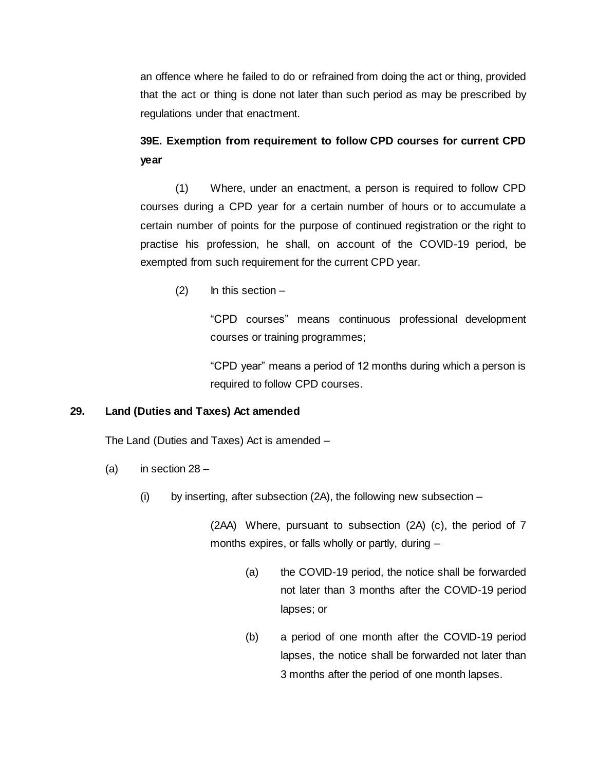an offence where he failed to do or refrained from doing the act or thing, provided that the act or thing is done not later than such period as may be prescribed by regulations under that enactment.

**39E. Exemption from requirement to follow CPD courses for current CPD year**

(1) Where, under an enactment, a person is required to follow CPD courses during a CPD year for a certain number of hours or to accumulate a certain number of points for the purpose of continued registration or the right to practise his profession, he shall, on account of the COVID-19 period, be exempted from such requirement for the current CPD year.

(2) In this section –

"CPD courses" means continuous professional development courses or training programmes;

"CPD year" means a period of 12 months during which a person is required to follow CPD courses.

**29. Land (Duties and Taxes) Act amended**

The Land (Duties and Taxes) Act is amended –

(a) in section 28 –

(i) by inserting, after subsection (2A), the following new subsection –

(2AA) Where, pursuant to subsection (2A) (c), the period of 7 months expires, or falls wholly or partly, during –

(a) the COVID-19 period, the notice shall be forwarded not later than 3 months after the COVID-19 period lapses; or

(b) a period of one month after the COVID-19 period lapses, the notice shall be forwarded not later than 3 months after the period of one month lapses.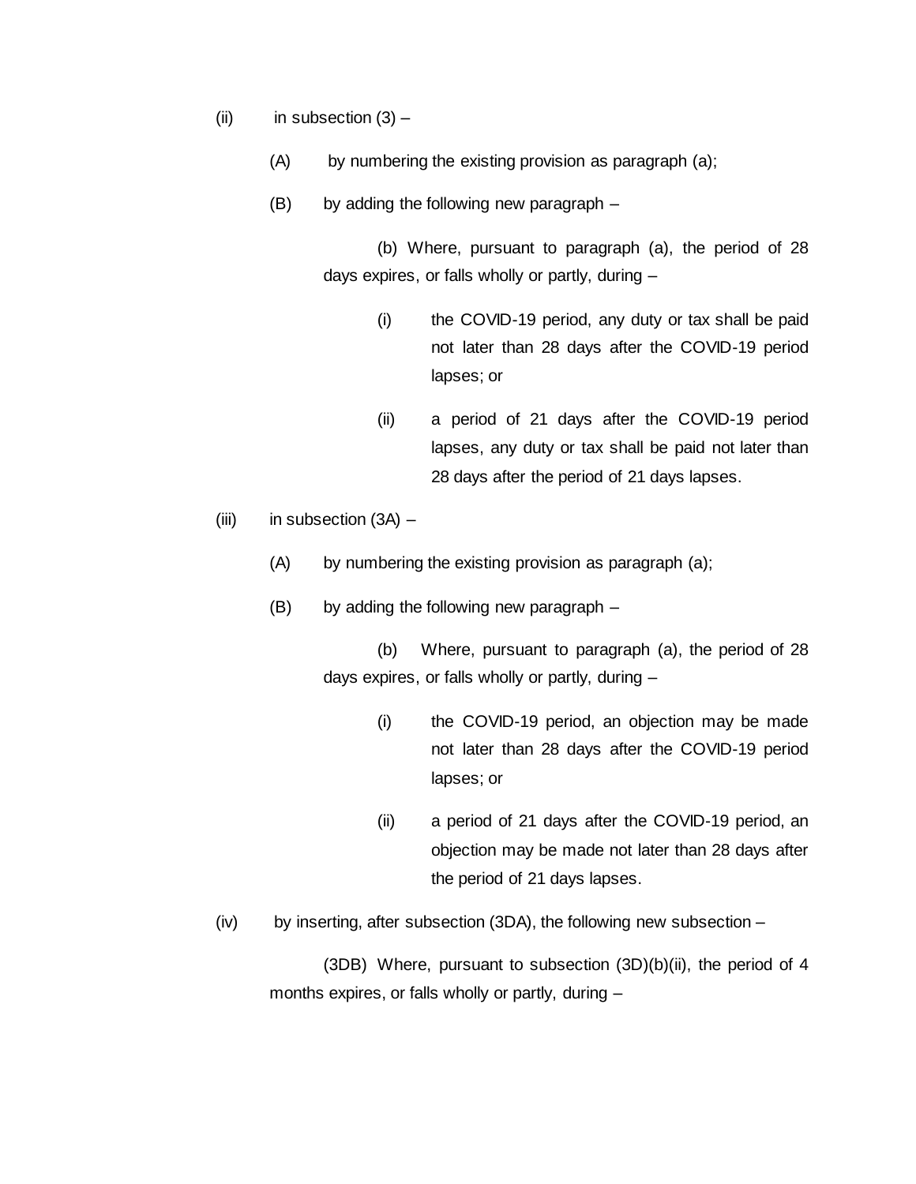(ii) in subsection (3) –

(A) by numbering the existing provision as paragraph (a);

(B) by adding the following new paragraph –

(b) Where, pursuant to paragraph (a), the period of 28 days expires, or falls wholly or partly, during –

(i) the COVID-19 period, any duty or tax shall be paid not later than 28 days after the COVID-19 period lapses; or

(ii) a period of 21 days after the COVID-19 period lapses, any duty or tax shall be paid not later than 28 days after the period of 21 days lapses.

(iii) in subsection (3A) –

(A) by numbering the existing provision as paragraph (a);

(B) by adding the following new paragraph –

(b) Where, pursuant to paragraph (a), the period of 28 days expires, or falls wholly or partly, during –

(i) the COVID-19 period, an objection may be made not later than 28 days after the COVID-19 period lapses; or

(ii) a period of 21 days after the COVID-19 period, an objection may be made not later than 28 days after the period of 21 days lapses.

(iv) by inserting, after subsection (3DA), the following new subsection –

(3DB) Where, pursuant to subsection (3D)(b)(ii), the period of 4 months expires, or falls wholly or partly, during –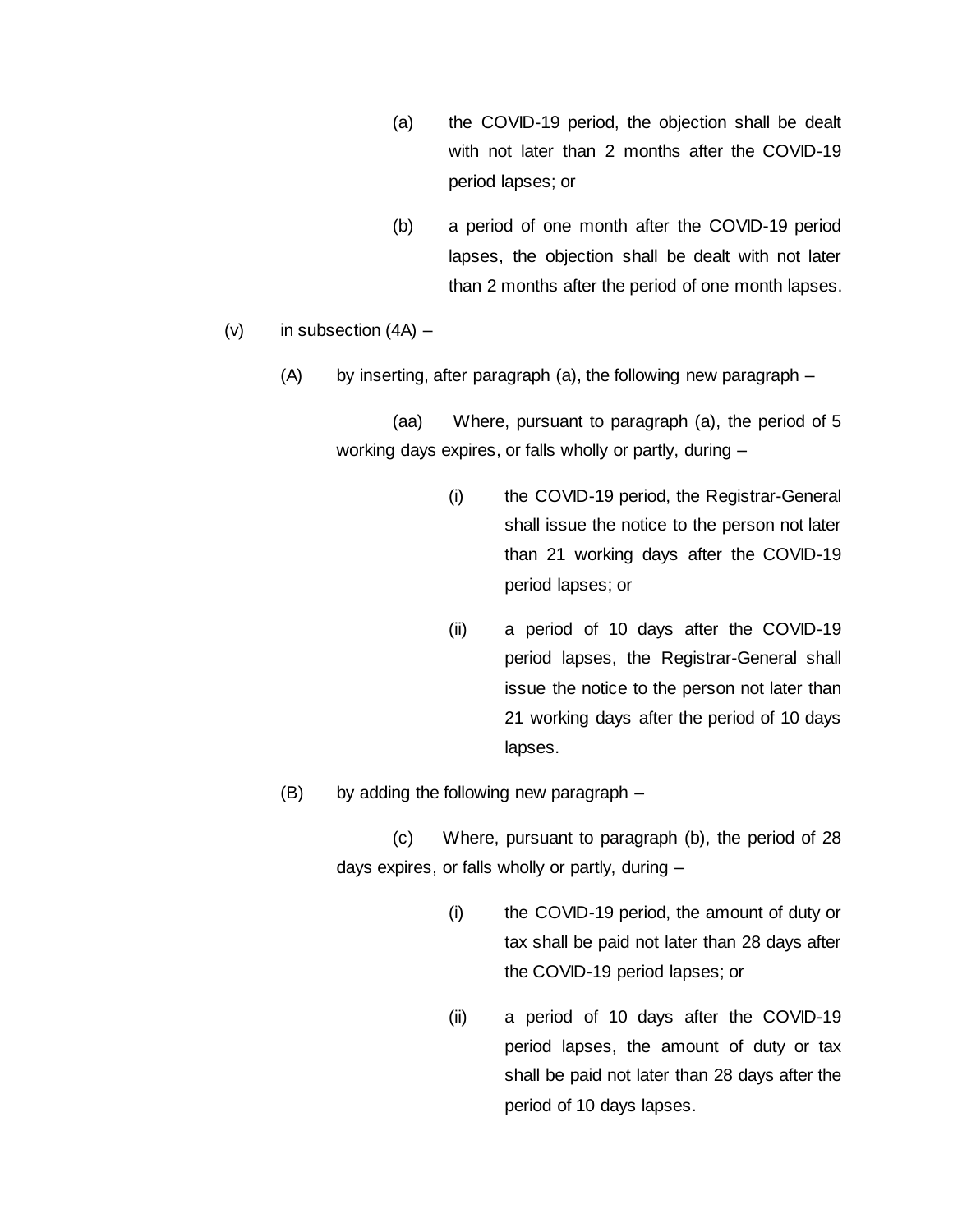(a) the COVID-19 period, the objection shall be dealt with not later than 2 months after the COVID-19 period lapses; or

(b) a period of one month after the COVID-19 period lapses, the objection shall be dealt with not later than 2 months after the period of one month lapses.

(v) in subsection (4A) –

(A) by inserting, after paragraph (a), the following new paragraph –

(aa) Where, pursuant to paragraph (a), the period of 5 working days expires, or falls wholly or partly, during –

(i) the COVID-19 period, the Registrar-General shall issue the notice to the person not later than 21 working days after the COVID-19 period lapses; or

(ii) a period of 10 days after the COVID-19 period lapses, the Registrar-General shall issue the notice to the person not later than 21 working days after the period of 10 days lapses.

(B) by adding the following new paragraph –

(c) Where, pursuant to paragraph (b), the period of 28 days expires, or falls wholly or partly, during –

(i) the COVID-19 period, the amount of duty or tax shall be paid not later than 28 days after the COVID-19 period lapses; or

(ii) a period of 10 days after the COVID-19 period lapses, the amount of duty or tax shall be paid not later than 28 days after the period of 10 days lapses.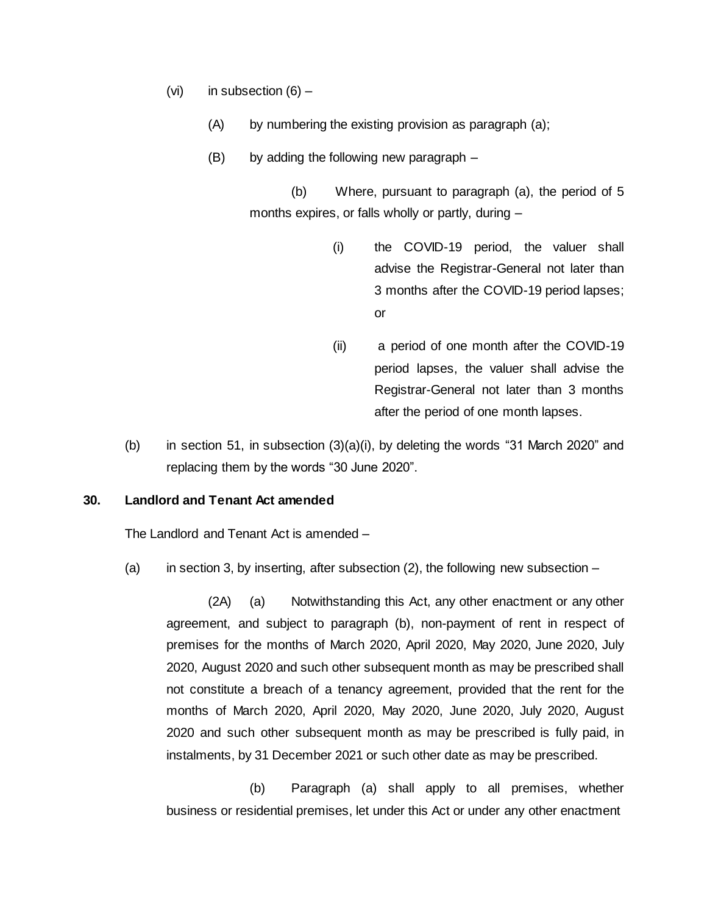(vi) in subsection (6) –

(A) by numbering the existing provision as paragraph (a);

(B) by adding the following new paragraph –

(b) Where, pursuant to paragraph (a), the period of 5 months expires, or falls wholly or partly, during –

(i) the COVID-19 period, the valuer shall advise the Registrar-General not later than 3 months after the COVID-19 period lapses; or

(ii) a period of one month after the COVID-19 period lapses, the valuer shall advise the Registrar-General not later than 3 months after the period of one month lapses.

(b) in section 51, in subsection (3)(a)(i), by deleting the words "31 March 2020" and replacing them by the words "30 June 2020".

**30. Landlord and Tenant Act amended**

The Landlord and Tenant Act is amended –

(a) in section 3, by inserting, after subsection (2), the following new subsection –

(2A) (a) Notwithstanding this Act, any other enactment or any other agreement, and subject to paragraph (b), non-payment of rent in respect of premises for the months of March 2020, April 2020, May 2020, June 2020, July 2020, August 2020 and such other subsequent month as may be prescribed shall not constitute a breach of a tenancy agreement, provided that the rent for the months of March 2020, April 2020, May 2020, June 2020, July 2020, August 2020 and such other subsequent month as may be prescribed is fully paid, in instalments, by 31 December 2021 or such other date as may be prescribed.

(b) Paragraph (a) shall apply to all premises, whether business or residential premises, let under this Act or under any other enactment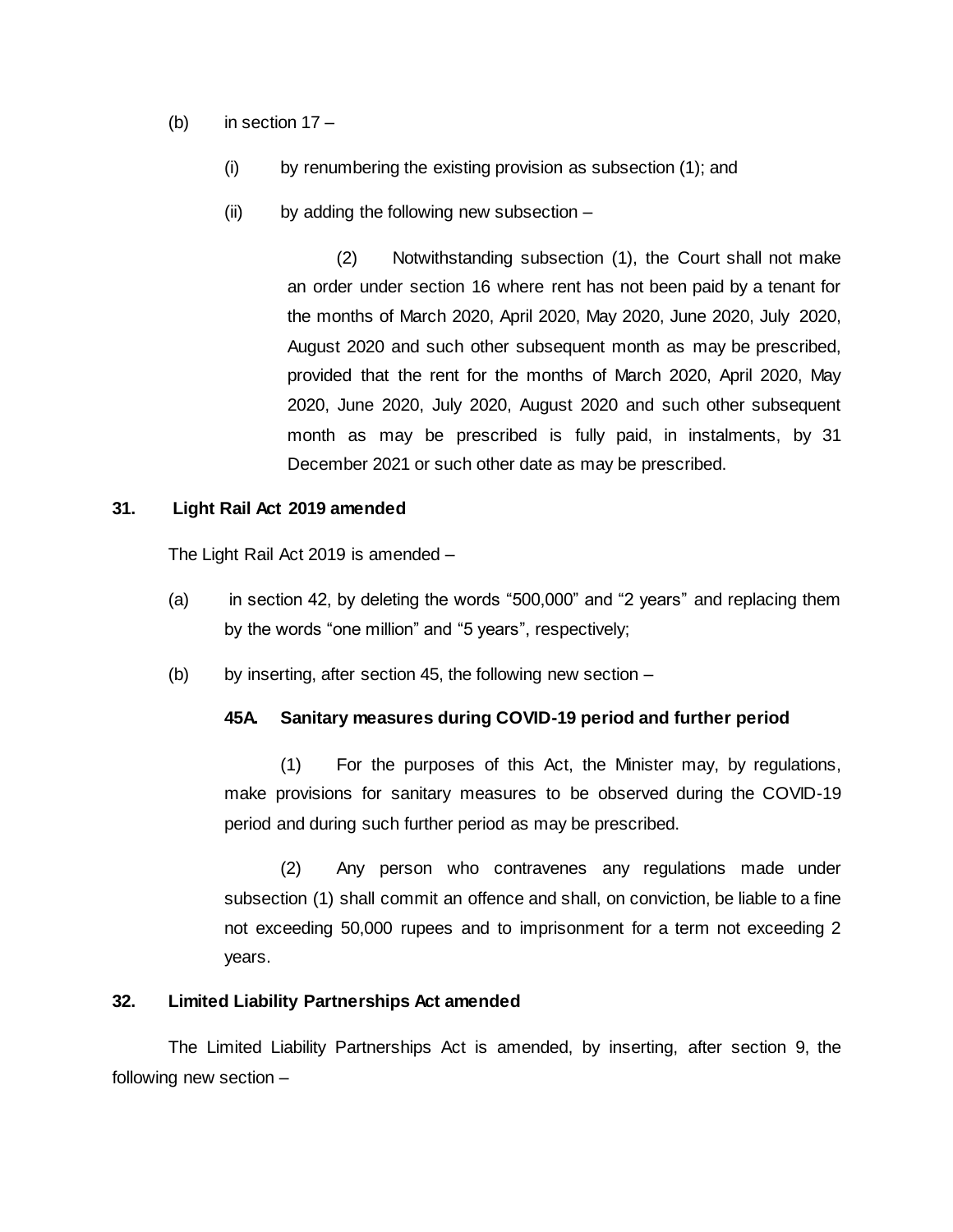(b) in section 17 –

(i) by renumbering the existing provision as subsection (1); and

(ii) by adding the following new subsection –

(2) Notwithstanding subsection (1), the Court shall not make an order under section 16 where rent has not been paid by a tenant for the months of March 2020, April 2020, May 2020, June 2020, July 2020, August 2020 and such other subsequent month as may be prescribed, provided that the rent for the months of March 2020, April 2020, May 2020, June 2020, July 2020, August 2020 and such other subsequent month as may be prescribed is fully paid, in instalments, by 31 December 2021 or such other date as may be prescribed.

**31. Light Rail Act 2019 amended**

The Light Rail Act 2019 is amended –

(a) in section 42, by deleting the words "500,000" and "2 years" and replacing them by the words "one million" and "5 years", respectively;

(b) by inserting, after section 45, the following new section –

**45A. Sanitary measures during COVID-19 period and further period**

(1) For the purposes of this Act, the Minister may, by regulations, make provisions for sanitary measures to be observed during the COVID-19 period and during such further period as may be prescribed.

(2) Any person who contravenes any regulations made under subsection (1) shall commit an offence and shall, on conviction, be liable to a fine not exceeding 50,000 rupees and to imprisonment for a term not exceeding 2 years.

**32. Limited Liability Partnerships Act amended**

The Limited Liability Partnerships Act is amended, by inserting, after section 9, the following new section –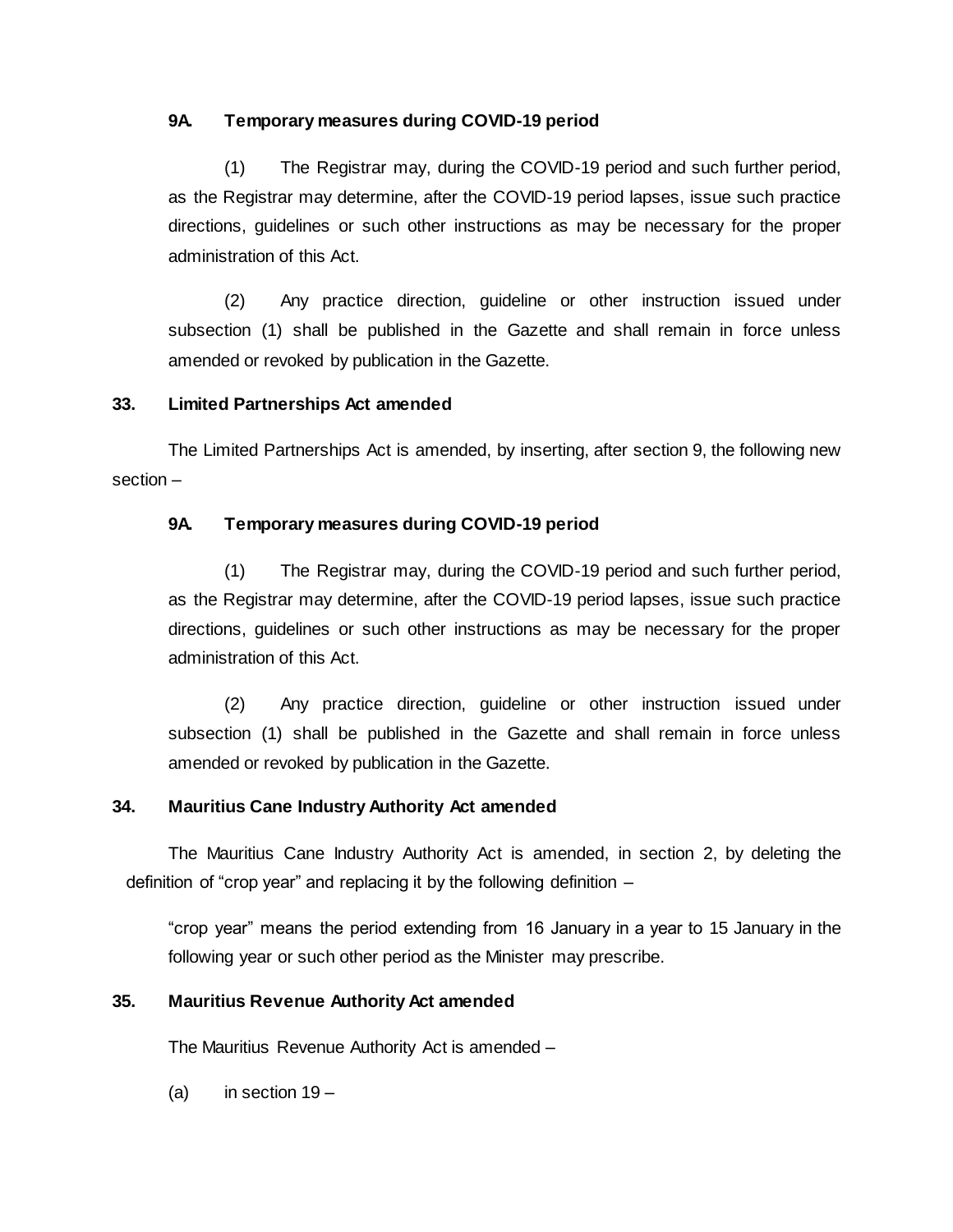**9A. Temporary measures during COVID-19 period**

(1) The Registrar may, during the COVID-19 period and such further period, as the Registrar may determine, after the COVID-19 period lapses, issue such practice directions, guidelines or such other instructions as may be necessary for the proper administration of this Act.

(2) Any practice direction, guideline or other instruction issued under subsection (1) shall be published in the Gazette and shall remain in force unless amended or revoked by publication in the Gazette.

**33. Limited Partnerships Act amended**

The Limited Partnerships Act is amended, by inserting, after section 9, the following new section –

**9A. Temporary measures during COVID-19 period**

(1) The Registrar may, during the COVID-19 period and such further period, as the Registrar may determine, after the COVID-19 period lapses, issue such practice directions, guidelines or such other instructions as may be necessary for the proper administration of this Act.

(2) Any practice direction, guideline or other instruction issued under subsection (1) shall be published in the Gazette and shall remain in force unless amended or revoked by publication in the Gazette.

**34. Mauritius Cane Industry Authority Act amended**

The Mauritius Cane Industry Authority Act is amended, in section 2, by deleting the definition of "crop year" and replacing it by the following definition –

"crop year" means the period extending from 16 January in a year to 15 January in the following year or such other period as the Minister may prescribe.

**35. Mauritius Revenue Authority Act amended**

The Mauritius Revenue Authority Act is amended –

(a) in section 19 –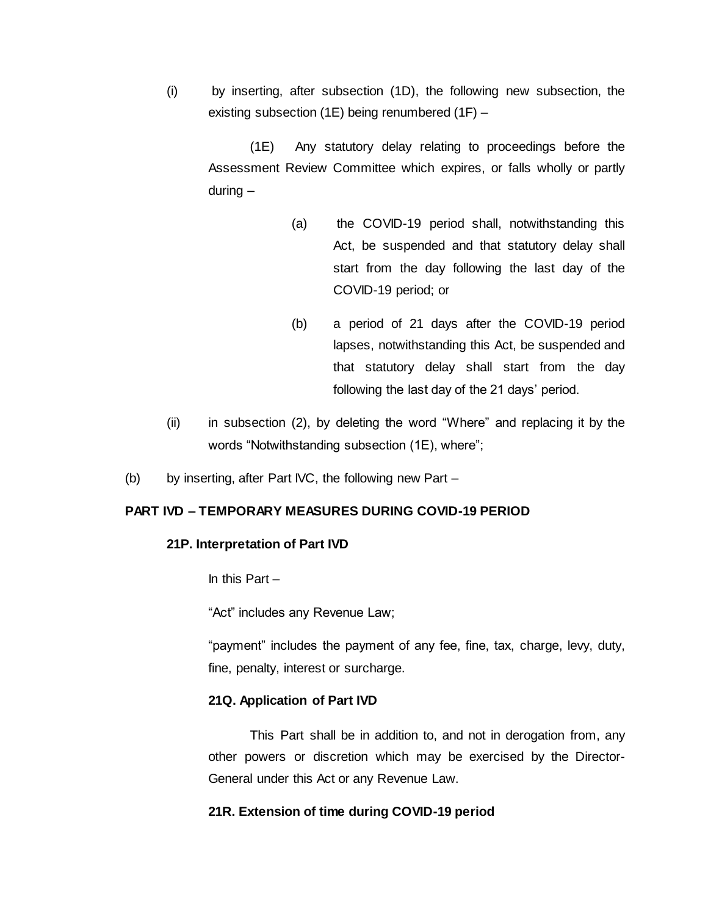(i) by inserting, after subsection (1D), the following new subsection, the existing subsection (1E) being renumbered (1F) –

> (1E) Any statutory delay relating to proceedings before the Assessment Review Committee which expires, or falls wholly or partly during –
>
> (a) the COVID-19 period shall, notwithstanding this Act, be suspended and that statutory delay shall start from the day following the last day of the COVID-19 period; or
>
> (b) a period of 21 days after the COVID-19 period lapses, notwithstanding this Act, be suspended and that statutory delay shall start from the day following the last day of the 21 days' period.

(ii) in subsection (2), by deleting the word "Where" and replacing it by the words "Notwithstanding subsection (1E), where";

(b) by inserting, after Part IVC, the following new Part –

**PART IVD – TEMPORARY MEASURES DURING COVID-19 PERIOD**

**21P. Interpretation of Part IVD**

In this Part –

"Act" includes any Revenue Law;

"payment" includes the payment of any fee, fine, tax, charge, levy, duty, fine, penalty, interest or surcharge.

**21Q. Application of Part IVD**

This Part shall be in addition to, and not in derogation from, any other powers or discretion which may be exercised by the Director-General under this Act or any Revenue Law.

**21R. Extension of time during COVID-19 period**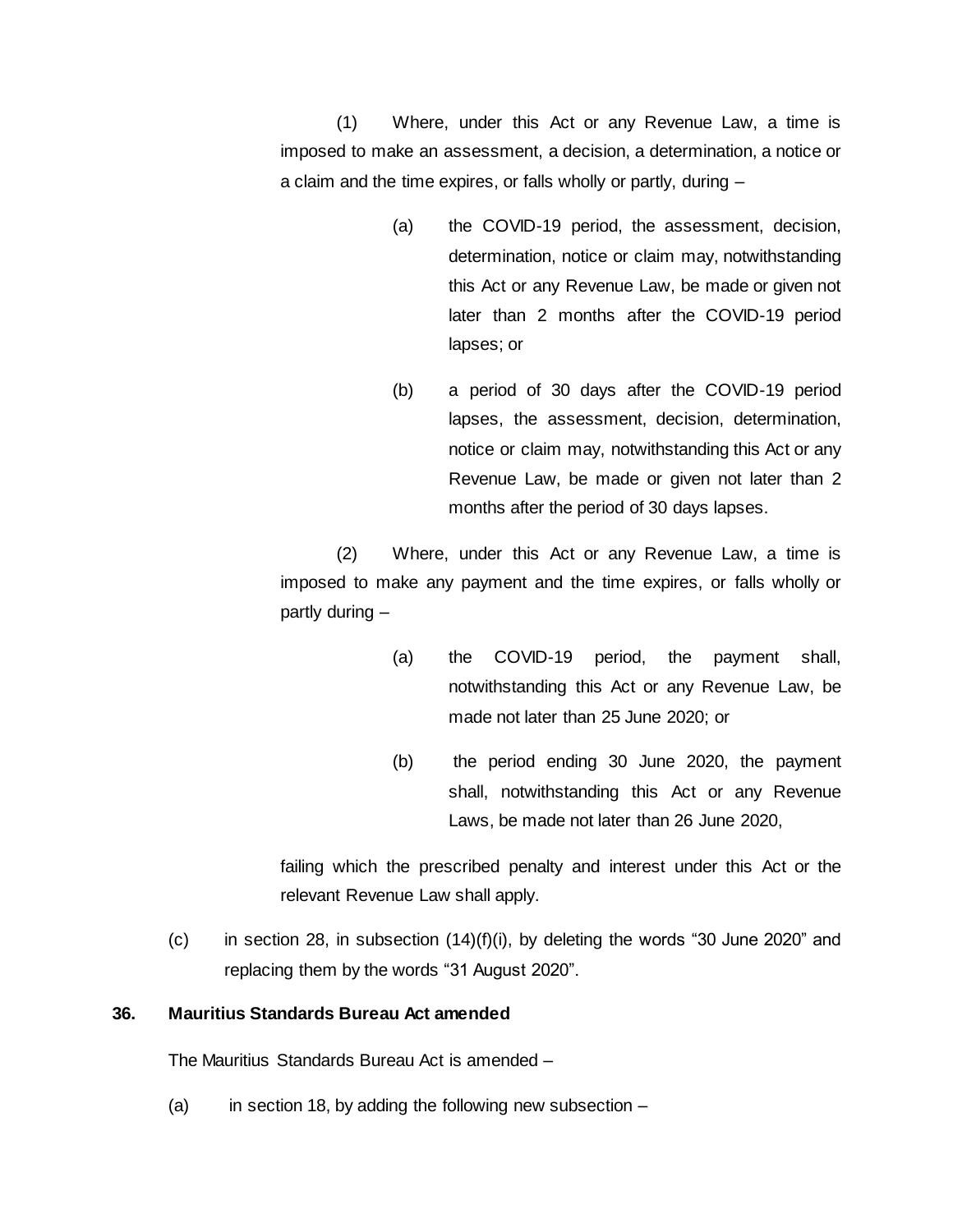(1) Where, under this Act or any Revenue Law, a time is imposed to make an assessment, a decision, a determination, a notice or a claim and the time expires, or falls wholly or partly, during –

(a) the COVID-19 period, the assessment, decision, determination, notice or claim may, notwithstanding this Act or any Revenue Law, be made or given not later than 2 months after the COVID-19 period lapses; or

(b) a period of 30 days after the COVID-19 period lapses, the assessment, decision, determination, notice or claim may, notwithstanding this Act or any Revenue Law, be made or given not later than 2 months after the period of 30 days lapses.

(2) Where, under this Act or any Revenue Law, a time is imposed to make any payment and the time expires, or falls wholly or partly during –

(a) the COVID-19 period, the payment shall, notwithstanding this Act or any Revenue Law, be made not later than 25 June 2020; or

(b) the period ending 30 June 2020, the payment shall, notwithstanding this Act or any Revenue Laws, be made not later than 26 June 2020,

failing which the prescribed penalty and interest under this Act or the relevant Revenue Law shall apply.

(c) in section 28, in subsection (14)(f)(i), by deleting the words "30 June 2020" and replacing them by the words "31 August 2020".

**36. Mauritius Standards Bureau Act amended**

The Mauritius Standards Bureau Act is amended –

(a) in section 18, by adding the following new subsection –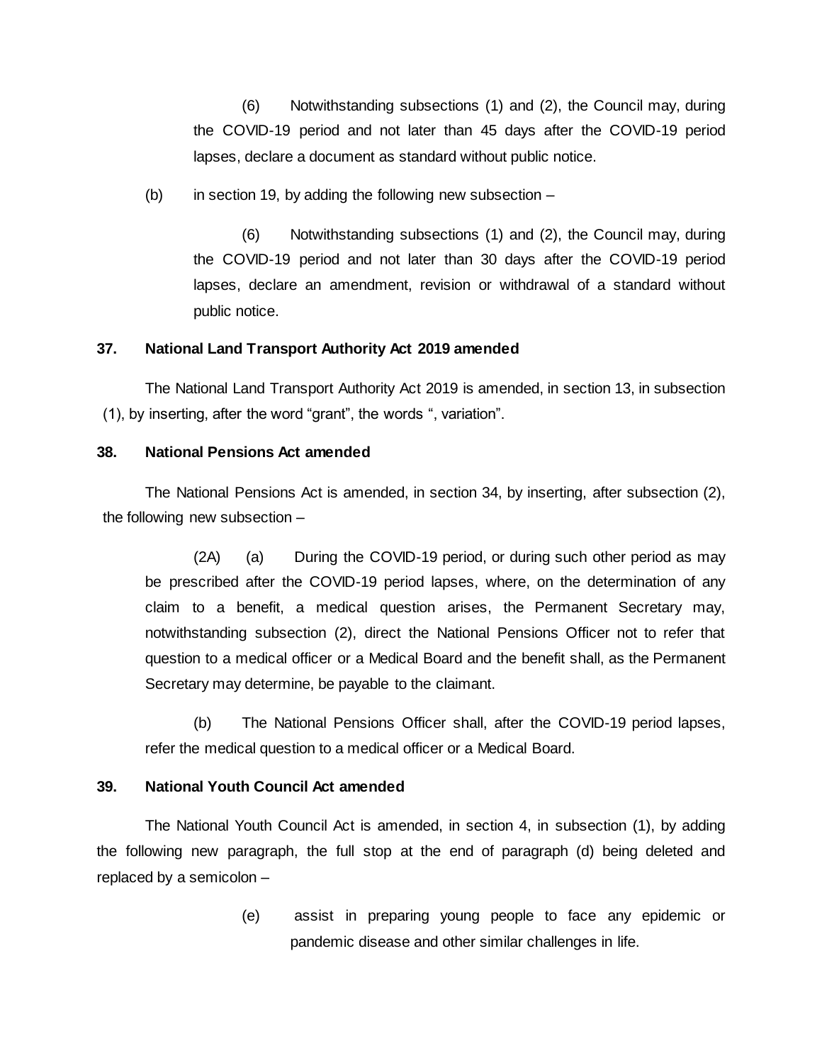(6) Notwithstanding subsections (1) and (2), the Council may, during the COVID-19 period and not later than 45 days after the COVID-19 period lapses, declare a document as standard without public notice.

(b) in section 19, by adding the following new subsection –

(6) Notwithstanding subsections (1) and (2), the Council may, during the COVID-19 period and not later than 30 days after the COVID-19 period lapses, declare an amendment, revision or withdrawal of a standard without public notice.

**37. National Land Transport Authority Act 2019 amended**

The National Land Transport Authority Act 2019 is amended, in section 13, in subsection (1), by inserting, after the word "grant", the words ", variation".

**38. National Pensions Act amended**

The National Pensions Act is amended, in section 34, by inserting, after subsection (2), the following new subsection –

(2A) (a) During the COVID-19 period, or during such other period as may be prescribed after the COVID-19 period lapses, where, on the determination of any claim to a benefit, a medical question arises, the Permanent Secretary may, notwithstanding subsection (2), direct the National Pensions Officer not to refer that question to a medical officer or a Medical Board and the benefit shall, as the Permanent Secretary may determine, be payable to the claimant.

(b) The National Pensions Officer shall, after the COVID-19 period lapses, refer the medical question to a medical officer or a Medical Board.

**39. National Youth Council Act amended**

The National Youth Council Act is amended, in section 4, in subsection (1), by adding the following new paragraph, the full stop at the end of paragraph (d) being deleted and replaced by a semicolon –

(e) assist in preparing young people to face any epidemic or pandemic disease and other similar challenges in life.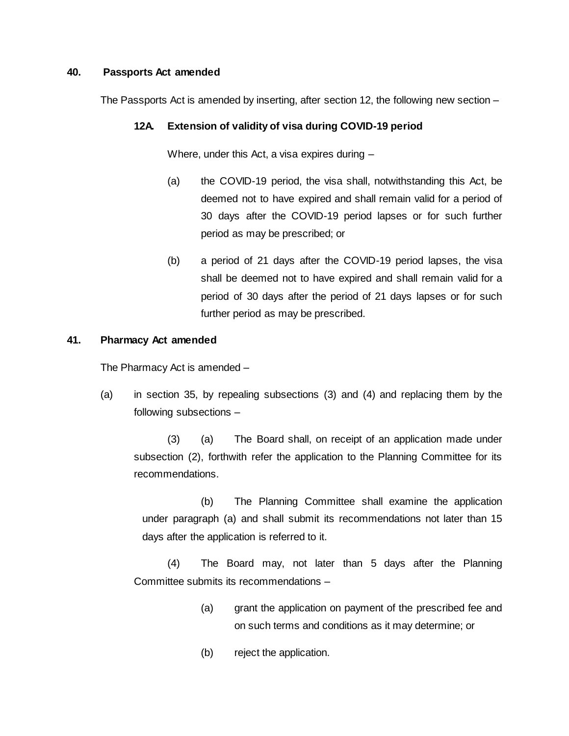**40. Passports Act amended**

The Passports Act is amended by inserting, after section 12, the following new section –

**12A. Extension of validity of visa during COVID-19 period**

Where, under this Act, a visa expires during –

(a) the COVID-19 period, the visa shall, notwithstanding this Act, be deemed not to have expired and shall remain valid for a period of 30 days after the COVID-19 period lapses or for such further period as may be prescribed; or

(b) a period of 21 days after the COVID-19 period lapses, the visa shall be deemed not to have expired and shall remain valid for a period of 30 days after the period of 21 days lapses or for such further period as may be prescribed.

**41. Pharmacy Act amended**

The Pharmacy Act is amended –

(a) in section 35, by repealing subsections (3) and (4) and replacing them by the following subsections –

(3) (a) The Board shall, on receipt of an application made under subsection (2), forthwith refer the application to the Planning Committee for its recommendations.

(b) The Planning Committee shall examine the application under paragraph (a) and shall submit its recommendations not later than 15 days after the application is referred to it.

(4) The Board may, not later than 5 days after the Planning Committee submits its recommendations –

(a) grant the application on payment of the prescribed fee and on such terms and conditions as it may determine; or

(b) reject the application.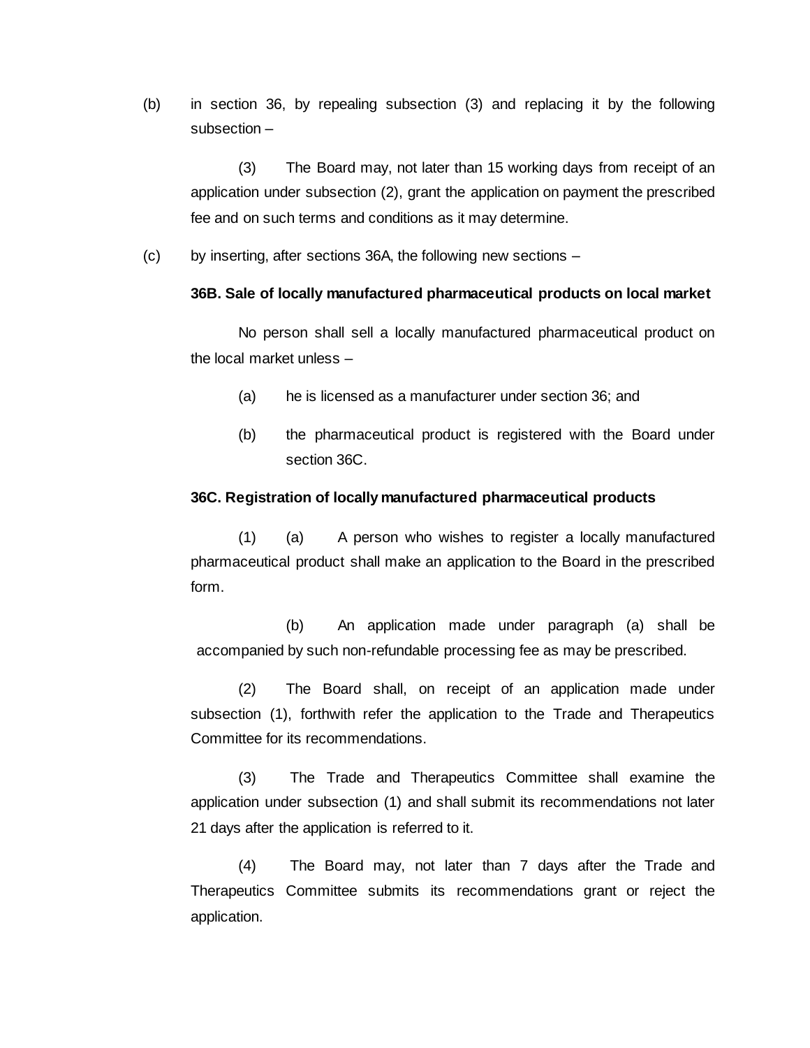(b) in section 36, by repealing subsection (3) and replacing it by the following subsection –

(3) The Board may, not later than 15 working days from receipt of an application under subsection (2), grant the application on payment the prescribed fee and on such terms and conditions as it may determine.

(c) by inserting, after sections 36A, the following new sections –

**36B. Sale of locally manufactured pharmaceutical products on local market**

No person shall sell a locally manufactured pharmaceutical product on the local market unless –

(a) he is licensed as a manufacturer under section 36; and

(b) the pharmaceutical product is registered with the Board under section 36C.

**36C. Registration of locally manufactured pharmaceutical products**

(1) (a) A person who wishes to register a locally manufactured pharmaceutical product shall make an application to the Board in the prescribed form.

(b) An application made under paragraph (a) shall be accompanied by such non-refundable processing fee as may be prescribed.

(2) The Board shall, on receipt of an application made under subsection (1), forthwith refer the application to the Trade and Therapeutics Committee for its recommendations.

(3) The Trade and Therapeutics Committee shall examine the application under subsection (1) and shall submit its recommendations not later 21 days after the application is referred to it.

(4) The Board may, not later than 7 days after the Trade and Therapeutics Committee submits its recommendations grant or reject the application.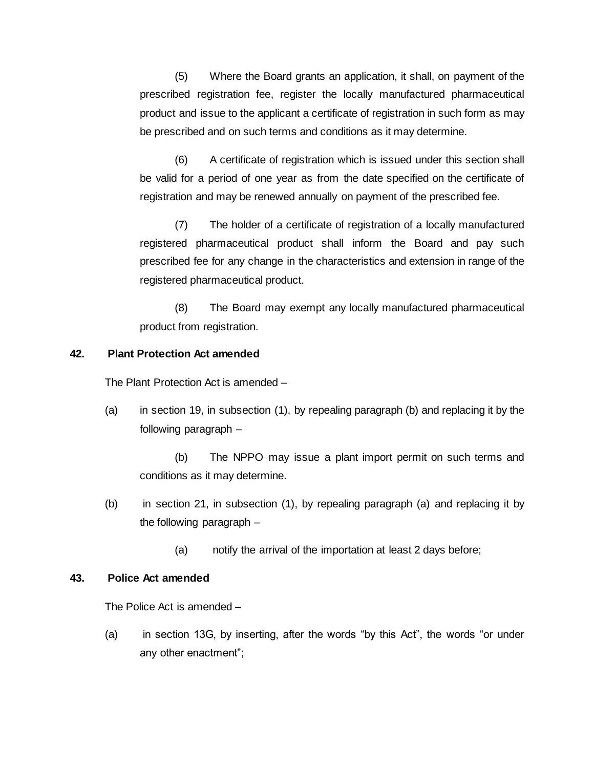(5) Where the Board grants an application, it shall, on payment of the prescribed registration fee, register the locally manufactured pharmaceutical product and issue to the applicant a certificate of registration in such form as may be prescribed and on such terms and conditions as it may determine.

(6) A certificate of registration which is issued under this section shall be valid for a period of one year as from the date specified on the certificate of registration and may be renewed annually on payment of the prescribed fee.

(7) The holder of a certificate of registration of a locally manufactured registered pharmaceutical product shall inform the Board and pay such prescribed fee for any change in the characteristics and extension in range of the registered pharmaceutical product.

(8) The Board may exempt any locally manufactured pharmaceutical product from registration.

**42. Plant Protection Act amended**

The Plant Protection Act is amended –

(a) in section 19, in subsection (1), by repealing paragraph (b) and replacing it by the following paragraph –

(b) The NPPO may issue a plant import permit on such terms and conditions as it may determine.

(b) in section 21, in subsection (1), by repealing paragraph (a) and replacing it by the following paragraph –

(a) notify the arrival of the importation at least 2 days before;

**43. Police Act amended**

The Police Act is amended –

(a) in section 13G, by inserting, after the words "by this Act", the words "or under any other enactment";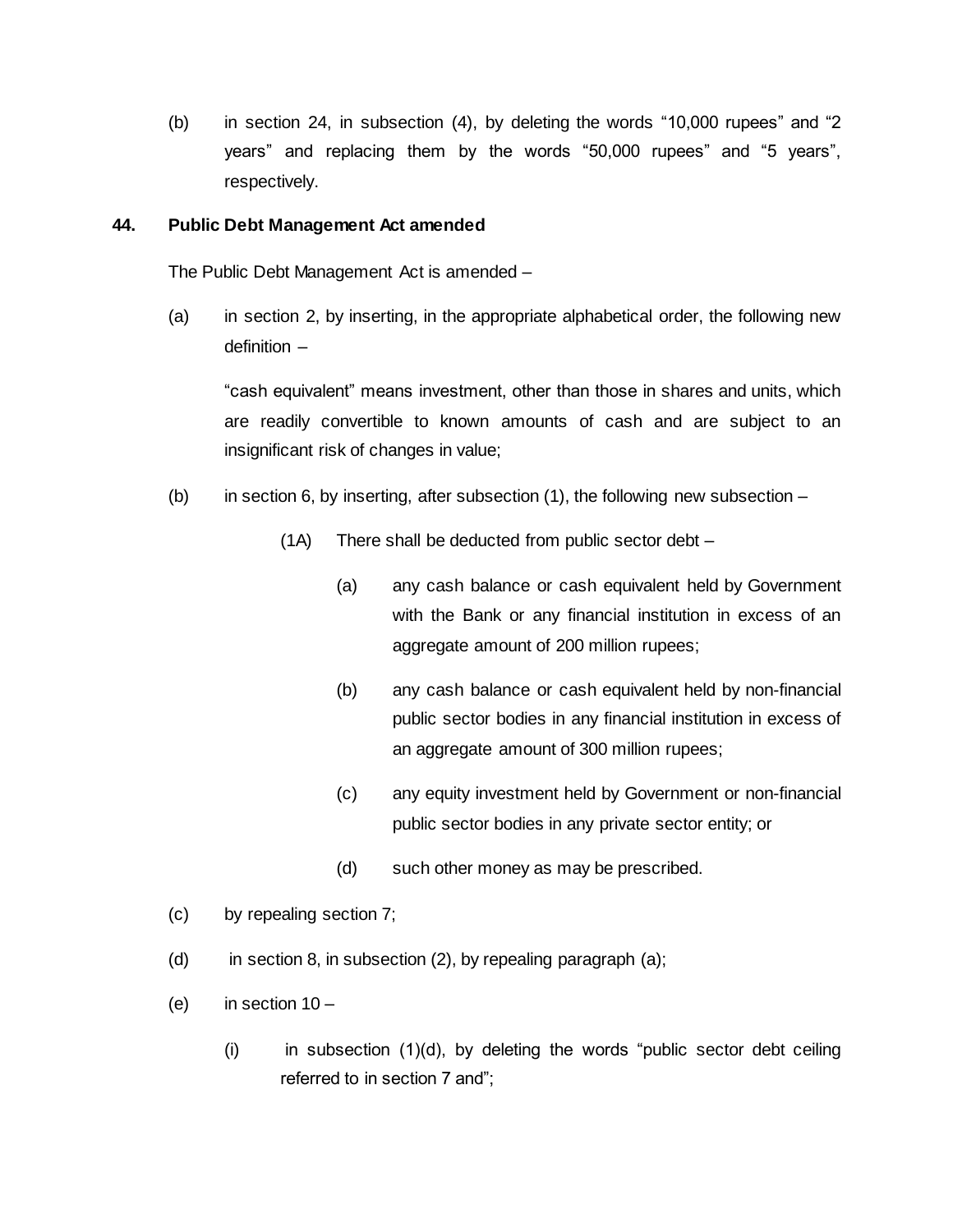(b) in section 24, in subsection (4), by deleting the words "10,000 rupees" and "2 years" and replacing them by the words "50,000 rupees" and "5 years", respectively.

**44. Public Debt Management Act amended**

The Public Debt Management Act is amended –

(a) in section 2, by inserting, in the appropriate alphabetical order, the following new definition –

"cash equivalent" means investment, other than those in shares and units, which are readily convertible to known amounts of cash and are subject to an insignificant risk of changes in value;

(b) in section 6, by inserting, after subsection (1), the following new subsection –

(1A) There shall be deducted from public sector debt –

(a) any cash balance or cash equivalent held by Government with the Bank or any financial institution in excess of an aggregate amount of 200 million rupees;

(b) any cash balance or cash equivalent held by non-financial public sector bodies in any financial institution in excess of an aggregate amount of 300 million rupees;

(c) any equity investment held by Government or non-financial public sector bodies in any private sector entity; or

(d) such other money as may be prescribed.

(c) by repealing section 7;

(d) in section 8, in subsection (2), by repealing paragraph (a);

(e) in section 10 –

(i) in subsection (1)(d), by deleting the words "public sector debt ceiling referred to in section 7 and";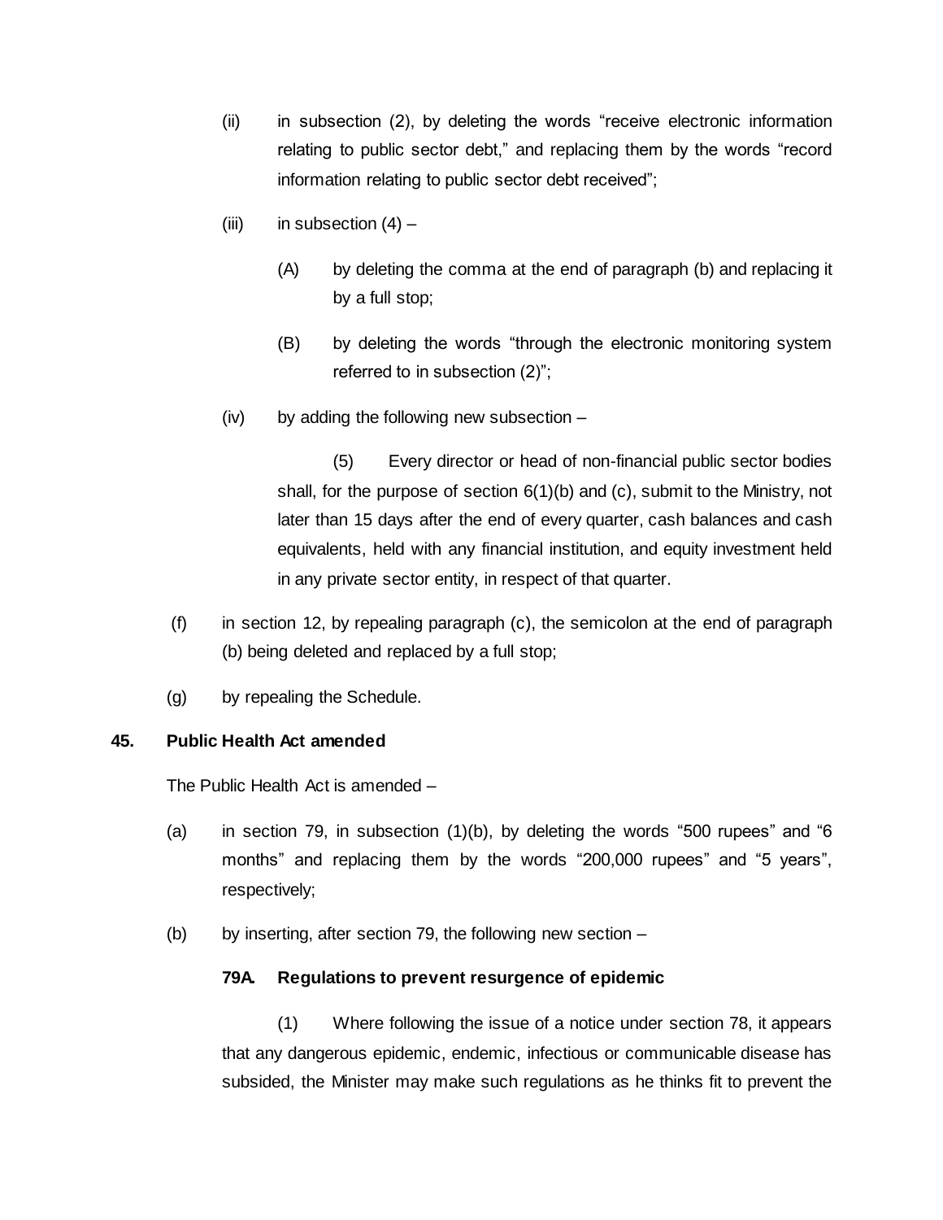(ii) in subsection (2), by deleting the words "receive electronic information relating to public sector debt," and replacing them by the words "record information relating to public sector debt received";

(iii) in subsection (4) –

(A) by deleting the comma at the end of paragraph (b) and replacing it by a full stop;

(B) by deleting the words "through the electronic monitoring system referred to in subsection (2)";

(iv) by adding the following new subsection –

(5) Every director or head of non-financial public sector bodies shall, for the purpose of section 6(1)(b) and (c), submit to the Ministry, not later than 15 days after the end of every quarter, cash balances and cash equivalents, held with any financial institution, and equity investment held in any private sector entity, in respect of that quarter.

(f) in section 12, by repealing paragraph (c), the semicolon at the end of paragraph (b) being deleted and replaced by a full stop;

(g) by repealing the Schedule.

**45. Public Health Act amended**

The Public Health Act is amended –

(a) in section 79, in subsection (1)(b), by deleting the words "500 rupees" and "6 months" and replacing them by the words "200,000 rupees" and "5 years", respectively;

(b) by inserting, after section 79, the following new section –

**79A. Regulations to prevent resurgence of epidemic**

(1) Where following the issue of a notice under section 78, it appears that any dangerous epidemic, endemic, infectious or communicable disease has subsided, the Minister may make such regulations as he thinks fit to prevent the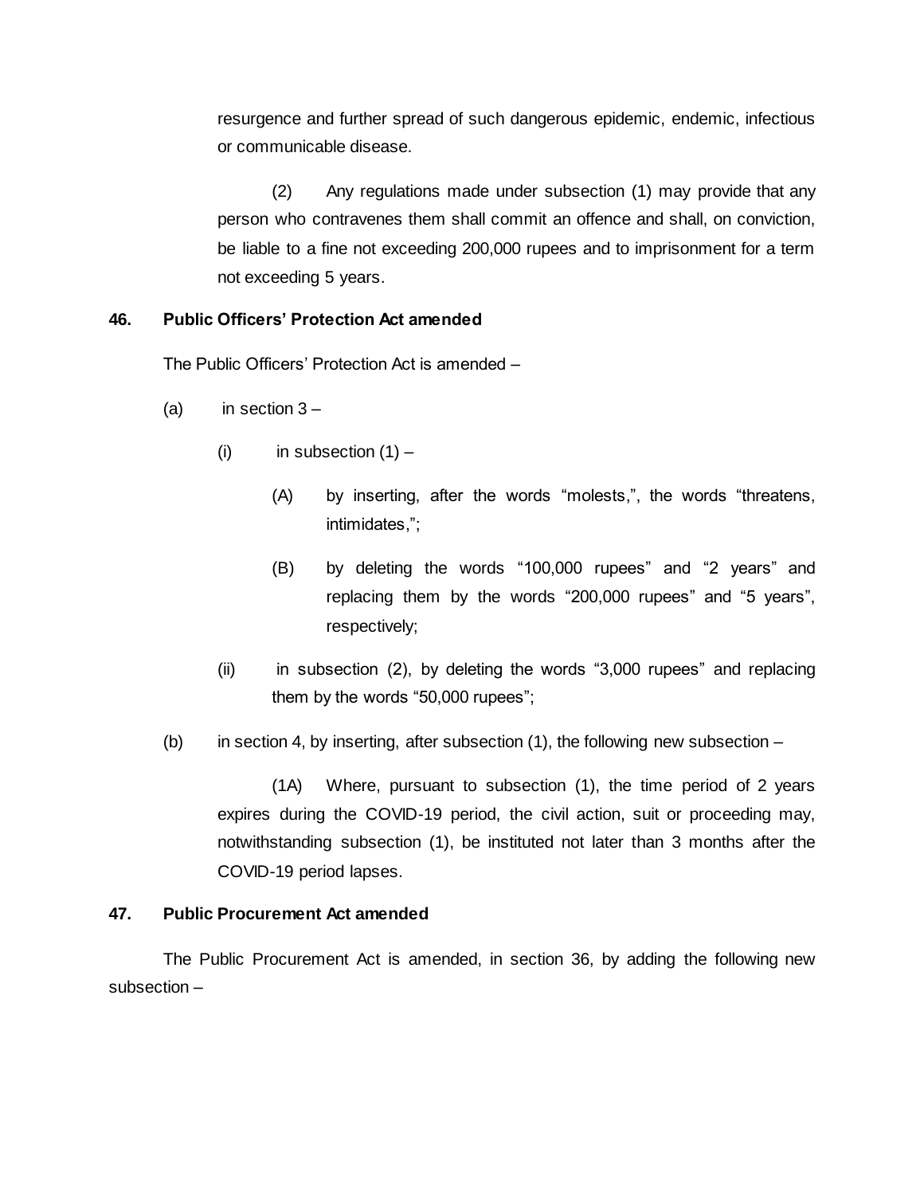resurgence and further spread of such dangerous epidemic, endemic, infectious or communicable disease.

(2) Any regulations made under subsection (1) may provide that any person who contravenes them shall commit an offence and shall, on conviction, be liable to a fine not exceeding 200,000 rupees and to imprisonment for a term not exceeding 5 years.

**46. Public Officers' Protection Act amended**

The Public Officers' Protection Act is amended –

(a) in section 3 –

(i) in subsection (1) –

(A) by inserting, after the words "molests,", the words "threatens, intimidates,";

(B) by deleting the words "100,000 rupees" and "2 years" and replacing them by the words "200,000 rupees" and "5 years", respectively;

(ii) in subsection (2), by deleting the words "3,000 rupees" and replacing them by the words "50,000 rupees";

(b) in section 4, by inserting, after subsection (1), the following new subsection –

(1A) Where, pursuant to subsection (1), the time period of 2 years expires during the COVID-19 period, the civil action, suit or proceeding may, notwithstanding subsection (1), be instituted not later than 3 months after the COVID-19 period lapses.

**47. Public Procurement Act amended**

The Public Procurement Act is amended, in section 36, by adding the following new subsection –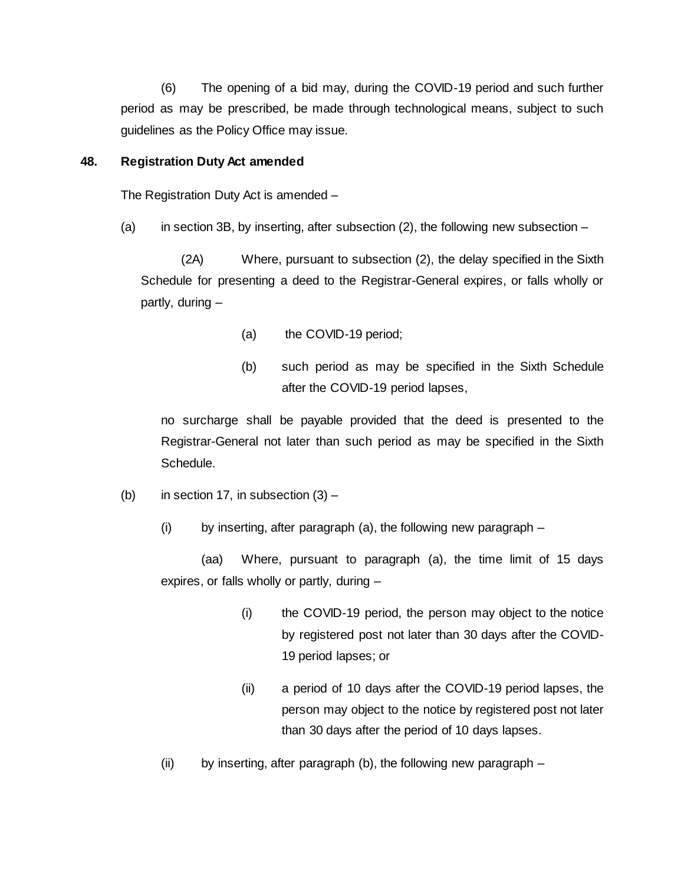(6) The opening of a bid may, during the COVID-19 period and such further period as may be prescribed, be made through technological means, subject to such guidelines as the Policy Office may issue.

**48. Registration Duty Act amended**

The Registration Duty Act is amended –

(a) in section 3B, by inserting, after subsection (2), the following new subsection –

(2A) Where, pursuant to subsection (2), the delay specified in the Sixth Schedule for presenting a deed to the Registrar-General expires, or falls wholly or partly, during –

(a) the COVID-19 period;

(b) such period as may be specified in the Sixth Schedule after the COVID-19 period lapses,

no surcharge shall be payable provided that the deed is presented to the Registrar-General not later than such period as may be specified in the Sixth Schedule.

(b) in section 17, in subsection (3) –

(i) by inserting, after paragraph (a), the following new paragraph –

(aa) Where, pursuant to paragraph (a), the time limit of 15 days expires, or falls wholly or partly, during –

(i) the COVID-19 period, the person may object to the notice by registered post not later than 30 days after the COVID-19 period lapses; or

(ii) a period of 10 days after the COVID-19 period lapses, the person may object to the notice by registered post not later than 30 days after the period of 10 days lapses.

(ii) by inserting, after paragraph (b), the following new paragraph –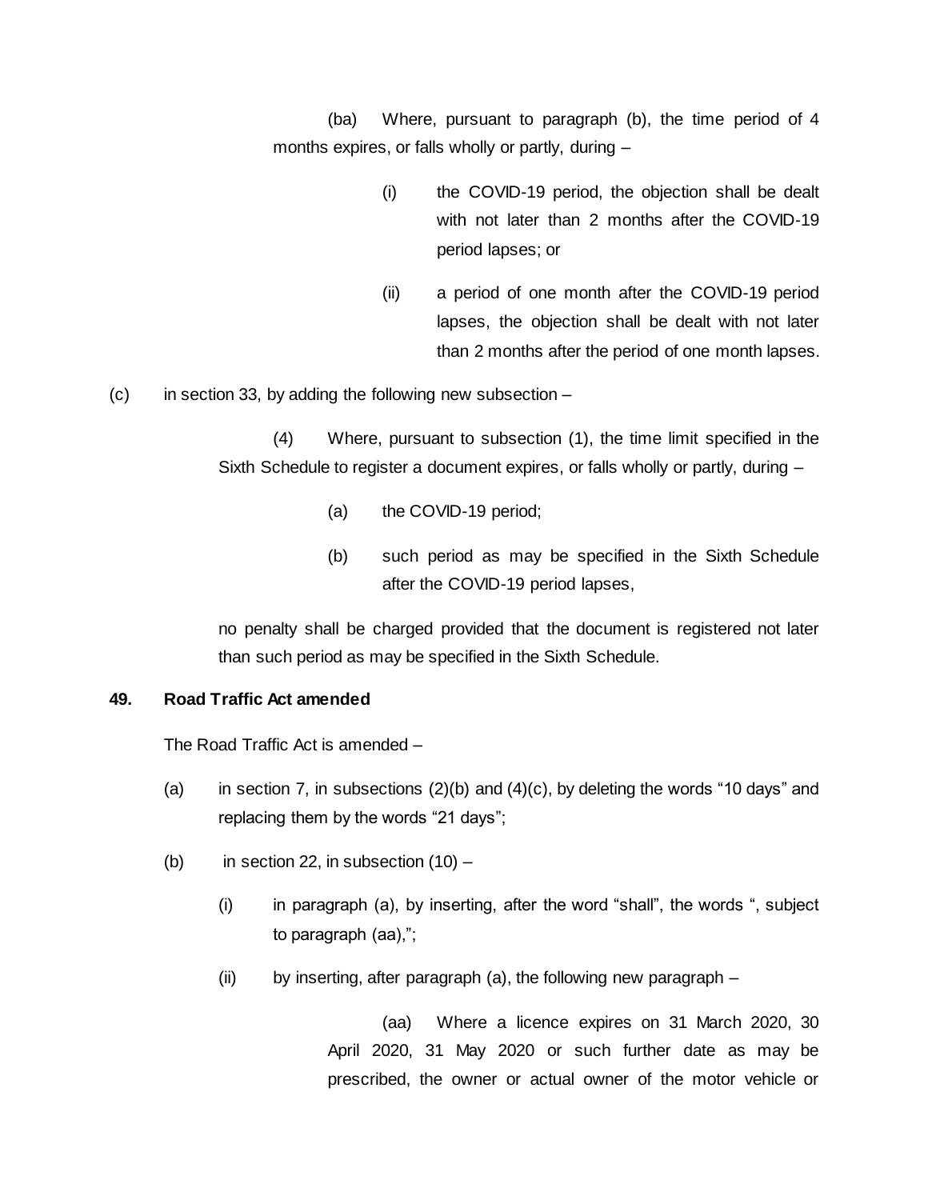(ba) Where, pursuant to paragraph (b), the time period of 4 months expires, or falls wholly or partly, during –

(i) the COVID-19 period, the objection shall be dealt with not later than 2 months after the COVID-19 period lapses; or

(ii) a period of one month after the COVID-19 period lapses, the objection shall be dealt with not later than 2 months after the period of one month lapses.

(c) in section 33, by adding the following new subsection –

(4) Where, pursuant to subsection (1), the time limit specified in the Sixth Schedule to register a document expires, or falls wholly or partly, during –

(a) the COVID-19 period;

(b) such period as may be specified in the Sixth Schedule after the COVID-19 period lapses,

no penalty shall be charged provided that the document is registered not later than such period as may be specified in the Sixth Schedule.

**49. Road Traffic Act amended**

The Road Traffic Act is amended –

(a) in section 7, in subsections (2)(b) and (4)(c), by deleting the words "10 days" and replacing them by the words "21 days";

(b) in section 22, in subsection (10) –

(i) in paragraph (a), by inserting, after the word "shall", the words ", subject to paragraph (aa),";

(ii) by inserting, after paragraph (a), the following new paragraph –

(aa) Where a licence expires on 31 March 2020, 30 April 2020, 31 May 2020 or such further date as may be prescribed, the owner or actual owner of the motor vehicle or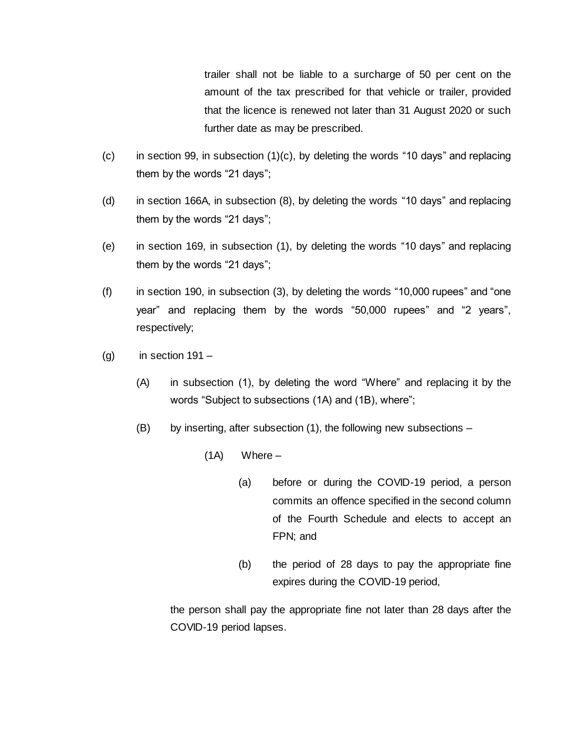trailer shall not be liable to a surcharge of 50 per cent on the amount of the tax prescribed for that vehicle or trailer, provided that the licence is renewed not later than 31 August 2020 or such further date as may be prescribed.

(c) in section 99, in subsection (1)(c), by deleting the words "10 days" and replacing them by the words "21 days";

(d) in section 166A, in subsection (8), by deleting the words "10 days" and replacing them by the words "21 days";

(e) in section 169, in subsection (1), by deleting the words "10 days" and replacing them by the words "21 days";

(f) in section 190, in subsection (3), by deleting the words "10,000 rupees" and "one year" and replacing them by the words "50,000 rupees" and "2 years", respectively;

(g) in section 191 –

(A) in subsection (1), by deleting the word "Where" and replacing it by the words "Subject to subsections (1A) and (1B), where";

(B) by inserting, after subsection (1), the following new subsections –

(1A) Where –

(a) before or during the COVID-19 period, a person commits an offence specified in the second column of the Fourth Schedule and elects to accept an FPN; and

(b) the period of 28 days to pay the appropriate fine expires during the COVID-19 period,

the person shall pay the appropriate fine not later than 28 days after the COVID-19 period lapses.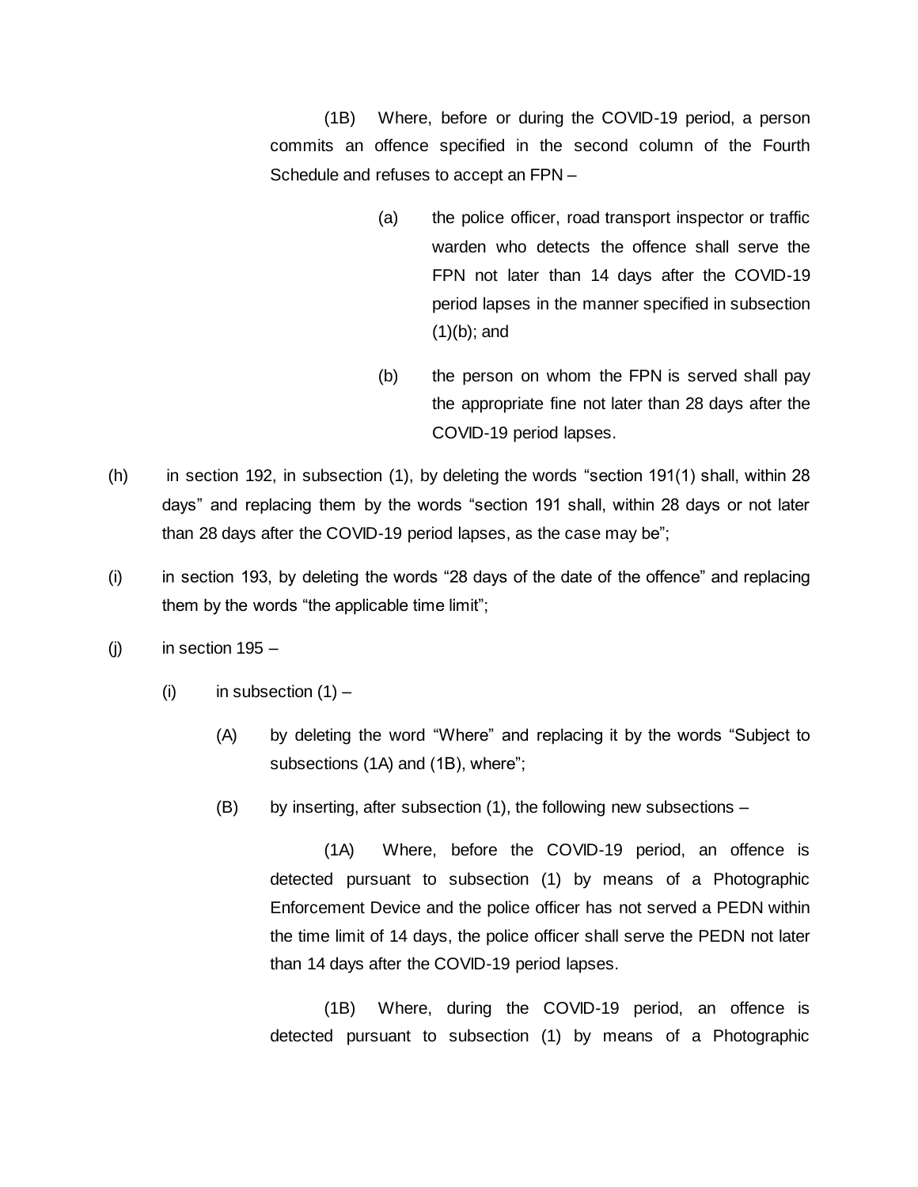(1B) Where, before or during the COVID-19 period, a person commits an offence specified in the second column of the Fourth Schedule and refuses to accept an FPN –

(a) the police officer, road transport inspector or traffic warden who detects the offence shall serve the FPN not later than 14 days after the COVID-19 period lapses in the manner specified in subsection (1)(b); and

(b) the person on whom the FPN is served shall pay the appropriate fine not later than 28 days after the COVID-19 period lapses.

(h) in section 192, in subsection (1), by deleting the words "section 191(1) shall, within 28 days" and replacing them by the words "section 191 shall, within 28 days or not later than 28 days after the COVID-19 period lapses, as the case may be";

(i) in section 193, by deleting the words "28 days of the date of the offence" and replacing them by the words "the applicable time limit";

(j) in section 195 –

(i) in subsection (1) –

(A) by deleting the word "Where" and replacing it by the words "Subject to subsections (1A) and (1B), where";

(B) by inserting, after subsection (1), the following new subsections –

(1A) Where, before the COVID-19 period, an offence is detected pursuant to subsection (1) by means of a Photographic Enforcement Device and the police officer has not served a PEDN within the time limit of 14 days, the police officer shall serve the PEDN not later than 14 days after the COVID-19 period lapses.

(1B) Where, during the COVID-19 period, an offence is detected pursuant to subsection (1) by means of a Photographic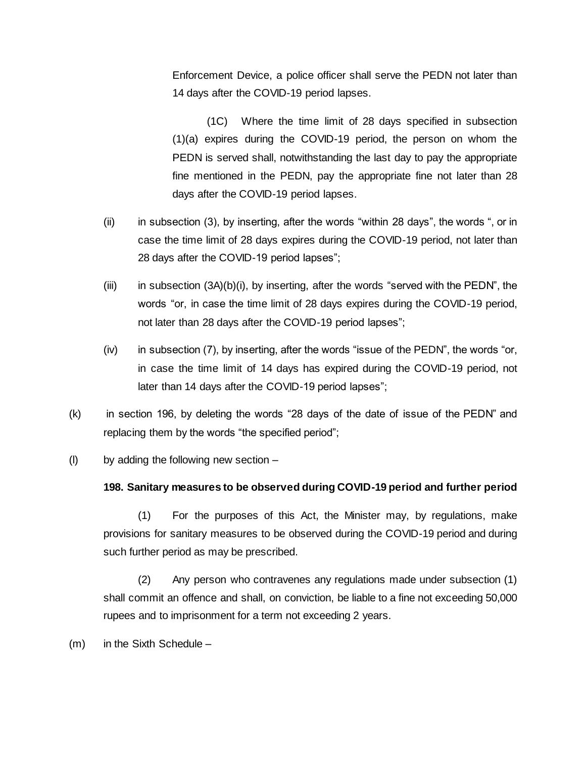Enforcement Device, a police officer shall serve the PEDN not later than 14 days after the COVID-19 period lapses.

(1C) Where the time limit of 28 days specified in subsection (1)(a) expires during the COVID-19 period, the person on whom the PEDN is served shall, notwithstanding the last day to pay the appropriate fine mentioned in the PEDN, pay the appropriate fine not later than 28 days after the COVID-19 period lapses.

(ii) in subsection (3), by inserting, after the words "within 28 days", the words ", or in case the time limit of 28 days expires during the COVID-19 period, not later than 28 days after the COVID-19 period lapses";

(iii) in subsection (3A)(b)(i), by inserting, after the words "served with the PEDN", the words "or, in case the time limit of 28 days expires during the COVID-19 period, not later than 28 days after the COVID-19 period lapses";

(iv) in subsection (7), by inserting, after the words "issue of the PEDN", the words "or, in case the time limit of 14 days has expired during the COVID-19 period, not later than 14 days after the COVID-19 period lapses";

(k) in section 196, by deleting the words "28 days of the date of issue of the PEDN" and replacing them by the words "the specified period";

(l) by adding the following new section –

**198. Sanitary measures to be observed during COVID-19 period and further period**

(1) For the purposes of this Act, the Minister may, by regulations, make provisions for sanitary measures to be observed during the COVID-19 period and during such further period as may be prescribed.

(2) Any person who contravenes any regulations made under subsection (1) shall commit an offence and shall, on conviction, be liable to a fine not exceeding 50,000 rupees and to imprisonment for a term not exceeding 2 years.

(m) in the Sixth Schedule –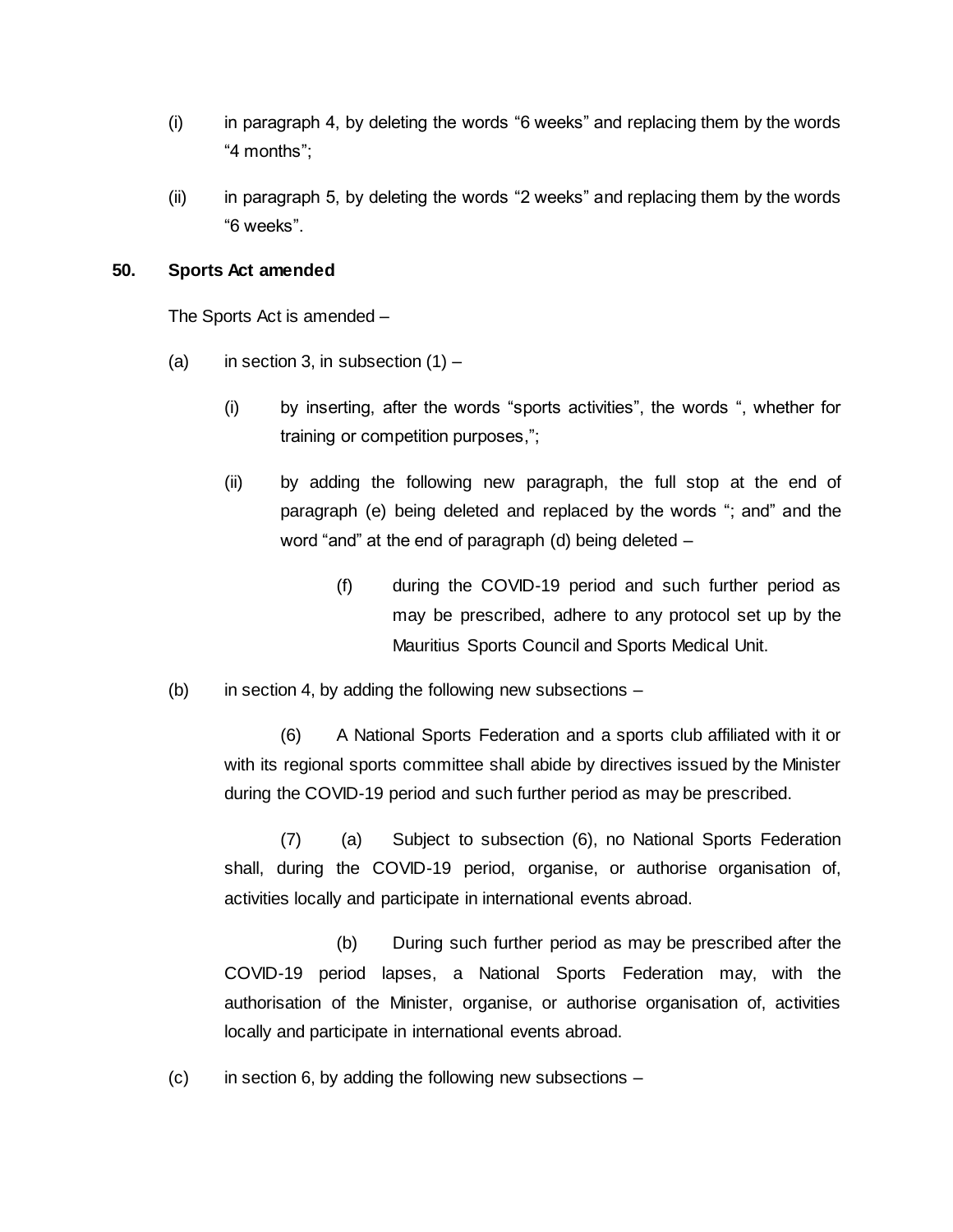(i) in paragraph 4, by deleting the words "6 weeks" and replacing them by the words "4 months";

(ii) in paragraph 5, by deleting the words "2 weeks" and replacing them by the words "6 weeks".

**50. Sports Act amended**

The Sports Act is amended –

(a) in section 3, in subsection (1) –

(i) by inserting, after the words "sports activities", the words ", whether for training or competition purposes,";

(ii) by adding the following new paragraph, the full stop at the end of paragraph (e) being deleted and replaced by the words "; and" and the word "and" at the end of paragraph (d) being deleted –

(f) during the COVID-19 period and such further period as may be prescribed, adhere to any protocol set up by the Mauritius Sports Council and Sports Medical Unit.

(b) in section 4, by adding the following new subsections –

(6) A National Sports Federation and a sports club affiliated with it or with its regional sports committee shall abide by directives issued by the Minister during the COVID-19 period and such further period as may be prescribed.

(7) (a) Subject to subsection (6), no National Sports Federation shall, during the COVID-19 period, organise, or authorise organisation of, activities locally and participate in international events abroad.

(b) During such further period as may be prescribed after the COVID-19 period lapses, a National Sports Federation may, with the authorisation of the Minister, organise, or authorise organisation of, activities locally and participate in international events abroad.

(c) in section 6, by adding the following new subsections –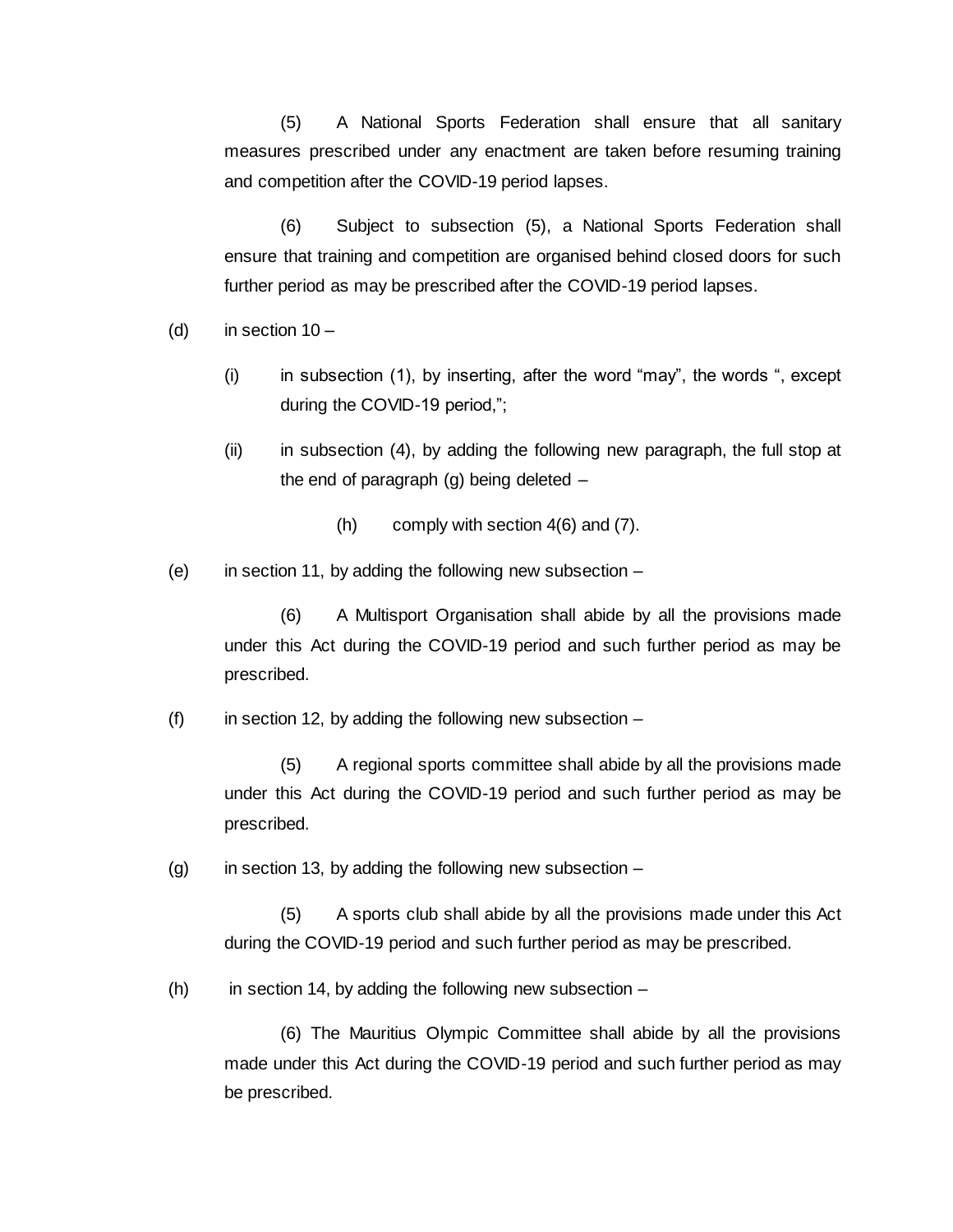(5) A National Sports Federation shall ensure that all sanitary measures prescribed under any enactment are taken before resuming training and competition after the COVID-19 period lapses.

(6) Subject to subsection (5), a National Sports Federation shall ensure that training and competition are organised behind closed doors for such further period as may be prescribed after the COVID-19 period lapses.

(d) in section 10 –

(i) in subsection (1), by inserting, after the word "may", the words ", except during the COVID-19 period,";

(ii) in subsection (4), by adding the following new paragraph, the full stop at the end of paragraph (g) being deleted –

(h) comply with section 4(6) and (7).

(e) in section 11, by adding the following new subsection –

(6) A Multisport Organisation shall abide by all the provisions made under this Act during the COVID-19 period and such further period as may be prescribed.

(f) in section 12, by adding the following new subsection –

(5) A regional sports committee shall abide by all the provisions made under this Act during the COVID-19 period and such further period as may be prescribed.

(g) in section 13, by adding the following new subsection –

(5) A sports club shall abide by all the provisions made under this Act during the COVID-19 period and such further period as may be prescribed.

(h) in section 14, by adding the following new subsection –

(6) The Mauritius Olympic Committee shall abide by all the provisions made under this Act during the COVID-19 period and such further period as may be prescribed.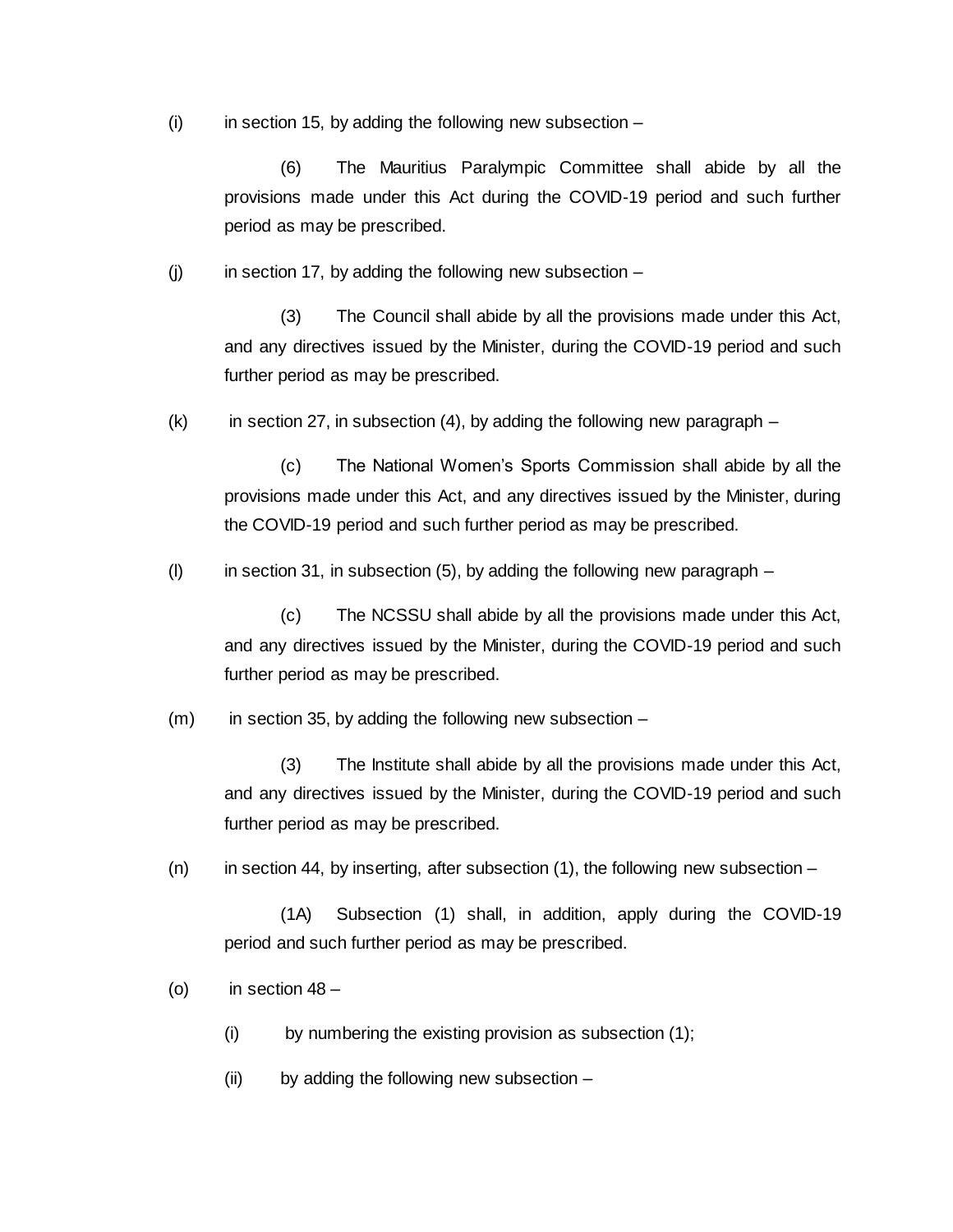(i) in section 15, by adding the following new subsection –

> (6) The Mauritius Paralympic Committee shall abide by all the provisions made under this Act during the COVID-19 period and such further period as may be prescribed.

(j) in section 17, by adding the following new subsection –

> (3) The Council shall abide by all the provisions made under this Act, and any directives issued by the Minister, during the COVID-19 period and such further period as may be prescribed.

(k) in section 27, in subsection (4), by adding the following new paragraph –

> (c) The National Women's Sports Commission shall abide by all the provisions made under this Act, and any directives issued by the Minister, during the COVID-19 period and such further period as may be prescribed.

(l) in section 31, in subsection (5), by adding the following new paragraph –

> (c) The NCSSU shall abide by all the provisions made under this Act, and any directives issued by the Minister, during the COVID-19 period and such further period as may be prescribed.

(m) in section 35, by adding the following new subsection –

> (3) The Institute shall abide by all the provisions made under this Act, and any directives issued by the Minister, during the COVID-19 period and such further period as may be prescribed.

(n) in section 44, by inserting, after subsection (1), the following new subsection –

> (1A) Subsection (1) shall, in addition, apply during the COVID-19 period and such further period as may be prescribed.

(o) in section 48 –

- (i) by numbering the existing provision as subsection (1);
- (ii) by adding the following new subsection –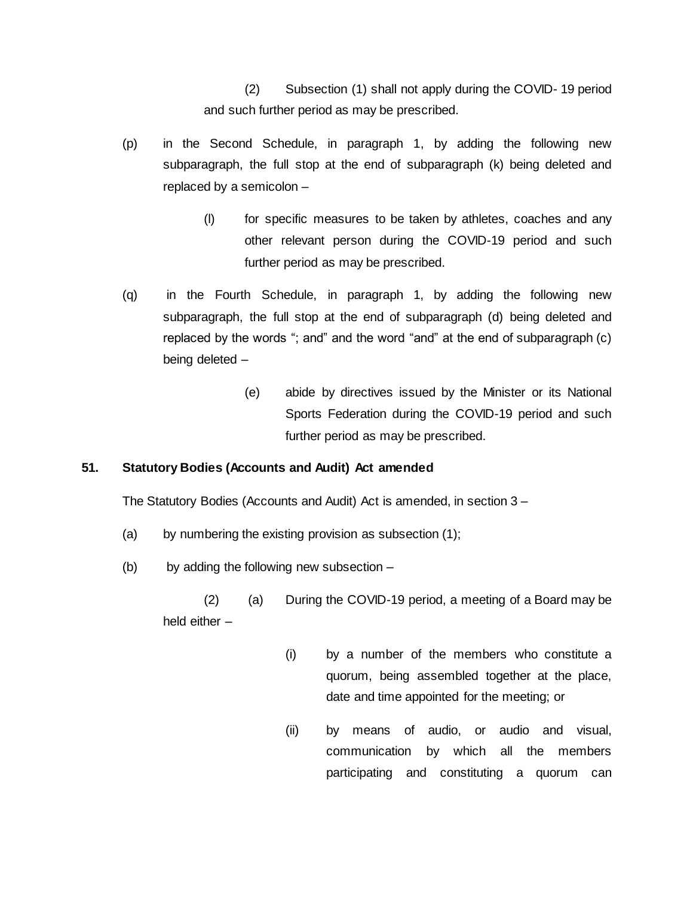(2) Subsection (1) shall not apply during the COVID- 19 period and such further period as may be prescribed.

(p) in the Second Schedule, in paragraph 1, by adding the following new subparagraph, the full stop at the end of subparagraph (k) being deleted and replaced by a semicolon –

(l) for specific measures to be taken by athletes, coaches and any other relevant person during the COVID-19 period and such further period as may be prescribed.

(q) in the Fourth Schedule, in paragraph 1, by adding the following new subparagraph, the full stop at the end of subparagraph (d) being deleted and replaced by the words "; and" and the word "and" at the end of subparagraph (c) being deleted –

(e) abide by directives issued by the Minister or its National Sports Federation during the COVID-19 period and such further period as may be prescribed.

**51. Statutory Bodies (Accounts and Audit) Act amended**

The Statutory Bodies (Accounts and Audit) Act is amended, in section 3 –

(a) by numbering the existing provision as subsection (1);

(b) by adding the following new subsection –

(2) (a) During the COVID-19 period, a meeting of a Board may be held either –

(i) by a number of the members who constitute a quorum, being assembled together at the place, date and time appointed for the meeting; or

(ii) by means of audio, or audio and visual, communication by which all the members participating and constituting a quorum can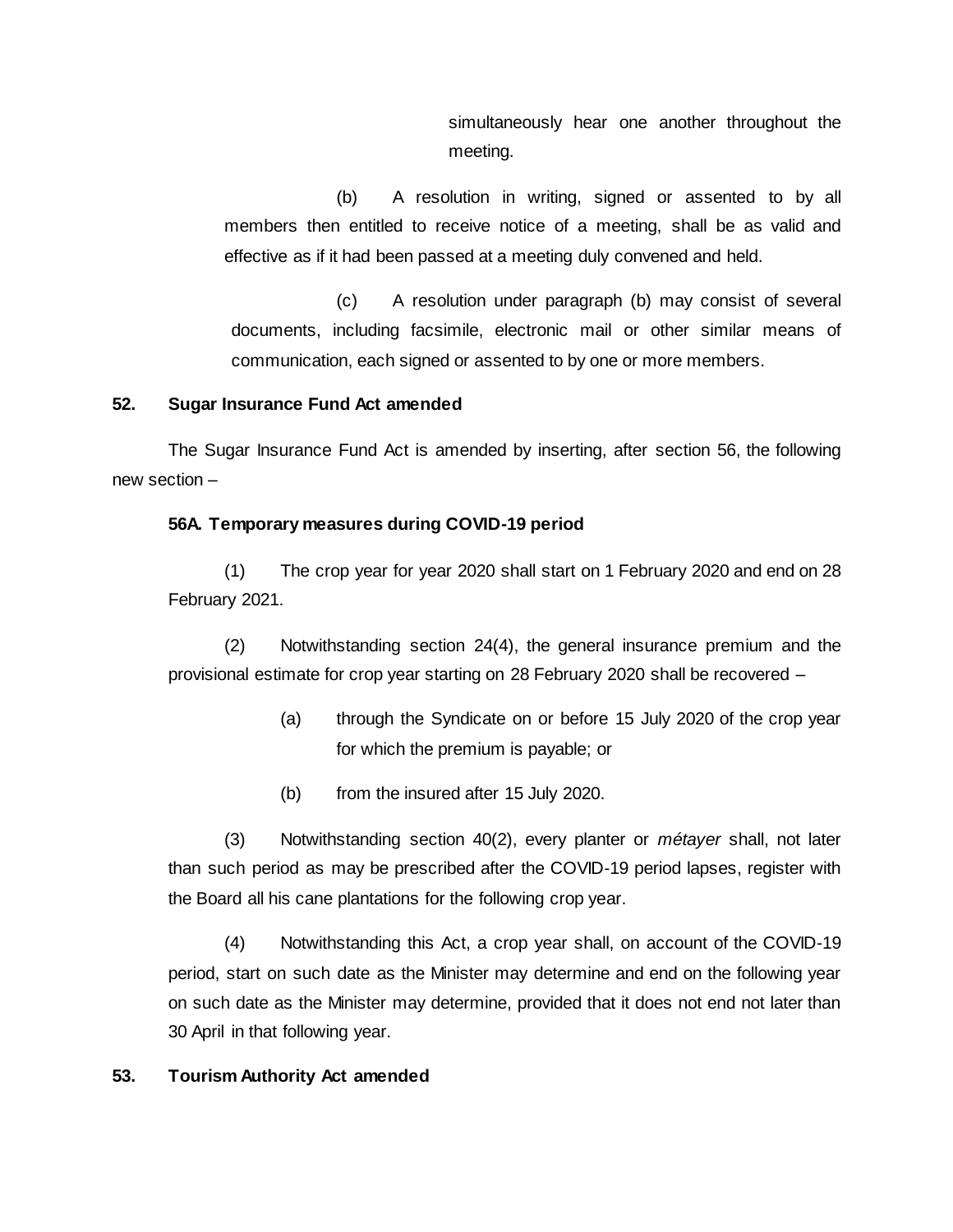simultaneously hear one another throughout the meeting.

(b) A resolution in writing, signed or assented to by all members then entitled to receive notice of a meeting, shall be as valid and effective as if it had been passed at a meeting duly convened and held.

(c) A resolution under paragraph (b) may consist of several documents, including facsimile, electronic mail or other similar means of communication, each signed or assented to by one or more members.

**52. Sugar Insurance Fund Act amended**

The Sugar Insurance Fund Act is amended by inserting, after section 56, the following new section –

**56A. Temporary measures during COVID-19 period**

(1) The crop year for year 2020 shall start on 1 February 2020 and end on 28 February 2021.

(2) Notwithstanding section 24(4), the general insurance premium and the provisional estimate for crop year starting on 28 February 2020 shall be recovered –

(a) through the Syndicate on or before 15 July 2020 of the crop year for which the premium is payable; or

(b) from the insured after 15 July 2020.

(3) Notwithstanding section 40(2), every planter or *métayer* shall, not later than such period as may be prescribed after the COVID-19 period lapses, register with the Board all his cane plantations for the following crop year.

(4) Notwithstanding this Act, a crop year shall, on account of the COVID-19 period, start on such date as the Minister may determine and end on the following year on such date as the Minister may determine, provided that it does not end not later than 30 April in that following year.

**53. Tourism Authority Act amended**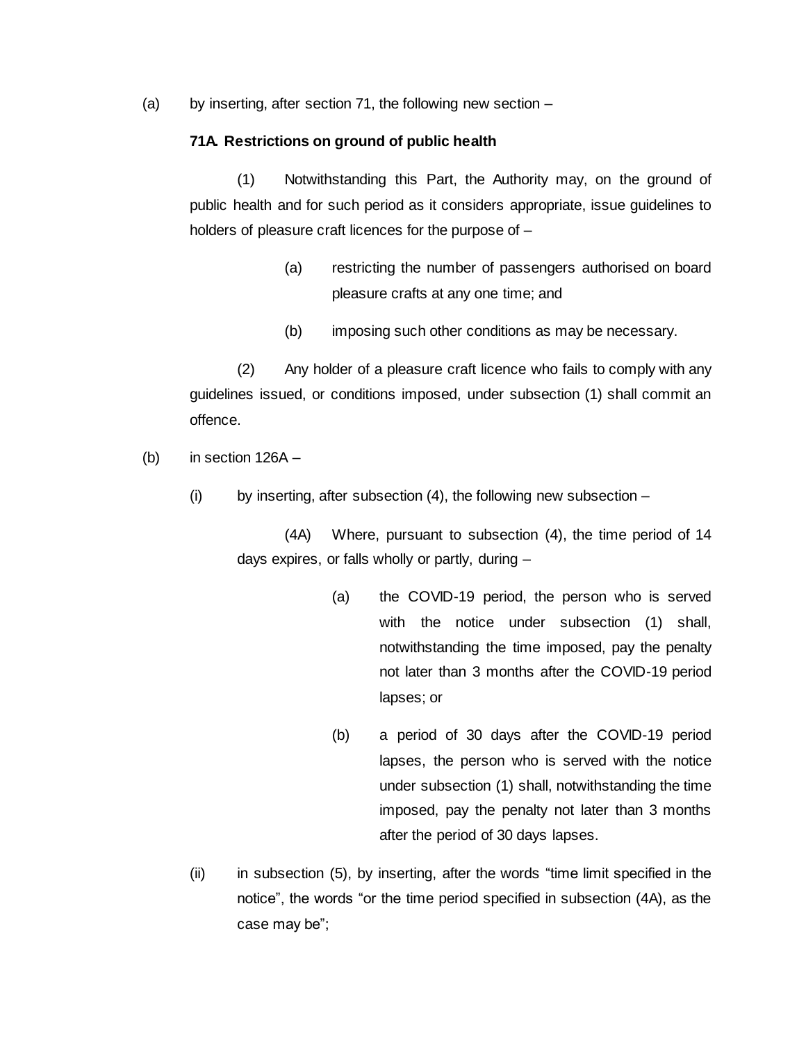(a) by inserting, after section 71, the following new section –

**71A. Restrictions on ground of public health**

(1) Notwithstanding this Part, the Authority may, on the ground of public health and for such period as it considers appropriate, issue guidelines to holders of pleasure craft licences for the purpose of –

> (a) restricting the number of passengers authorised on board pleasure crafts at any one time; and
>
> (b) imposing such other conditions as may be necessary.

(2) Any holder of a pleasure craft licence who fails to comply with any guidelines issued, or conditions imposed, under subsection (1) shall commit an offence.

(b) in section 126A –

(i) by inserting, after subsection (4), the following new subsection –

(4A) Where, pursuant to subsection (4), the time period of 14 days expires, or falls wholly or partly, during –

> (a) the COVID-19 period, the person who is served with the notice under subsection (1) shall, notwithstanding the time imposed, pay the penalty not later than 3 months after the COVID-19 period lapses; or
>
> (b) a period of 30 days after the COVID-19 period lapses, the person who is served with the notice under subsection (1) shall, notwithstanding the time imposed, pay the penalty not later than 3 months after the period of 30 days lapses.

(ii) in subsection (5), by inserting, after the words "time limit specified in the notice", the words "or the time period specified in subsection (4A), as the case may be";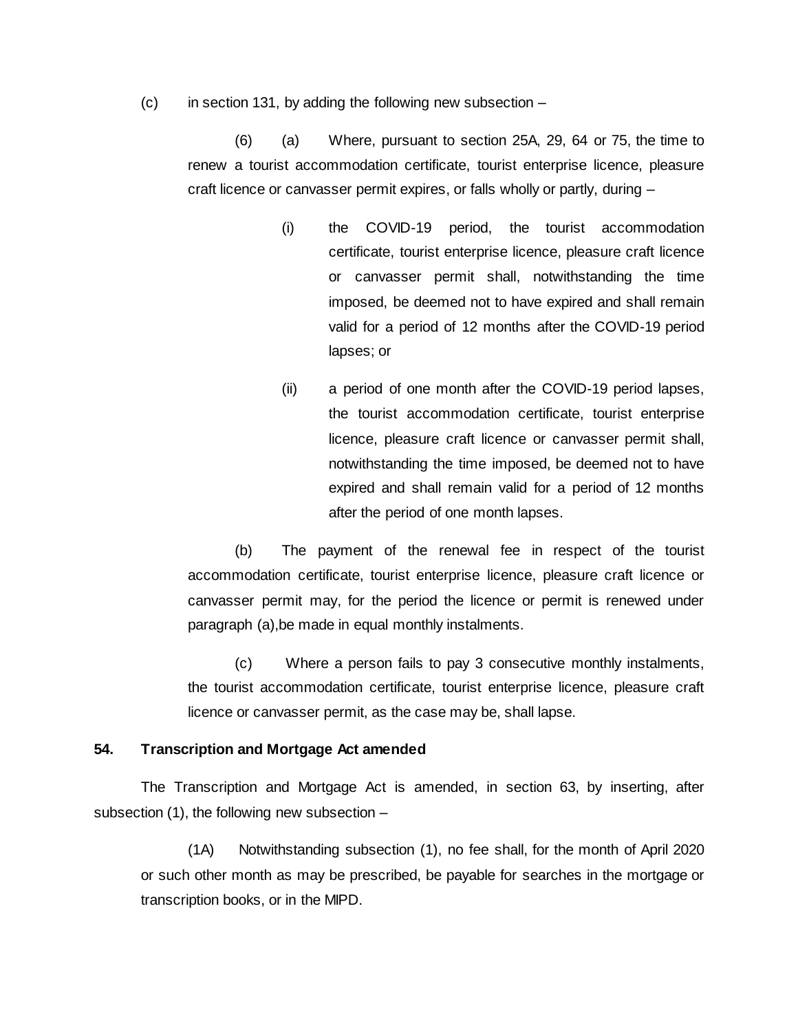(c) in section 131, by adding the following new subsection –

(6) (a) Where, pursuant to section 25A, 29, 64 or 75, the time to renew a tourist accommodation certificate, tourist enterprise licence, pleasure craft licence or canvasser permit expires, or falls wholly or partly, during –

(i) the COVID-19 period, the tourist accommodation certificate, tourist enterprise licence, pleasure craft licence or canvasser permit shall, notwithstanding the time imposed, be deemed not to have expired and shall remain valid for a period of 12 months after the COVID-19 period lapses; or

(ii) a period of one month after the COVID-19 period lapses, the tourist accommodation certificate, tourist enterprise licence, pleasure craft licence or canvasser permit shall, notwithstanding the time imposed, be deemed not to have expired and shall remain valid for a period of 12 months after the period of one month lapses.

(b) The payment of the renewal fee in respect of the tourist accommodation certificate, tourist enterprise licence, pleasure craft licence or canvasser permit may, for the period the licence or permit is renewed under paragraph (a),be made in equal monthly instalments.

(c) Where a person fails to pay 3 consecutive monthly instalments, the tourist accommodation certificate, tourist enterprise licence, pleasure craft licence or canvasser permit, as the case may be, shall lapse.

**54. Transcription and Mortgage Act amended**

The Transcription and Mortgage Act is amended, in section 63, by inserting, after subsection (1), the following new subsection –

(1A) Notwithstanding subsection (1), no fee shall, for the month of April 2020 or such other month as may be prescribed, be payable for searches in the mortgage or transcription books, or in the MIPD.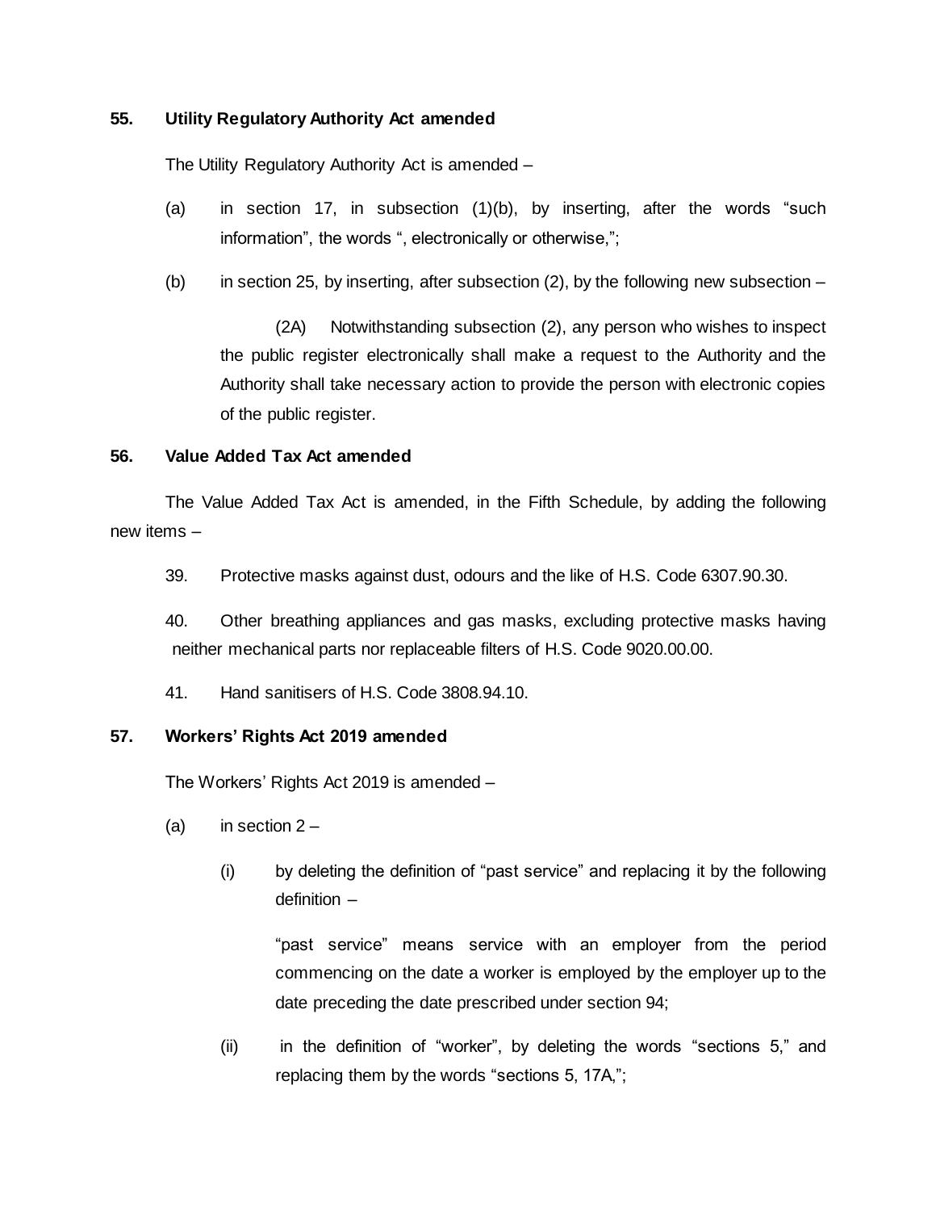**55. Utility Regulatory Authority Act amended**

The Utility Regulatory Authority Act is amended –

(a) in section 17, in subsection (1)(b), by inserting, after the words "such information", the words ", electronically or otherwise,";

(b) in section 25, by inserting, after subsection (2), by the following new subsection –

> (2A) Notwithstanding subsection (2), any person who wishes to inspect the public register electronically shall make a request to the Authority and the Authority shall take necessary action to provide the person with electronic copies of the public register.

**56. Value Added Tax Act amended**

The Value Added Tax Act is amended, in the Fifth Schedule, by adding the following new items –

> 39. Protective masks against dust, odours and the like of H.S. Code 6307.90.30.
>
> 40. Other breathing appliances and gas masks, excluding protective masks having neither mechanical parts nor replaceable filters of H.S. Code 9020.00.00.
>
> 41. Hand sanitisers of H.S. Code 3808.94.10.

**57. Workers' Rights Act 2019 amended**

The Workers' Rights Act 2019 is amended –

(a) in section 2 –

(i) by deleting the definition of "past service" and replacing it by the following definition –

> "past service" means service with an employer from the period commencing on the date a worker is employed by the employer up to the date preceding the date prescribed under section 94;

(ii) in the definition of "worker", by deleting the words "sections 5," and replacing them by the words "sections 5, 17A,";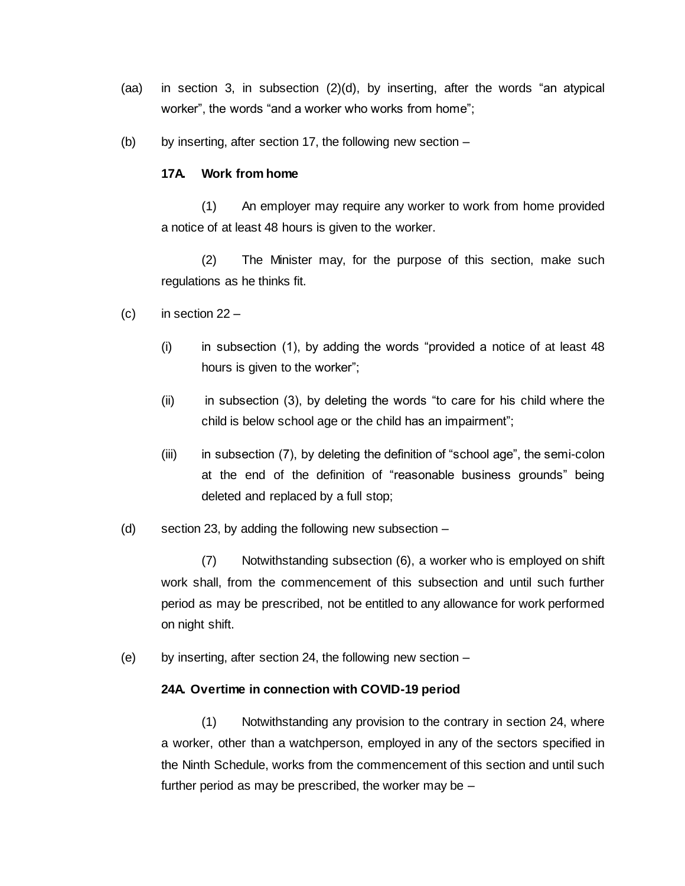(aa) in section 3, in subsection (2)(d), by inserting, after the words "an atypical worker", the words "and a worker who works from home";

(b) by inserting, after section 17, the following new section –

**17A. Work from home**

(1) An employer may require any worker to work from home provided a notice of at least 48 hours is given to the worker.

(2) The Minister may, for the purpose of this section, make such regulations as he thinks fit.

(c) in section 22 –

(i) in subsection (1), by adding the words "provided a notice of at least 48 hours is given to the worker";

(ii) in subsection (3), by deleting the words "to care for his child where the child is below school age or the child has an impairment";

(iii) in subsection (7), by deleting the definition of "school age", the semi-colon at the end of the definition of "reasonable business grounds" being deleted and replaced by a full stop;

(d) section 23, by adding the following new subsection –

(7) Notwithstanding subsection (6), a worker who is employed on shift work shall, from the commencement of this subsection and until such further period as may be prescribed, not be entitled to any allowance for work performed on night shift.

(e) by inserting, after section 24, the following new section –

**24A. Overtime in connection with COVID-19 period**

(1) Notwithstanding any provision to the contrary in section 24, where a worker, other than a watchperson, employed in any of the sectors specified in the Ninth Schedule, works from the commencement of this section and until such further period as may be prescribed, the worker may be –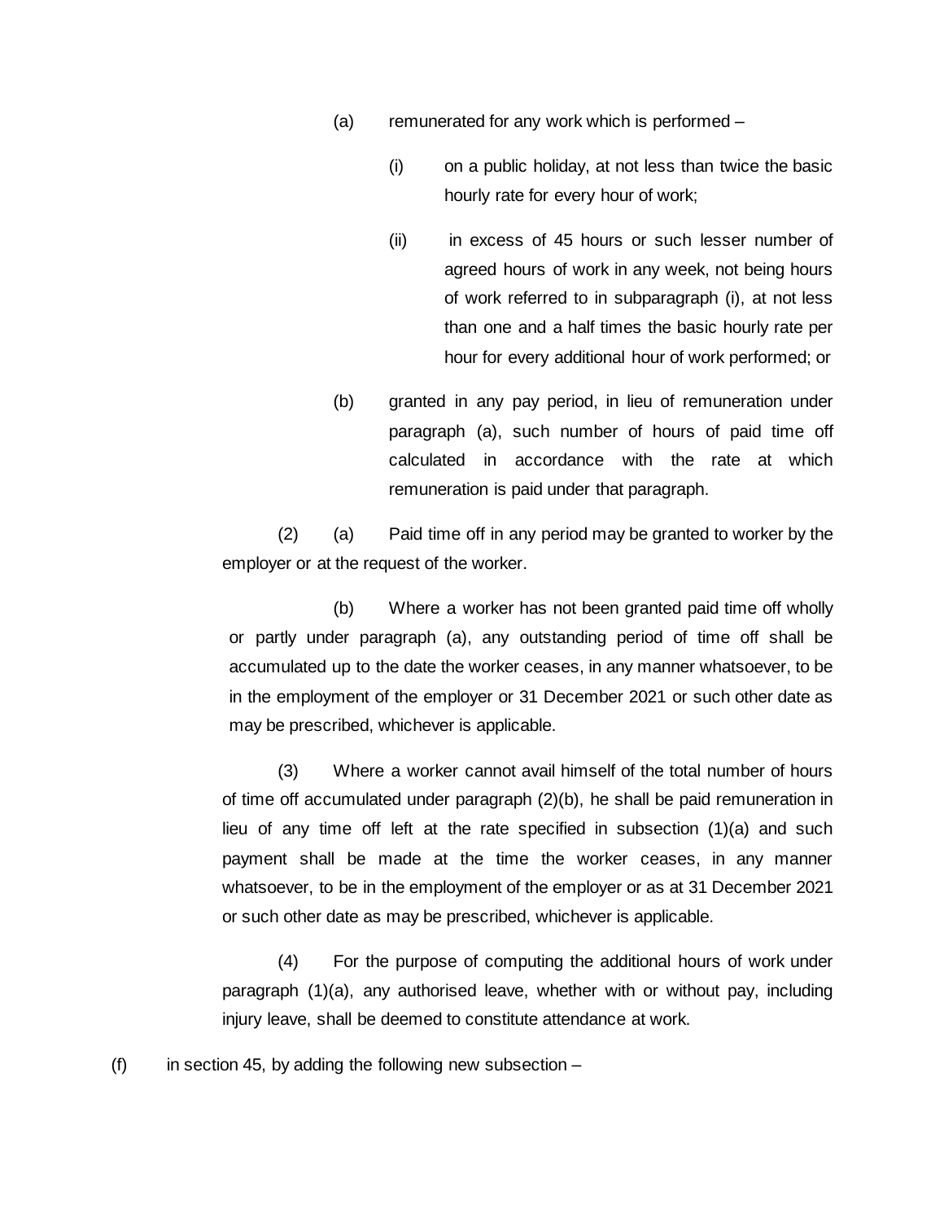(a) remunerated for any work which is performed –

(i) on a public holiday, at not less than twice the basic hourly rate for every hour of work;

(ii) in excess of 45 hours or such lesser number of agreed hours of work in any week, not being hours of work referred to in subparagraph (i), at not less than one and a half times the basic hourly rate per hour for every additional hour of work performed; or

(b) granted in any pay period, in lieu of remuneration under paragraph (a), such number of hours of paid time off calculated in accordance with the rate at which remuneration is paid under that paragraph.

(2) (a) Paid time off in any period may be granted to worker by the employer or at the request of the worker.

(b) Where a worker has not been granted paid time off wholly or partly under paragraph (a), any outstanding period of time off shall be accumulated up to the date the worker ceases, in any manner whatsoever, to be in the employment of the employer or 31 December 2021 or such other date as may be prescribed, whichever is applicable.

(3) Where a worker cannot avail himself of the total number of hours of time off accumulated under paragraph (2)(b), he shall be paid remuneration in lieu of any time off left at the rate specified in subsection (1)(a) and such payment shall be made at the time the worker ceases, in any manner whatsoever, to be in the employment of the employer or as at 31 December 2021 or such other date as may be prescribed, whichever is applicable.

(4) For the purpose of computing the additional hours of work under paragraph (1)(a), any authorised leave, whether with or without pay, including injury leave, shall be deemed to constitute attendance at work.

(f) in section 45, by adding the following new subsection –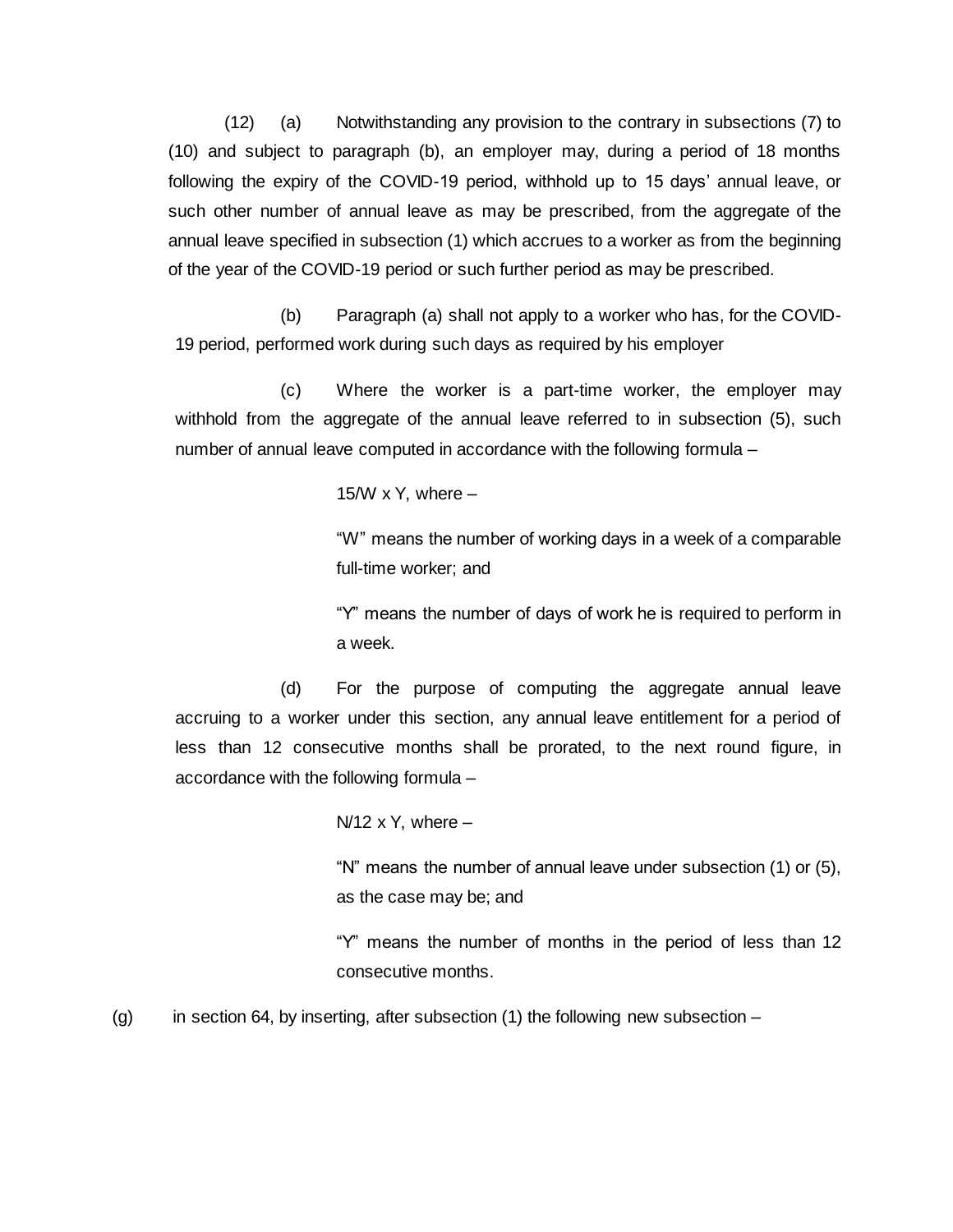(12) (a) Notwithstanding any provision to the contrary in subsections (7) to (10) and subject to paragraph (b), an employer may, during a period of 18 months following the expiry of the COVID-19 period, withhold up to 15 days' annual leave, or such other number of annual leave as may be prescribed, from the aggregate of the annual leave specified in subsection (1) which accrues to a worker as from the beginning of the year of the COVID-19 period or such further period as may be prescribed.

(b) Paragraph (a) shall not apply to a worker who has, for the COVID-19 period, performed work during such days as required by his employer

(c) Where the worker is a part-time worker, the employer may withhold from the aggregate of the annual leave referred to in subsection (5), such number of annual leave computed in accordance with the following formula –

$15/W \times Y$, where –

"W" means the number of working days in a week of a comparable full-time worker; and

"Y" means the number of days of work he is required to perform in a week.

(d) For the purpose of computing the aggregate annual leave accruing to a worker under this section, any annual leave entitlement for a period of less than 12 consecutive months shall be prorated, to the next round figure, in accordance with the following formula –

$N/12 \times Y$, where –

"N" means the number of annual leave under subsection (1) or (5), as the case may be; and

"Y" means the number of months in the period of less than 12 consecutive months.

(g) in section 64, by inserting, after subsection (1) the following new subsection –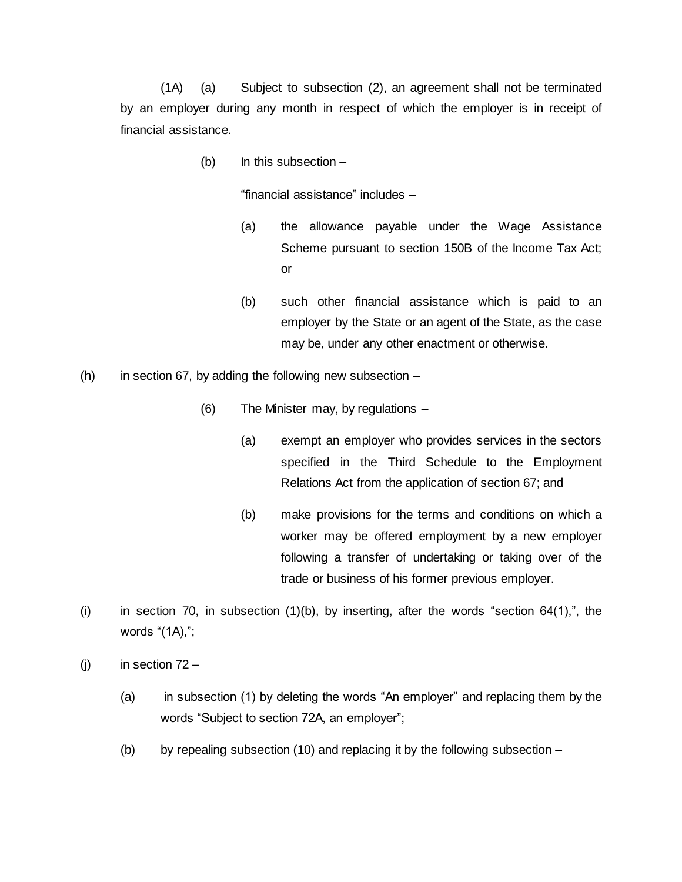(1A) (a) Subject to subsection (2), an agreement shall not be terminated by an employer during any month in respect of which the employer is in receipt of financial assistance.

(b) In this subsection –

"financial assistance" includes –

(a) the allowance payable under the Wage Assistance Scheme pursuant to section 150B of the Income Tax Act; or

(b) such other financial assistance which is paid to an employer by the State or an agent of the State, as the case may be, under any other enactment or otherwise.

(h) in section 67, by adding the following new subsection –

(6) The Minister may, by regulations –

(a) exempt an employer who provides services in the sectors specified in the Third Schedule to the Employment Relations Act from the application of section 67; and

(b) make provisions for the terms and conditions on which a worker may be offered employment by a new employer following a transfer of undertaking or taking over of the trade or business of his former previous employer.

(i) in section 70, in subsection (1)(b), by inserting, after the words "section 64(1),", the words "(1A),";

(j) in section 72 –

(a) in subsection (1) by deleting the words "An employer" and replacing them by the words "Subject to section 72A, an employer";

(b) by repealing subsection (10) and replacing it by the following subsection –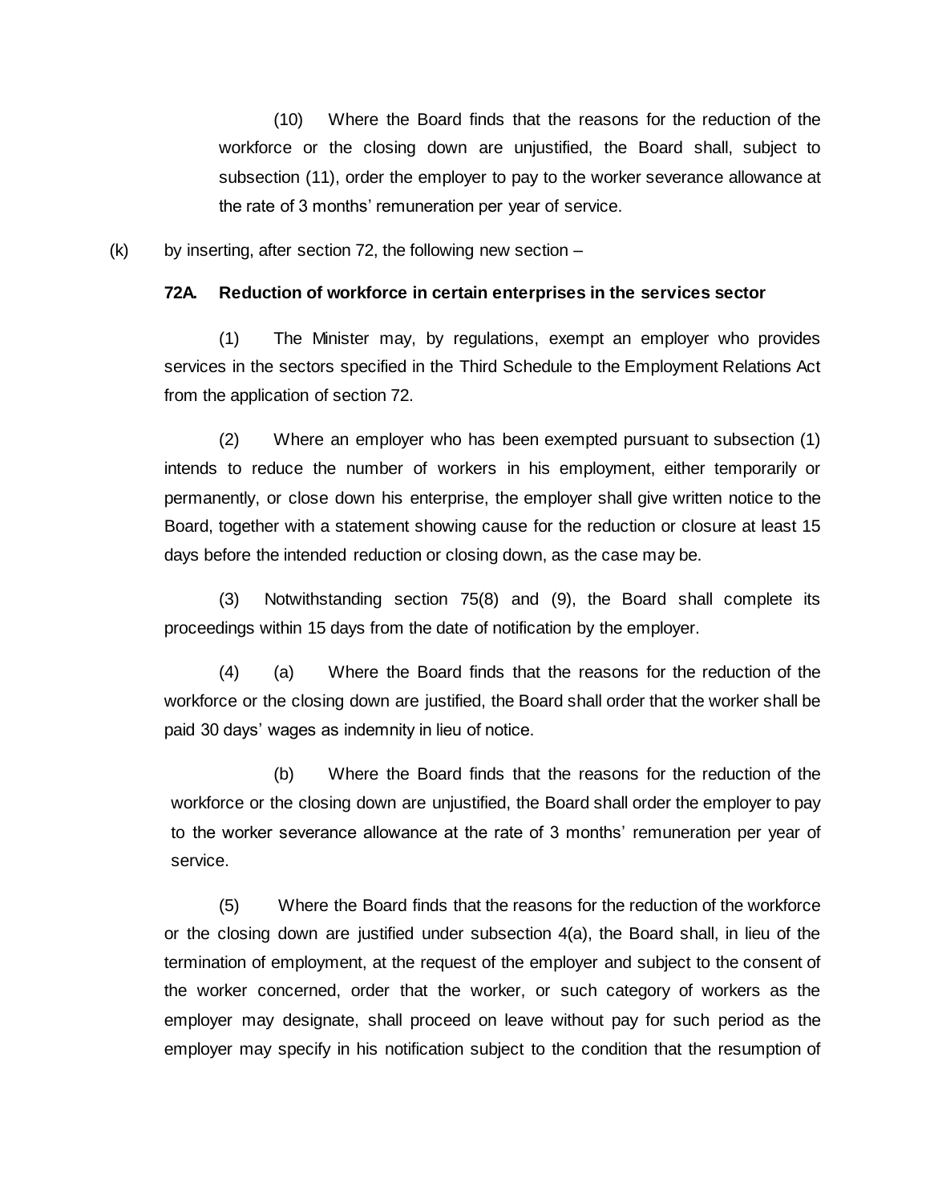(10) Where the Board finds that the reasons for the reduction of the workforce or the closing down are unjustified, the Board shall, subject to subsection (11), order the employer to pay to the worker severance allowance at the rate of 3 months' remuneration per year of service.

(k) by inserting, after section 72, the following new section –

**72A. Reduction of workforce in certain enterprises in the services sector**

(1) The Minister may, by regulations, exempt an employer who provides services in the sectors specified in the Third Schedule to the Employment Relations Act from the application of section 72.

(2) Where an employer who has been exempted pursuant to subsection (1) intends to reduce the number of workers in his employment, either temporarily or permanently, or close down his enterprise, the employer shall give written notice to the Board, together with a statement showing cause for the reduction or closure at least 15 days before the intended reduction or closing down, as the case may be.

(3) Notwithstanding section 75(8) and (9), the Board shall complete its proceedings within 15 days from the date of notification by the employer.

(4) (a) Where the Board finds that the reasons for the reduction of the workforce or the closing down are justified, the Board shall order that the worker shall be paid 30 days' wages as indemnity in lieu of notice.

(b) Where the Board finds that the reasons for the reduction of the workforce or the closing down are unjustified, the Board shall order the employer to pay to the worker severance allowance at the rate of 3 months' remuneration per year of service.

(5) Where the Board finds that the reasons for the reduction of the workforce or the closing down are justified under subsection 4(a), the Board shall, in lieu of the termination of employment, at the request of the employer and subject to the consent of the worker concerned, order that the worker, or such category of workers as the employer may designate, shall proceed on leave without pay for such period as the employer may specify in his notification subject to the condition that the resumption of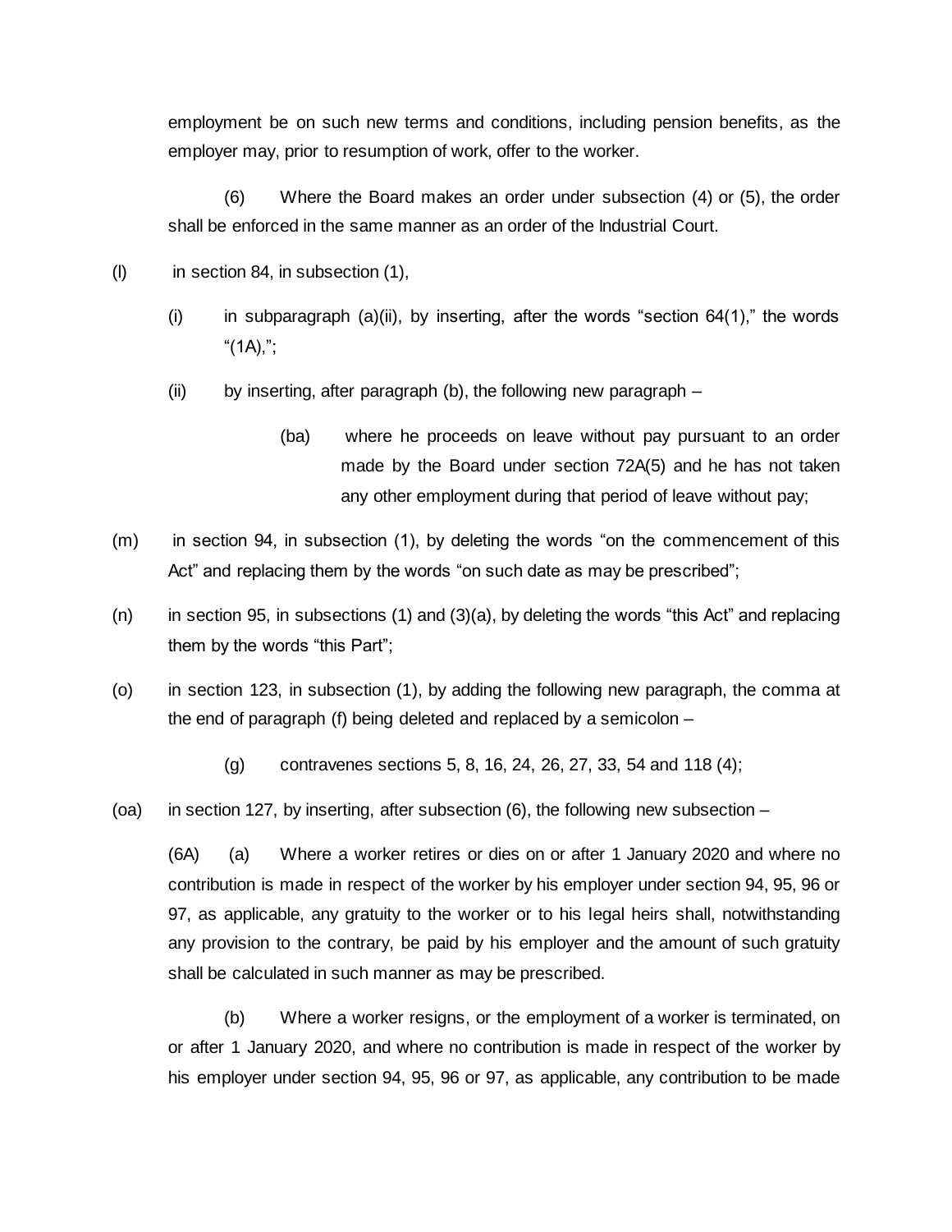employment be on such new terms and conditions, including pension benefits, as the employer may, prior to resumption of work, offer to the worker.

(6) Where the Board makes an order under subsection (4) or (5), the order shall be enforced in the same manner as an order of the Industrial Court.

(l) in section 84, in subsection (1),

(i) in subparagraph (a)(ii), by inserting, after the words "section 64(1)," the words "(1A),";

(ii) by inserting, after paragraph (b), the following new paragraph –

(ba) where he proceeds on leave without pay pursuant to an order made by the Board under section 72A(5) and he has not taken any other employment during that period of leave without pay;

(m) in section 94, in subsection (1), by deleting the words "on the commencement of this Act" and replacing them by the words "on such date as may be prescribed";

(n) in section 95, in subsections (1) and (3)(a), by deleting the words "this Act" and replacing them by the words "this Part";

(o) in section 123, in subsection (1), by adding the following new paragraph, the comma at the end of paragraph (f) being deleted and replaced by a semicolon –

(g) contravenes sections 5, 8, 16, 24, 26, 27, 33, 54 and 118 (4);

(oa) in section 127, by inserting, after subsection (6), the following new subsection –

(6A) (a) Where a worker retires or dies on or after 1 January 2020 and where no contribution is made in respect of the worker by his employer under section 94, 95, 96 or 97, as applicable, any gratuity to the worker or to his legal heirs shall, notwithstanding any provision to the contrary, be paid by his employer and the amount of such gratuity shall be calculated in such manner as may be prescribed.

(b) Where a worker resigns, or the employment of a worker is terminated, on or after 1 January 2020, and where no contribution is made in respect of the worker by his employer under section 94, 95, 96 or 97, as applicable, any contribution to be made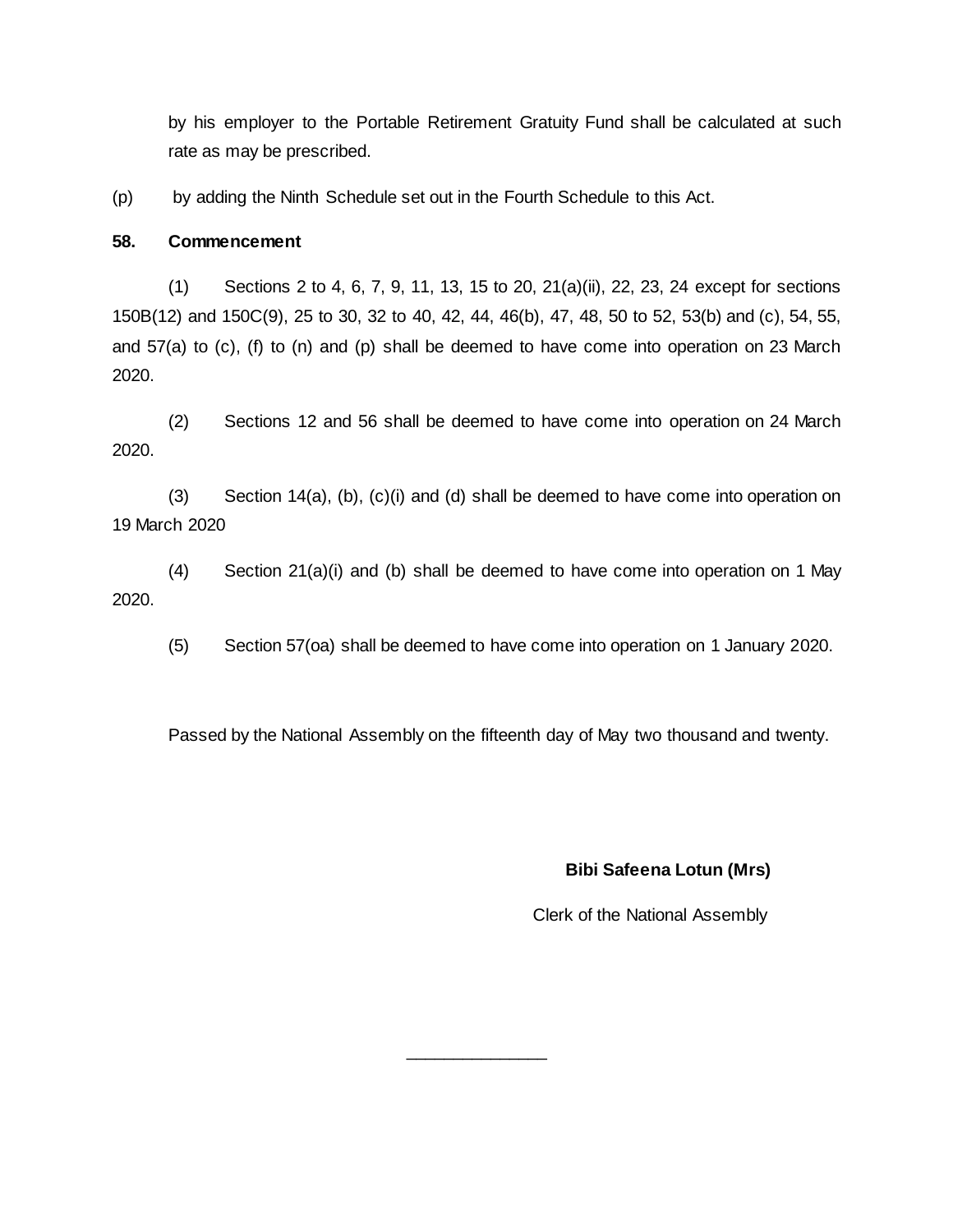by his employer to the Portable Retirement Gratuity Fund shall be calculated at such rate as may be prescribed.

(p) by adding the Ninth Schedule set out in the Fourth Schedule to this Act.

**58. Commencement**

(1) Sections 2 to 4, 6, 7, 9, 11, 13, 15 to 20, 21(a)(ii), 22, 23, 24 except for sections 150B(12) and 150C(9), 25 to 30, 32 to 40, 42, 44, 46(b), 47, 48, 50 to 52, 53(b) and (c), 54, 55, and 57(a) to (c), (f) to (n) and (p) shall be deemed to have come into operation on 23 March 2020.

(2) Sections 12 and 56 shall be deemed to have come into operation on 24 March 2020.

(3) Section 14(a), (b), (c)(i) and (d) shall be deemed to have come into operation on 19 March 2020

(4) Section 21(a)(i) and (b) shall be deemed to have come into operation on 1 May 2020.

(5) Section 57(oa) shall be deemed to have come into operation on 1 January 2020.

Passed by the National Assembly on the fifteenth day of May two thousand and twenty.

**Bibi Safeena Lotun (Mrs)**

Clerk of the National Assembly

_______________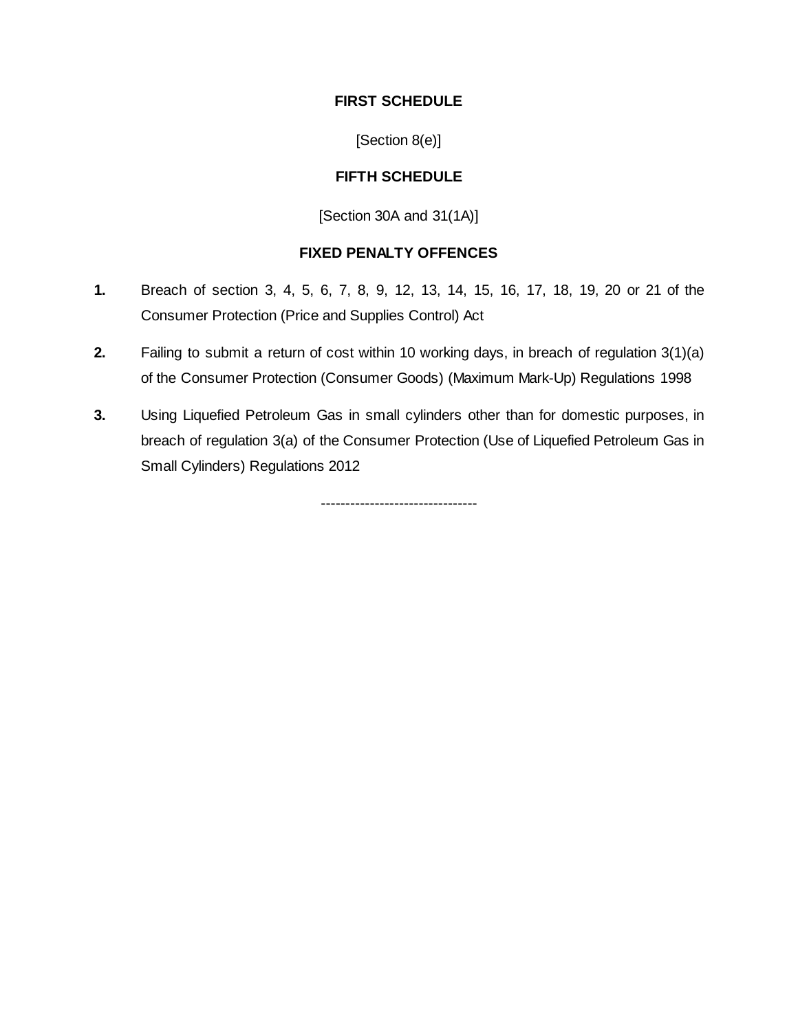**FIRST SCHEDULE**

[Section 8(e)]

**FIFTH SCHEDULE**

[Section 30A and 31(1A)]

**FIXED PENALTY OFFENCES**

**1.** Breach of section 3, 4, 5, 6, 7, 8, 9, 12, 13, 14, 15, 16, 17, 18, 19, 20 or 21 of the Consumer Protection (Price and Supplies Control) Act

**2.** Failing to submit a return of cost within 10 working days, in breach of regulation 3(1)(a) of the Consumer Protection (Consumer Goods) (Maximum Mark-Up) Regulations 1998

**3.** Using Liquefied Petroleum Gas in small cylinders other than for domestic purposes, in breach of regulation 3(a) of the Consumer Protection (Use of Liquefied Petroleum Gas in Small Cylinders) Regulations 2012

--------------------------------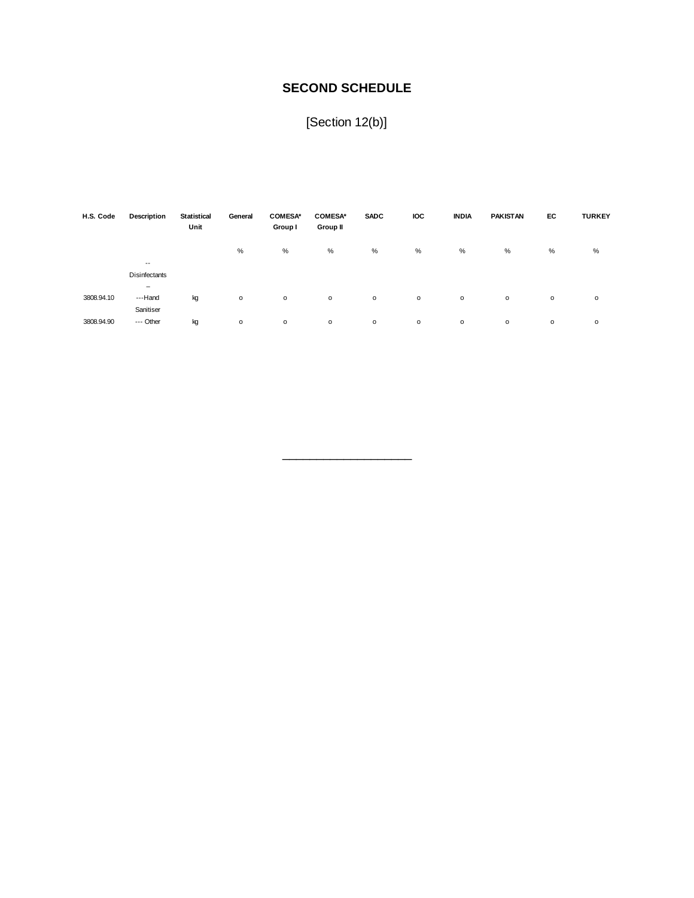# SECOND SCHEDULE

[Section 12(b)]

| H.S. Code | Description | Statistical Unit | General | COMESA* Group I | COMESA* Group II | SADC | IOC | INDIA | PAKISTAN | EC | TURKEY |
|---|---|---|---|---|---|---|---|---|---|---|---|
| | | | % | % | % | % | % | % | % | % | % |
| | -- Disinfectants – | | | | | | | | | | |
| 3808.94.10 | ---Hand Sanitiser | kg | o | o | o | o | o | o | o | o | o |
| 3808.94.90 | --- Other | kg | o | o | o | o | o | o | o | o | o |

______________________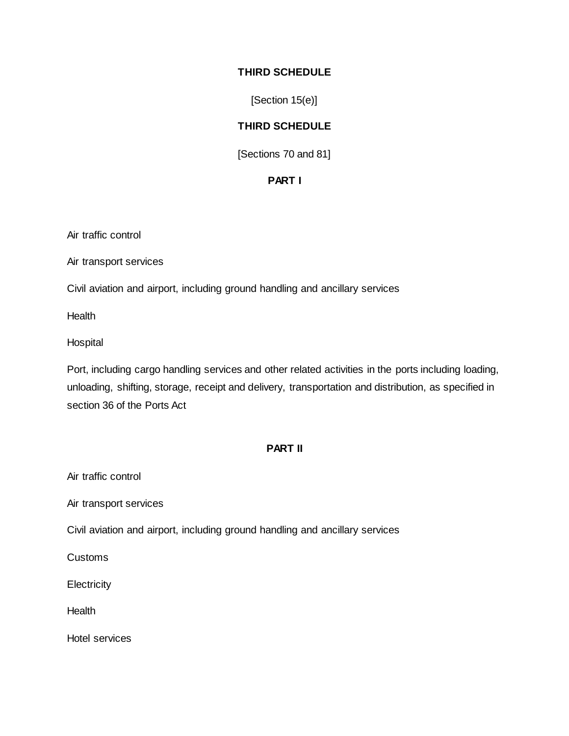## THIRD SCHEDULE

[Section 15(e)]

## THIRD SCHEDULE

[Sections 70 and 81]

### PART I

Air traffic control

Air transport services

Civil aviation and airport, including ground handling and ancillary services

Health

Hospital

Port, including cargo handling services and other related activities in the ports including loading, unloading, shifting, storage, receipt and delivery, transportation and distribution, as specified in section 36 of the Ports Act

### PART II

Air traffic control

Air transport services

Civil aviation and airport, including ground handling and ancillary services

Customs

Electricity

Health

Hotel services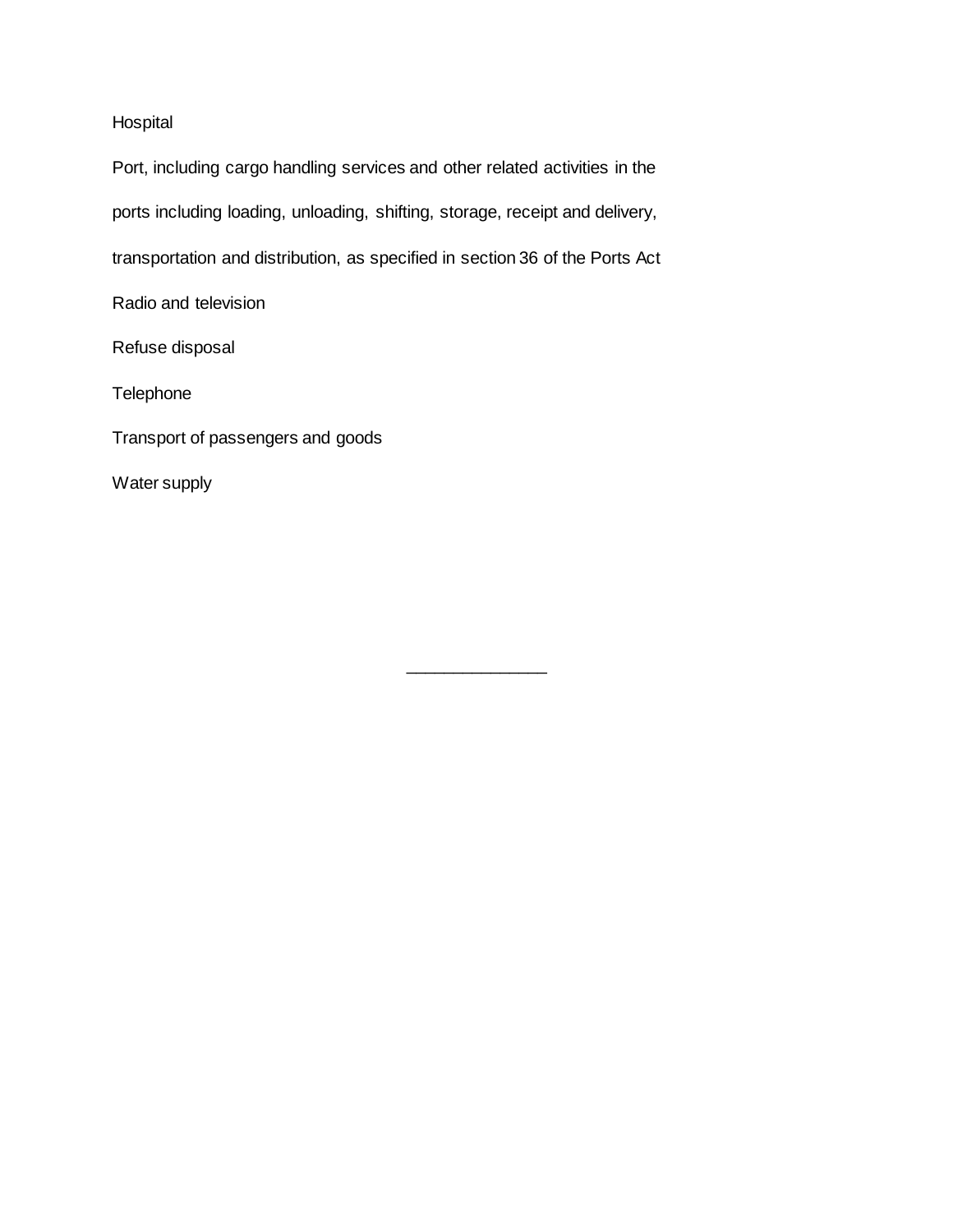Hospital

Port, including cargo handling services and other related activities in the ports including loading, unloading, shifting, storage, receipt and delivery, transportation and distribution, as specified in section 36 of the Ports Act

Radio and television

Refuse disposal

Telephone

Transport of passengers and goods

Water supply

\_\_\_\_\_\_\_\_\_\_\_\_\_\_\_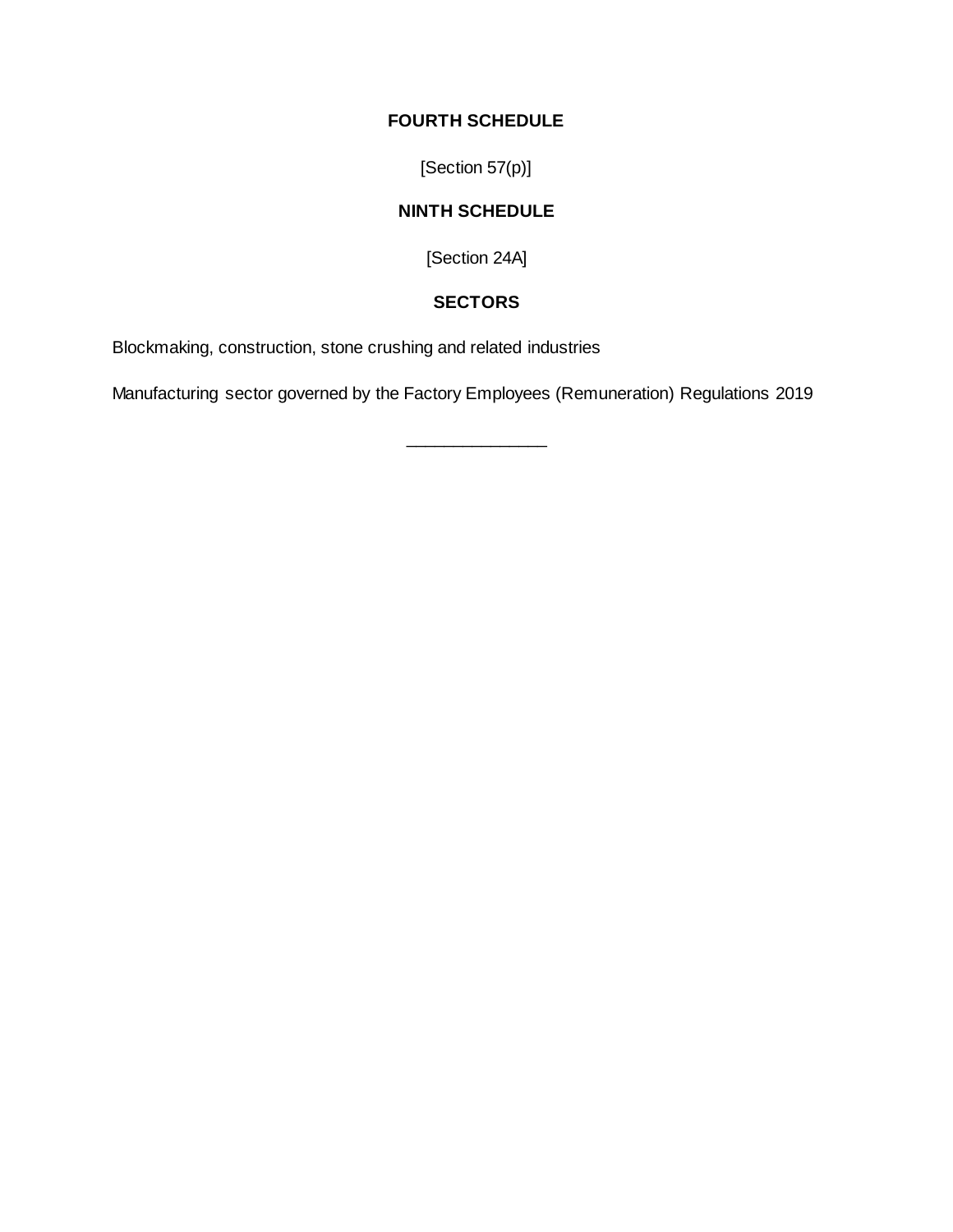# FOURTH SCHEDULE

[Section 57(p)]

# NINTH SCHEDULE

[Section 24A]

## SECTORS

Blockmaking, construction, stone crushing and related industries

Manufacturing sector governed by the Factory Employees (Remuneration) Regulations 2019

______________